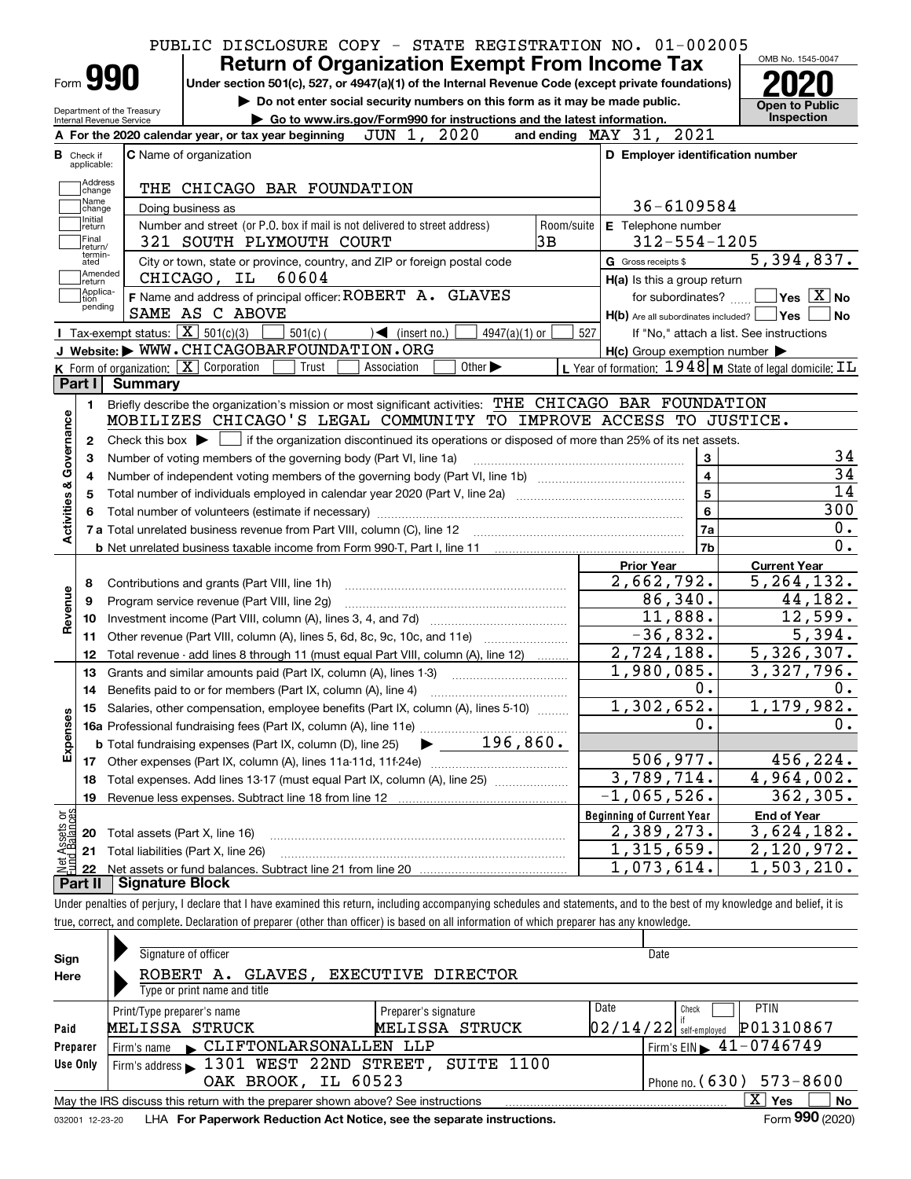PUBLIC DISCLOSURE COPY - STATE REGISTRATION NO. 01-002005

# Form 990 — Return of Organization Exempt From Income Tax (2020)

Under section 501(c), 527, or 4947(a)(1) of the Internal Revenue Code (except private foundations)

▶ Do not enter social security numbers on this form as it may be made public.

▶ Go to www.irs.gov/Form990 for instructions and the latest information.

Department of the Treasury, Internal Revenue Service

OMB No. 1545-0047 — Open to Public Inspection

**A** For the 2020 calendar year, or tax year beginning JUN 1, 2020 and ending MAY 31, 2021

**B** Check if applicable: Address change / Name change / Initial return / Final return/terminated / Amended return / Application pending

**C** Name of organization: THE CHICAGO BAR FOUNDATION

Doing business as

Number and street (or P.O. box if mail is not delivered to street address): 321 SOUTH PLYMOUTH COURT — Room/suite: 3B

City or town, state or province, country, and ZIP or foreign postal code: CHICAGO, IL 60604

**D** Employer identification number: 36-6109584

**E** Telephone number: 312-554-1205

**G** Gross receipts $ 5,394,837.

**F** Name and address of principal officer: ROBERT A. GLAVES, SAME AS C ABOVE

**H(a)** Is this a group return for subordinates? Yes [ ] No [X]

**H(b)** Are all subordinates included? Yes [ ] No [ ] If "No," attach a list. See instructions

**H(c)** Group exemption number ▶

**I** Tax-exempt status: [X] 501(c)(3) [ ] 501(c) ( ) ◀ (insert no.) [ ] 4947(a)(1) or [ ] 527

**J** Website: ▶ WWW.CHICAGOBARFOUNDATION.ORG

**K** Form of organization: [X] Corporation [ ] Trust [ ] Association [ ] Other ▶

**L** Year of formation: 1948 **M** State of legal domicile: IL

## Part I Summary

**Activities & Governance**

1. Briefly describe the organization's mission or most significant activities: THE CHICAGO BAR FOUNDATION MOBILIZES CHICAGO'S LEGAL COMMUNITY TO IMPROVE ACCESS TO JUSTICE.
2. Check this box ▶ [ ] if the organization discontinued its operations or disposed of more than 25% of its net assets.

| Line | Description | | Value |
|---|---|---|---|
| 3 | Number of voting members of the governing body (Part VI, line 1a) | 3 | 34 |
| 4 | Number of independent voting members of the governing body (Part VI, line 1b) | 4 | 34 |
| 5 | Total number of individuals employed in calendar year 2020 (Part V, line 2a) | 5 | 14 |
| 6 | Total number of volunteers (estimate if necessary) | 6 | 300 |
| 7a | Total unrelated business revenue from Part VIII, column (C), line 12 | 7a | 0. |
| 7b | Net unrelated business taxable income from Form 990-T, Part I, line 11 | 7b | 0. |

| Line | Description | Prior Year | Current Year |
|---|---|---|---|
| **Revenue** | | | |
| 8 | Contributions and grants (Part VIII, line 1h) | 2,662,792. | 5,264,132. |
| 9 | Program service revenue (Part VIII, line 2g) | 86,340. | 44,182. |
| 10 | Investment income (Part VIII, column (A), lines 3, 4, and 7d) | 11,888. | 12,599. |
| 11 | Other revenue (Part VIII, column (A), lines 5, 6d, 8c, 9c, 10c, and 11e) | -36,832. | 5,394. |
| 12 | Total revenue - add lines 8 through 11 (must equal Part VIII, column (A), line 12) | 2,724,188. | 5,326,307. |
| **Expenses** | | | |
| 13 | Grants and similar amounts paid (Part IX, column (A), lines 1-3) | 1,980,085. | 3,327,796. |
| 14 | Benefits paid to or for members (Part IX, column (A), line 4) | 0. | 0. |
| 15 | Salaries, other compensation, employee benefits (Part IX, column (A), lines 5-10) | 1,302,652. | 1,179,982. |
| 16a | Professional fundraising fees (Part IX, column (A), line 11e) | 0. | 0. |
| b | Total fundraising expenses (Part IX, column (D), line 25) ▶ 196,860. | | |
| 17 | Other expenses (Part IX, column (A), lines 11a-11d, 11f-24e) | 506,977. | 456,224. |
| 18 | Total expenses. Add lines 13-17 (must equal Part IX, column (A), line 25) | 3,789,714. | 4,964,002. |
| 19 | Revenue less expenses. Subtract line 18 from line 12 | -1,065,526. | 362,305. |
| **Net Assets or Fund Balances** | | **Beginning of Current Year** | **End of Year** |
| 20 | Total assets (Part X, line 16) | 2,389,273. | 3,624,182. |
| 21 | Total liabilities (Part X, line 26) | 1,315,659. | 2,120,972. |
| 22 | Net assets or fund balances. Subtract line 21 from line 20 | 1,073,614. | 1,503,210. |

## Part II Signature Block

Under penalties of perjury, I declare that I have examined this return, including accompanying schedules and statements, and to the best of my knowledge and belief, it is true, correct, and complete. Declaration of preparer (other than officer) is based on all information of which preparer has any knowledge.

**Sign Here**

Signature of officer — Date

ROBERT A. GLAVES, EXECUTIVE DIRECTOR

Type or print name and title

**Paid Preparer Use Only**

| Print/Type preparer's name | Preparer's signature | Date | Check if self-employed | PTIN |
|---|---|---|---|---|
| MELISSA STRUCK | MELISSA STRUCK | 02/14/22 | [ ] | P01310867 |

Firm's name ▶ CLIFTONLARSONALLEN LLP — Firm's EIN ▶ 41-0746749

Firm's address ▶ 1301 WEST 22ND STREET, SUITE 1100, OAK BROOK, IL 60523 — Phone no. (630) 573-8600

May the IRS discuss this return with the preparer shown above? See instructions [X] Yes [ ] No

032001 12-23-20 LHA For Paperwork Reduction Act Notice, see the separate instructions. Form **990** (2020)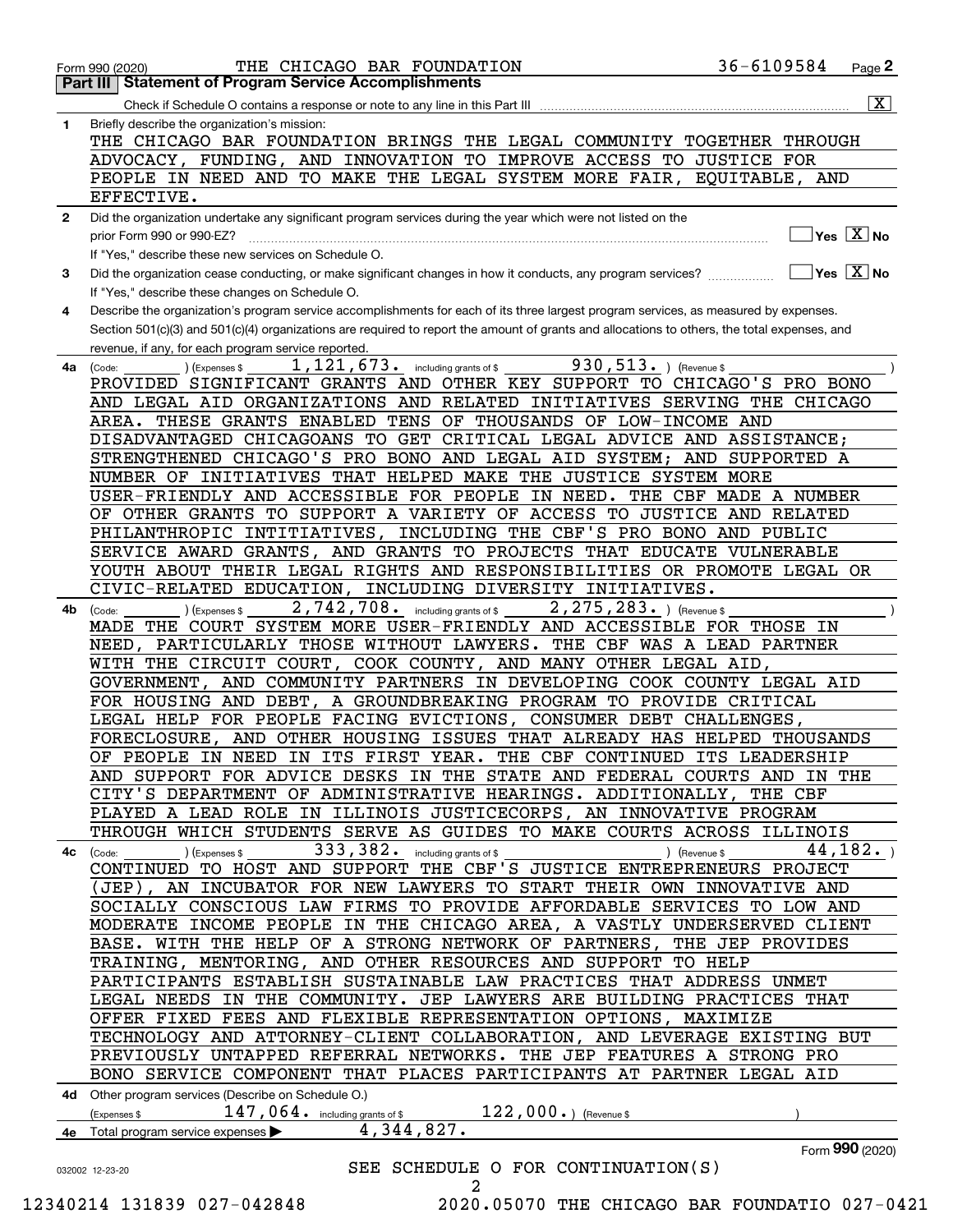Form 990 (2020) THE CHICAGO BAR FOUNDATION 36-6109584

## Part III Statement of Program Service Accomplishments

Check if Schedule O contains a response or note to any line in this Part III [X]

**1** Briefly describe the organization's mission:

THE CHICAGO BAR FOUNDATION BRINGS THE LEGAL COMMUNITY TOGETHER THROUGH ADVOCACY, FUNDING, AND INNOVATION TO IMPROVE ACCESS TO JUSTICE FOR PEOPLE IN NEED AND TO MAKE THE LEGAL SYSTEM MORE FAIR, EQUITABLE, AND EFFECTIVE.

**2** Did the organization undertake any significant program services during the year which were not listed on the prior Form 990 or 990-EZ? [ ] Yes [X] No

If "Yes," describe these new services on Schedule O.

**3** Did the organization cease conducting, or make significant changes in how it conducts, any program services? [ ] Yes [X] No

If "Yes," describe these changes on Schedule O.

**4** Describe the organization's program service accomplishments for each of its three largest program services, as measured by expenses. Section 501(c)(3) and 501(c)(4) organizations are required to report the amount of grants and allocations to others, the total expenses, and revenue, if any, for each program service reported.

**4a** (Code: ) (Expenses $ 1,121,673. including grants of $ 930,513. ) (Revenue $ )

PROVIDED SIGNIFICANT GRANTS AND OTHER KEY SUPPORT TO CHICAGO'S PRO BONO AND LEGAL AID ORGANIZATIONS AND RELATED INITIATIVES SERVING THE CHICAGO AREA. THESE GRANTS ENABLED TENS OF THOUSANDS OF LOW-INCOME AND DISADVANTAGED CHICAGOANS TO GET CRITICAL LEGAL ADVICE AND ASSISTANCE; STRENGTHENED CHICAGO'S PRO BONO AND LEGAL AID SYSTEM; AND SUPPORTED A NUMBER OF INITIATIVES THAT HELPED MAKE THE JUSTICE SYSTEM MORE USER-FRIENDLY AND ACCESSIBLE FOR PEOPLE IN NEED. THE CBF MADE A NUMBER OF OTHER GRANTS TO SUPPORT A VARIETY OF ACCESS TO JUSTICE AND RELATED PHILANTHROPIC INTITIATIVES, INCLUDING THE CBF'S PRO BONO AND PUBLIC SERVICE AWARD GRANTS, AND GRANTS TO PROJECTS THAT EDUCATE VULNERABLE YOUTH ABOUT THEIR LEGAL RIGHTS AND RESPONSIBILITIES OR PROMOTE LEGAL OR CIVIC-RELATED EDUCATION, INCLUDING DIVERSITY INITIATIVES.

**4b** (Code: ) (Expenses $ 2,742,708. including grants of $ 2,275,283. ) (Revenue $ )

MADE THE COURT SYSTEM MORE USER-FRIENDLY AND ACCESSIBLE FOR THOSE IN NEED, PARTICULARLY THOSE WITHOUT LAWYERS. THE CBF WAS A LEAD PARTNER WITH THE CIRCUIT COURT, COOK COUNTY, AND MANY OTHER LEGAL AID, GOVERNMENT, AND COMMUNITY PARTNERS IN DEVELOPING COOK COUNTY LEGAL AID FOR HOUSING AND DEBT, A GROUNDBREAKING PROGRAM TO PROVIDE CRITICAL LEGAL HELP FOR PEOPLE FACING EVICTIONS, CONSUMER DEBT CHALLENGES, FORECLOSURE, AND OTHER HOUSING ISSUES THAT ALREADY HAS HELPED THOUSANDS OF PEOPLE IN NEED IN ITS FIRST YEAR. THE CBF CONTINUED ITS LEADERSHIP AND SUPPORT FOR ADVICE DESKS IN THE STATE AND FEDERAL COURTS AND IN THE CITY'S DEPARTMENT OF ADMINISTRATIVE HEARINGS. ADDITIONALLY, THE CBF PLAYED A LEAD ROLE IN ILLINOIS JUSTICECORPS, AN INNOVATIVE PROGRAM THROUGH WHICH STUDENTS SERVE AS GUIDES TO MAKE COURTS ACROSS ILLINOIS

**4c** (Code: ) (Expenses $ 333,382. including grants of $ ) (Revenue $ 44,182. )

CONTINUED TO HOST AND SUPPORT THE CBF'S JUSTICE ENTREPRENEURS PROJECT (JEP), AN INCUBATOR FOR NEW LAWYERS TO START THEIR OWN INNOVATIVE AND SOCIALLY CONSCIOUS LAW FIRMS TO PROVIDE AFFORDABLE SERVICES TO LOW AND MODERATE INCOME PEOPLE IN THE CHICAGO AREA, A VASTLY UNDERSERVED CLIENT BASE. WITH THE HELP OF A STRONG NETWORK OF PARTNERS, THE JEP PROVIDES TRAINING, MENTORING, AND OTHER RESOURCES AND SUPPORT TO HELP PARTICIPANTS ESTABLISH SUSTAINABLE LAW PRACTICES THAT ADDRESS UNMET LEGAL NEEDS IN THE COMMUNITY. JEP LAWYERS ARE BUILDING PRACTICES THAT OFFER FIXED FEES AND FLEXIBLE REPRESENTATION OPTIONS, MAXIMIZE TECHNOLOGY AND ATTORNEY-CLIENT COLLABORATION, AND LEVERAGE EXISTING BUT PREVIOUSLY UNTAPPED REFERRAL NETWORKS. THE JEP FEATURES A STRONG PRO BONO SERVICE COMPONENT THAT PLACES PARTICIPANTS AT PARTNER LEGAL AID

**4d** Other program services (Describe on Schedule O.)

(Expenses $ 147,064. including grants of $ 122,000. ) (Revenue $ )

**4e** Total program service expenses ▶ 4,344,827.

Form **990** (2020)

SEE SCHEDULE O FOR CONTINUATION(S)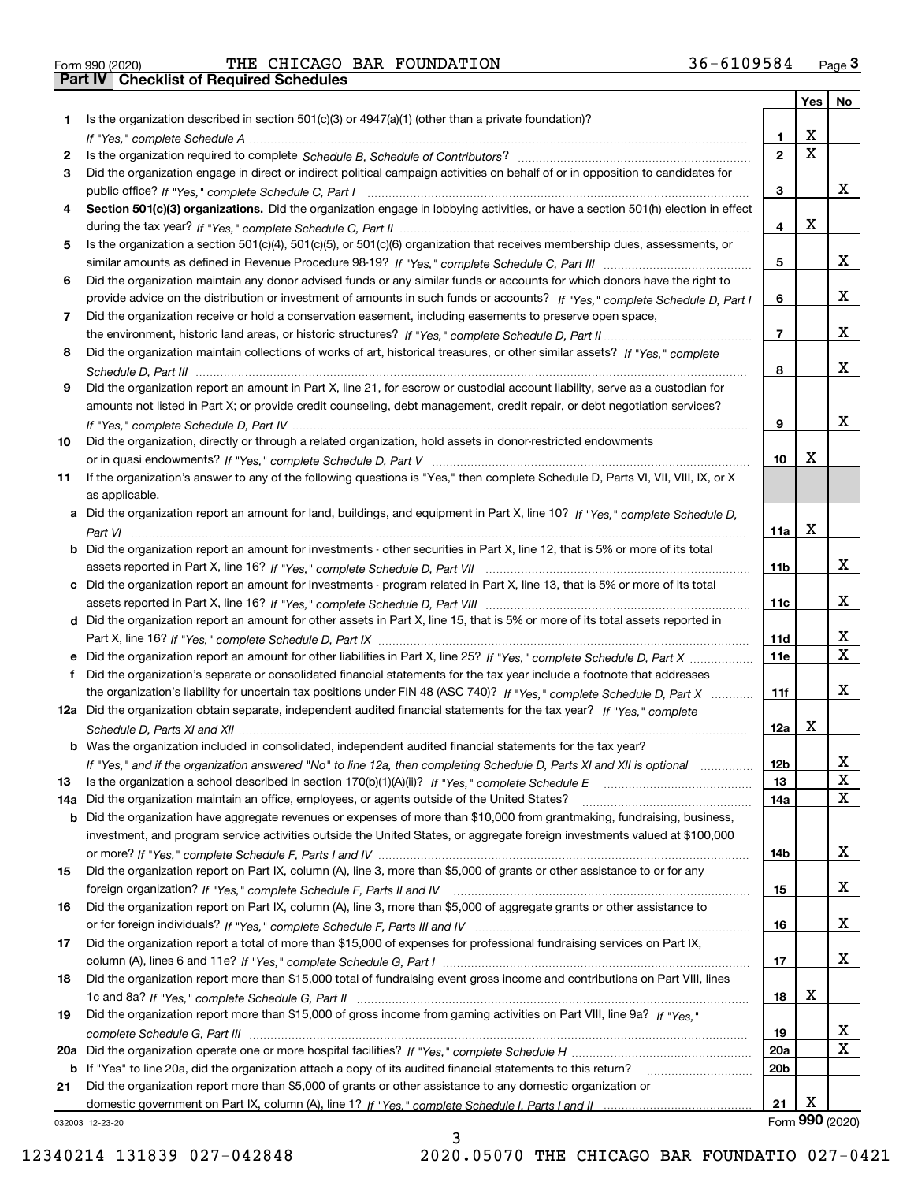Form 990 (2020) THE CHICAGO BAR FOUNDATION 36-6109584

## Part IV Checklist of Required Schedules

| | | | Yes | No |
|---|---|---|---|---|
| 1 | Is the organization described in section 501(c)(3) or 4947(a)(1) (other than a private foundation)? *If "Yes," complete Schedule A* | 1 | X | |
| 2 | Is the organization required to complete *Schedule B, Schedule of Contributors*? | 2 | X | |
| 3 | Did the organization engage in direct or indirect political campaign activities on behalf of or in opposition to candidates for public office? *If "Yes," complete Schedule C, Part I* | 3 | | X |
| 4 | **Section 501(c)(3) organizations.** Did the organization engage in lobbying activities, or have a section 501(h) election in effect during the tax year? *If "Yes," complete Schedule C, Part II* | 4 | X | |
| 5 | Is the organization a section 501(c)(4), 501(c)(5), or 501(c)(6) organization that receives membership dues, assessments, or similar amounts as defined in Revenue Procedure 98-19? *If "Yes," complete Schedule C, Part III* | 5 | | X |
| 6 | Did the organization maintain any donor advised funds or any similar funds or accounts for which donors have the right to provide advice on the distribution or investment of amounts in such funds or accounts? *If "Yes," complete Schedule D, Part I* | 6 | | X |
| 7 | Did the organization receive or hold a conservation easement, including easements to preserve open space, the environment, historic land areas, or historic structures? *If "Yes," complete Schedule D, Part II* | 7 | | X |
| 8 | Did the organization maintain collections of works of art, historical treasures, or other similar assets? *If "Yes," complete Schedule D, Part III* | 8 | | X |
| 9 | Did the organization report an amount in Part X, line 21, for escrow or custodial account liability, serve as a custodian for amounts not listed in Part X; or provide credit counseling, debt management, credit repair, or debt negotiation services? *If "Yes," complete Schedule D, Part IV* | 9 | | X |
| 10 | Did the organization, directly or through a related organization, hold assets in donor-restricted endowments or in quasi endowments? *If "Yes," complete Schedule D, Part V* | 10 | X | |
| 11 | If the organization's answer to any of the following questions is "Yes," then complete Schedule D, Parts VI, VII, VIII, IX, or X as applicable. | | | |
| a | Did the organization report an amount for land, buildings, and equipment in Part X, line 10? *If "Yes," complete Schedule D, Part VI* | 11a | X | |
| b | Did the organization report an amount for investments - other securities in Part X, line 12, that is 5% or more of its total assets reported in Part X, line 16? *If "Yes," complete Schedule D, Part VII* | 11b | | X |
| c | Did the organization report an amount for investments - program related in Part X, line 13, that is 5% or more of its total assets reported in Part X, line 16? *If "Yes," complete Schedule D, Part VIII* | 11c | | X |
| d | Did the organization report an amount for other assets in Part X, line 15, that is 5% or more of its total assets reported in Part X, line 16? *If "Yes," complete Schedule D, Part IX* | 11d | | X |
| e | Did the organization report an amount for other liabilities in Part X, line 25? *If "Yes," complete Schedule D, Part X* | 11e | | X |
| f | Did the organization's separate or consolidated financial statements for the tax year include a footnote that addresses the organization's liability for uncertain tax positions under FIN 48 (ASC 740)? *If "Yes," complete Schedule D, Part X* | 11f | | X |
| 12a | Did the organization obtain separate, independent audited financial statements for the tax year? *If "Yes," complete Schedule D, Parts XI and XII* | 12a | X | |
| b | Was the organization included in consolidated, independent audited financial statements for the tax year? *If "Yes," and if the organization answered "No" to line 12a, then completing Schedule D, Parts XI and XII is optional* | 12b | | X |
| 13 | Is the organization a school described in section 170(b)(1)(A)(ii)? *If "Yes," complete Schedule E* | 13 | | X |
| 14a | Did the organization maintain an office, employees, or agents outside of the United States? | 14a | | X |
| b | Did the organization have aggregate revenues or expenses of more than $10,000 from grantmaking, fundraising, business, investment, and program service activities outside the United States, or aggregate foreign investments valued at $100,000 or more? *If "Yes," complete Schedule F, Parts I and IV* | 14b | | X |
| 15 | Did the organization report on Part IX, column (A), line 3, more than $5,000 of grants or other assistance to or for any foreign organization? *If "Yes," complete Schedule F, Parts II and IV* | 15 | | X |
| 16 | Did the organization report on Part IX, column (A), line 3, more than $5,000 of aggregate grants or other assistance to or for foreign individuals? *If "Yes," complete Schedule F, Parts III and IV* | 16 | | X |
| 17 | Did the organization report a total of more than $15,000 of expenses for professional fundraising services on Part IX, column (A), lines 6 and 11e? *If "Yes," complete Schedule G, Part I* | 17 | | X |
| 18 | Did the organization report more than $15,000 total of fundraising event gross income and contributions on Part VIII, lines 1c and 8a? *If "Yes," complete Schedule G, Part II* | 18 | X | |
| 19 | Did the organization report more than $15,000 of gross income from gaming activities on Part VIII, line 9a? *If "Yes," complete Schedule G, Part III* | 19 | | X |
| 20a | Did the organization operate one or more hospital facilities? *If "Yes," complete Schedule H* | 20a | | X |
| b | If "Yes" to line 20a, did the organization attach a copy of its audited financial statements to this return? | 20b | | |
| 21 | Did the organization report more than $5,000 of grants or other assistance to any domestic organization or domestic government on Part IX, column (A), line 1? *If "Yes," complete Schedule I, Parts I and II* | 21 | X | |

032003 12-23-20

Form **990** (2020)

12340214 131839 027-042848 2020.05070 THE CHICAGO BAR FOUNDATIO 027-0421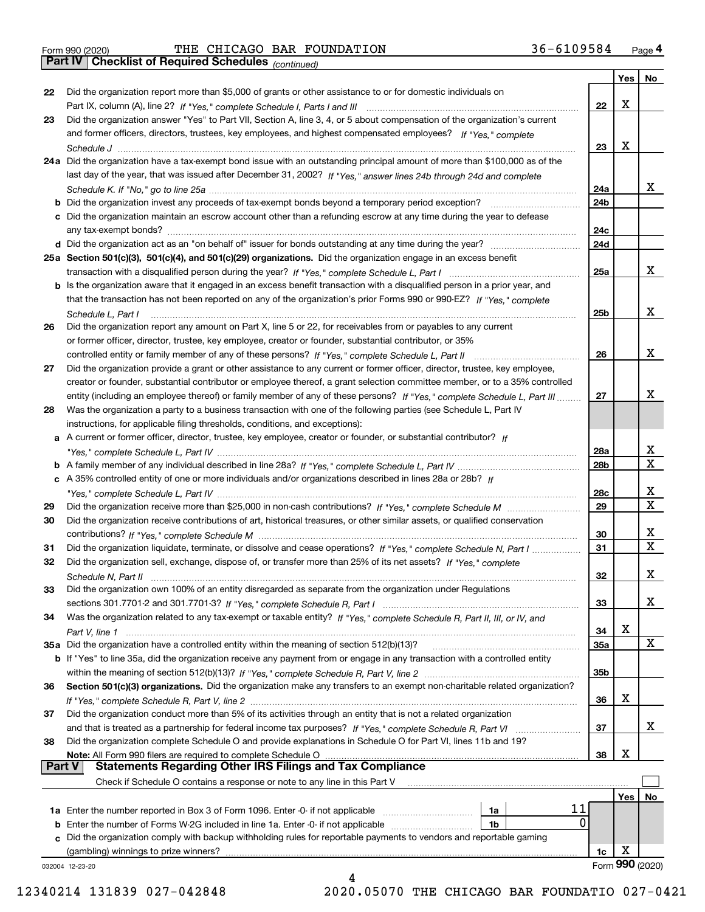Form 990 (2020) THE CHICAGO BAR FOUNDATION 36-6109584 Page 4

**Part IV Checklist of Required Schedules** *(continued)*

| | | | Yes | No |
|---|---|---|---|---|
| 22 | Did the organization report more than $5,000 of grants or other assistance to or for domestic individuals on Part IX, column (A), line 2? *If "Yes," complete Schedule I, Parts I and III* | 22 | X | |
| 23 | Did the organization answer "Yes" to Part VII, Section A, line 3, 4, or 5 about compensation of the organization's current and former officers, directors, trustees, key employees, and highest compensated employees? *If "Yes," complete Schedule J* | 23 | X | |
| 24a | Did the organization have a tax-exempt bond issue with an outstanding principal amount of more than $100,000 as of the last day of the year, that was issued after December 31, 2002? *If "Yes," answer lines 24b through 24d and complete Schedule K. If "No," go to line 25a* | 24a | | X |
| b | Did the organization invest any proceeds of tax-exempt bonds beyond a temporary period exception? | 24b | | |
| c | Did the organization maintain an escrow account other than a refunding escrow at any time during the year to defease any tax-exempt bonds? | 24c | | |
| d | Did the organization act as an "on behalf of" issuer for bonds outstanding at any time during the year? | 24d | | |
| 25a | **Section 501(c)(3), 501(c)(4), and 501(c)(29) organizations.** Did the organization engage in an excess benefit transaction with a disqualified person during the year? *If "Yes," complete Schedule L, Part I* | 25a | | X |
| b | Is the organization aware that it engaged in an excess benefit transaction with a disqualified person in a prior year, and that the transaction has not been reported on any of the organization's prior Forms 990 or 990-EZ? *If "Yes," complete Schedule L, Part I* | 25b | | X |
| 26 | Did the organization report any amount on Part X, line 5 or 22, for receivables from or payables to any current or former officer, director, trustee, key employee, creator or founder, substantial contributor, or 35% controlled entity or family member of any of these persons? *If "Yes," complete Schedule L, Part II* | 26 | | X |
| 27 | Did the organization provide a grant or other assistance to any current or former officer, director, trustee, key employee, creator or founder, substantial contributor or employee thereof, a grant selection committee member, or to a 35% controlled entity (including an employee thereof) or family member of any of these persons? *If "Yes," complete Schedule L, Part III* | 27 | | X |
| 28 | Was the organization a party to a business transaction with one of the following parties (see Schedule L, Part IV instructions, for applicable filing thresholds, conditions, and exceptions): | | | |
| a | A current or former officer, director, trustee, key employee, creator or founder, or substantial contributor? *If "Yes," complete Schedule L, Part IV* | 28a | | X |
| b | A family member of any individual described in line 28a? *If "Yes," complete Schedule L, Part IV* | 28b | | X |
| c | A 35% controlled entity of one or more individuals and/or organizations described in lines 28a or 28b? *If "Yes," complete Schedule L, Part IV* | 28c | | X |
| 29 | Did the organization receive more than $25,000 in non-cash contributions? *If "Yes," complete Schedule M* | 29 | | X |
| 30 | Did the organization receive contributions of art, historical treasures, or other similar assets, or qualified conservation contributions? *If "Yes," complete Schedule M* | 30 | | X |
| 31 | Did the organization liquidate, terminate, or dissolve and cease operations? *If "Yes," complete Schedule N, Part I* | 31 | | X |
| 32 | Did the organization sell, exchange, dispose of, or transfer more than 25% of its net assets? *If "Yes," complete Schedule N, Part II* | 32 | | X |
| 33 | Did the organization own 100% of an entity disregarded as separate from the organization under Regulations sections 301.7701-2 and 301.7701-3? *If "Yes," complete Schedule R, Part I* | 33 | | X |
| 34 | Was the organization related to any tax-exempt or taxable entity? *If "Yes," complete Schedule R, Part II, III, or IV, and Part V, line 1* | 34 | X | |
| 35a | Did the organization have a controlled entity within the meaning of section 512(b)(13)? | 35a | | X |
| b | If "Yes" to line 35a, did the organization receive any payment from or engage in any transaction with a controlled entity within the meaning of section 512(b)(13)? *If "Yes," complete Schedule R, Part V, line 2* | 35b | | |
| 36 | **Section 501(c)(3) organizations.** Did the organization make any transfers to an exempt non-charitable related organization? *If "Yes," complete Schedule R, Part V, line 2* | 36 | X | |
| 37 | Did the organization conduct more than 5% of its activities through an entity that is not a related organization and that is treated as a partnership for federal income tax purposes? *If "Yes," complete Schedule R, Part VI* | 37 | | X |
| 38 | Did the organization complete Schedule O and provide explanations in Schedule O for Part VI, lines 11b and 19? **Note:** All Form 990 filers are required to complete Schedule O | 38 | X | |

**Part V Statements Regarding Other IRS Filings and Tax Compliance**

Check if Schedule O contains a response or note to any line in this Part V ☐

| | | | | | Yes | No |
|---|---|---|---|---|---|---|
| 1a | Enter the number reported in Box 3 of Form 1096. Enter -0- if not applicable | 1a | 11 | | | |
| b | Enter the number of Forms W-2G included in line 1a. Enter -0- if not applicable | 1b | 0 | | | |
| c | Did the organization comply with backup withholding rules for reportable payments to vendors and reportable gaming (gambling) winnings to prize winners? | | | 1c | X | |

032004 12-23-20 Form **990** (2020)

12340214 131839 027-042848 2020.05070 THE CHICAGO BAR FOUNDATIO 027-0421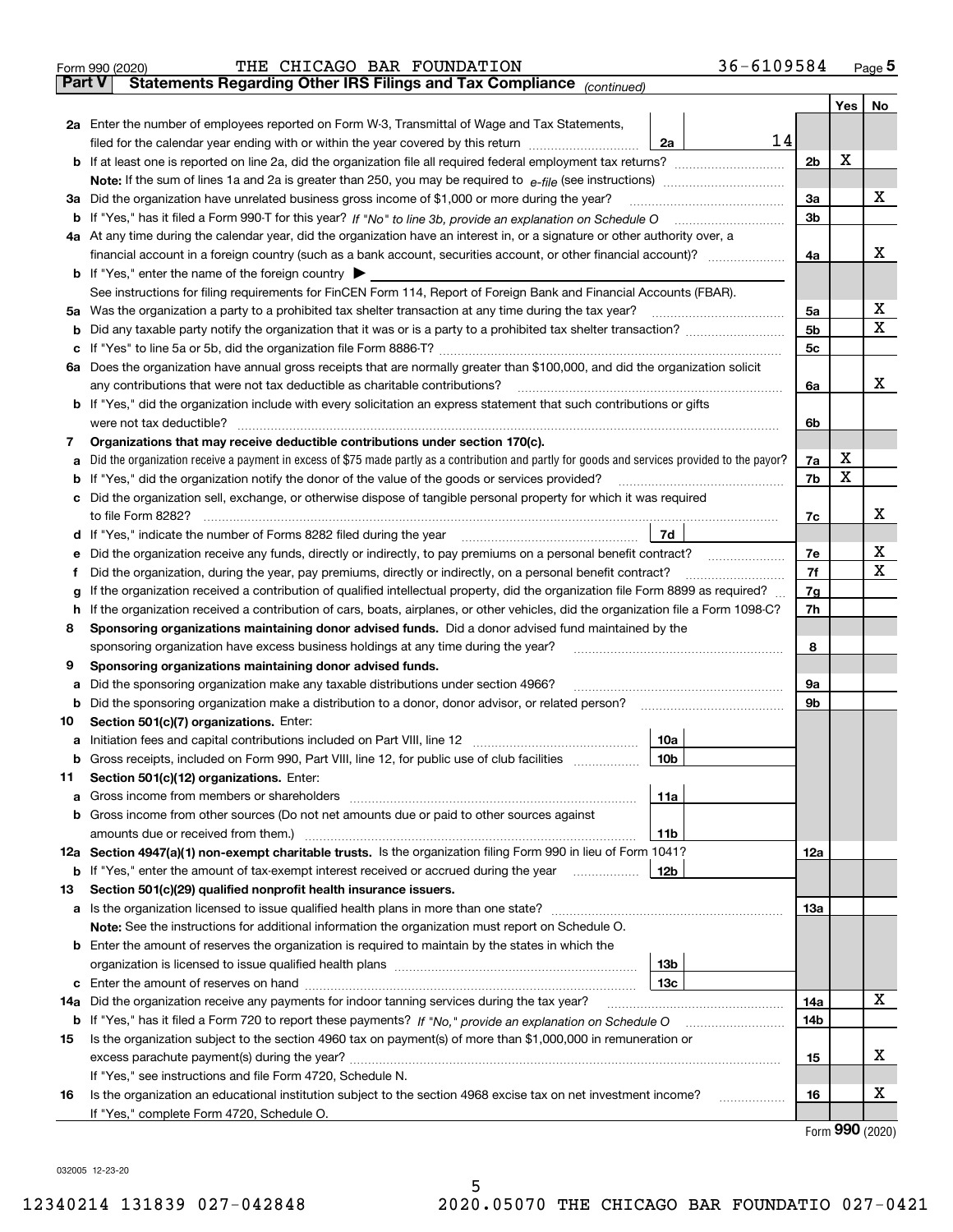Form 990 (2020) THE CHICAGO BAR FOUNDATION 36-6109584 Page **5**

**Part V Statements Regarding Other IRS Filings and Tax Compliance** *(continued)*

| | | | | | Yes | No |
|---|---|---|---|---|---|---|
| **2a** | Enter the number of employees reported on Form W-3, Transmittal of Wage and Tax Statements, filed for the calendar year ending with or within the year covered by this return | 2a | 14 | | | |
| **b** | If at least one is reported on line 2a, did the organization file all required federal employment tax returns? | | | 2b | X | |
| | Note: If the sum of lines 1a and 2a is greater than 250, you may be required to *e-file* (see instructions) | | | | | |
| **3a** | Did the organization have unrelated business gross income of $1,000 or more during the year? | | | 3a | | X |
| **b** | If "Yes," has it filed a Form 990-T for this year? *If "No" to line 3b, provide an explanation on Schedule O* | | | 3b | | |
| **4a** | At any time during the calendar year, did the organization have an interest in, or a signature or other authority over, a financial account in a foreign country (such as a bank account, securities account, or other financial account)? | | | 4a | | X |
| **b** | If "Yes," enter the name of the foreign country ▶ | | | | | |
| | See instructions for filing requirements for FinCEN Form 114, Report of Foreign Bank and Financial Accounts (FBAR). | | | | | |
| **5a** | Was the organization a party to a prohibited tax shelter transaction at any time during the tax year? | | | 5a | | X |
| **b** | Did any taxable party notify the organization that it was or is a party to a prohibited tax shelter transaction? | | | 5b | | X |
| **c** | If "Yes" to line 5a or 5b, did the organization file Form 8886-T? | | | 5c | | |
| **6a** | Does the organization have annual gross receipts that are normally greater than $100,000, and did the organization solicit any contributions that were not tax deductible as charitable contributions? | | | 6a | | X |
| **b** | If "Yes," did the organization include with every solicitation an express statement that such contributions or gifts were not tax deductible? | | | 6b | | |
| **7** | **Organizations that may receive deductible contributions under section 170(c).** | | | | | |
| **a** | Did the organization receive a payment in excess of $75 made partly as a contribution and partly for goods and services provided to the payor? | | | 7a | X | |
| **b** | If "Yes," did the organization notify the donor of the value of the goods or services provided? | | | 7b | X | |
| **c** | Did the organization sell, exchange, or otherwise dispose of tangible personal property for which it was required to file Form 8282? | | | 7c | | X |
| **d** | If "Yes," indicate the number of Forms 8282 filed during the year | 7d | | | | |
| **e** | Did the organization receive any funds, directly or indirectly, to pay premiums on a personal benefit contract? | | | 7e | | X |
| **f** | Did the organization, during the year, pay premiums, directly or indirectly, on a personal benefit contract? | | | 7f | | X |
| **g** | If the organization received a contribution of qualified intellectual property, did the organization file Form 8899 as required? | | | 7g | | |
| **h** | If the organization received a contribution of cars, boats, airplanes, or other vehicles, did the organization file a Form 1098-C? | | | 7h | | |
| **8** | **Sponsoring organizations maintaining donor advised funds.** Did a donor advised fund maintained by the sponsoring organization have excess business holdings at any time during the year? | | | 8 | | |
| **9** | **Sponsoring organizations maintaining donor advised funds.** | | | | | |
| **a** | Did the sponsoring organization make any taxable distributions under section 4966? | | | 9a | | |
| **b** | Did the sponsoring organization make a distribution to a donor, donor advisor, or related person? | | | 9b | | |
| **10** | **Section 501(c)(7) organizations.** Enter: | | | | | |
| **a** | Initiation fees and capital contributions included on Part VIII, line 12 | 10a | | | | |
| **b** | Gross receipts, included on Form 990, Part VIII, line 12, for public use of club facilities | 10b | | | | |
| **11** | **Section 501(c)(12) organizations.** Enter: | | | | | |
| **a** | Gross income from members or shareholders | 11a | | | | |
| **b** | Gross income from other sources (Do not net amounts due or paid to other sources against amounts due or received from them.) | 11b | | | | |
| **12a** | **Section 4947(a)(1) non-exempt charitable trusts.** Is the organization filing Form 990 in lieu of Form 1041? | | | 12a | | |
| **b** | If "Yes," enter the amount of tax-exempt interest received or accrued during the year | 12b | | | | |
| **13** | **Section 501(c)(29) qualified nonprofit health insurance issuers.** | | | | | |
| **a** | Is the organization licensed to issue qualified health plans in more than one state? | | | 13a | | |
| | Note: See the instructions for additional information the organization must report on Schedule O. | | | | | |
| **b** | Enter the amount of reserves the organization is required to maintain by the states in which the organization is licensed to issue qualified health plans | 13b | | | | |
| **c** | Enter the amount of reserves on hand | 13c | | | | |
| **14a** | Did the organization receive any payments for indoor tanning services during the tax year? | | | 14a | | X |
| **b** | If "Yes," has it filed a Form 720 to report these payments? *If "No," provide an explanation on Schedule O* | | | 14b | | |
| **15** | Is the organization subject to the section 4960 tax on payment(s) of more than $1,000,000 in remuneration or excess parachute payment(s) during the year? | | | 15 | | X |
| | If "Yes," see instructions and file Form 4720, Schedule N. | | | | | |
| **16** | Is the organization an educational institution subject to the section 4968 excise tax on net investment income? | | | 16 | | X |
| | If "Yes," complete Form 4720, Schedule O. | | | | | |

Form **990** (2020)

032005 12-23-20

12340214 131839 027-042848 2020.05070 THE CHICAGO BAR FOUNDATIO 027-0421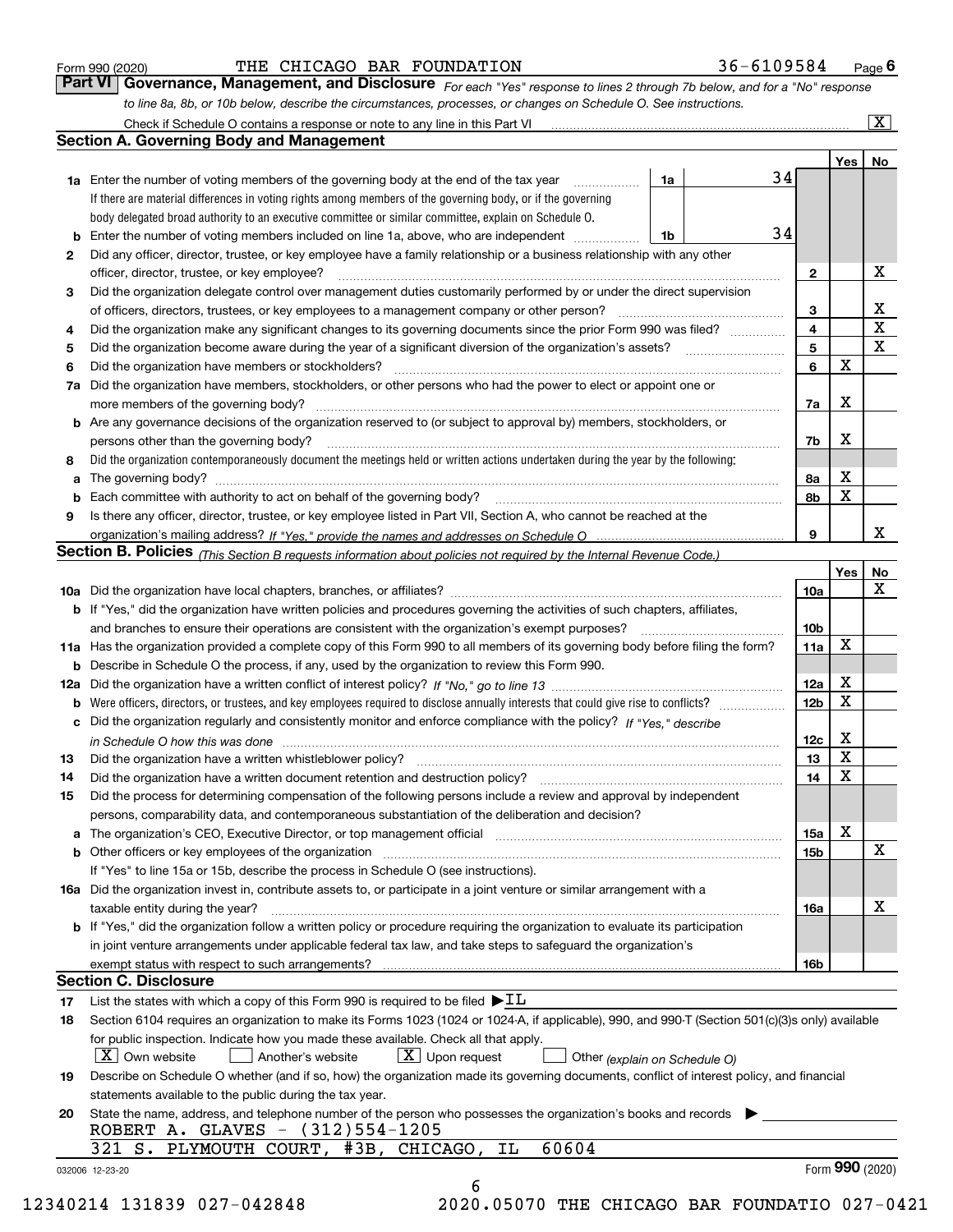Form 990 (2020) THE CHICAGO BAR FOUNDATION 36-6109584 Page 6

## Part VI Governance, Management, and Disclosure

*For each "Yes" response to lines 2 through 7b below, and for a "No" response to line 8a, 8b, or 10b below, describe the circumstances, processes, or changes on Schedule O. See instructions.*

Check if Schedule O contains a response or note to any line in this Part VI [X]

### Section A. Governing Body and Management

| | | | | Yes | No |
|---|---|---|---|---|---|
| 1a | Enter the number of voting members of the governing body at the end of the tax year. If there are material differences in voting rights among members of the governing body, or if the governing body delegated broad authority to an executive committee or similar committee, explain on Schedule O. | 1a | 34 | | |
| b | Enter the number of voting members included on line 1a, above, who are independent | 1b | 34 | | |
| 2 | Did any officer, director, trustee, or key employee have a family relationship or a business relationship with any other officer, director, trustee, or key employee? | 2 | | | X |
| 3 | Did the organization delegate control over management duties customarily performed by or under the direct supervision of officers, directors, trustees, or key employees to a management company or other person? | 3 | | | X |
| 4 | Did the organization make any significant changes to its governing documents since the prior Form 990 was filed? | 4 | | | X |
| 5 | Did the organization become aware during the year of a significant diversion of the organization's assets? | 5 | | | X |
| 6 | Did the organization have members or stockholders? | 6 | | X | |
| 7a | Did the organization have members, stockholders, or other persons who had the power to elect or appoint one or more members of the governing body? | 7a | | X | |
| b | Are any governance decisions of the organization reserved to (or subject to approval by) members, stockholders, or persons other than the governing body? | 7b | | X | |
| 8 | Did the organization contemporaneously document the meetings held or written actions undertaken during the year by the following: | | | | |
| a | The governing body? | 8a | | X | |
| b | Each committee with authority to act on behalf of the governing body? | 8b | | X | |
| 9 | Is there any officer, director, trustee, or key employee listed in Part VII, Section A, who cannot be reached at the organization's mailing address? *If "Yes," provide the names and addresses on Schedule O* | 9 | | | X |

### Section B. Policies *(This Section B requests information about policies not required by the Internal Revenue Code.)*

| | | | Yes | No |
|---|---|---|---|---|
| 10a | Did the organization have local chapters, branches, or affiliates? | 10a | | X |
| b | If "Yes," did the organization have written policies and procedures governing the activities of such chapters, affiliates, and branches to ensure their operations are consistent with the organization's exempt purposes? | 10b | | |
| 11a | Has the organization provided a complete copy of this Form 990 to all members of its governing body before filing the form? | 11a | X | |
| b | Describe in Schedule O the process, if any, used by the organization to review this Form 990. | | | |
| 12a | Did the organization have a written conflict of interest policy? *If "No," go to line 13* | 12a | X | |
| b | Were officers, directors, or trustees, and key employees required to disclose annually interests that could give rise to conflicts? | 12b | X | |
| c | Did the organization regularly and consistently monitor and enforce compliance with the policy? *If "Yes," describe in Schedule O how this was done* | 12c | X | |
| 13 | Did the organization have a written whistleblower policy? | 13 | X | |
| 14 | Did the organization have a written document retention and destruction policy? | 14 | X | |
| 15 | Did the process for determining compensation of the following persons include a review and approval by independent persons, comparability data, and contemporaneous substantiation of the deliberation and decision? | | | |
| a | The organization's CEO, Executive Director, or top management official | 15a | X | |
| b | Other officers or key employees of the organization | 15b | | X |
| | If "Yes" to line 15a or 15b, describe the process in Schedule O (see instructions). | | | |
| 16a | Did the organization invest in, contribute assets to, or participate in a joint venture or similar arrangement with a taxable entity during the year? | 16a | | X |
| b | If "Yes," did the organization follow a written policy or procedure requiring the organization to evaluate its participation in joint venture arrangements under applicable federal tax law, and take steps to safeguard the organization's exempt status with respect to such arrangements? | 16b | | |

### Section C. Disclosure

17 List the states with which a copy of this Form 990 is required to be filed ▶ IL

18 Section 6104 requires an organization to make its Forms 1023 (1024 or 1024-A, if applicable), 990, and 990-T (Section 501(c)(3)s only) available for public inspection. Indicate how you made these available. Check all that apply.

[X] Own website [ ] Another's website [X] Upon request [ ] Other *(explain on Schedule O)*

19 Describe on Schedule O whether (and if so, how) the organization made its governing documents, conflict of interest policy, and financial statements available to the public during the tax year.

20 State the name, address, and telephone number of the person who possesses the organization's books and records ▶

ROBERT A. GLAVES - (312)554-1205
321 S. PLYMOUTH COURT, #3B, CHICAGO, IL 60604

032006 12-23-20 Form **990** (2020)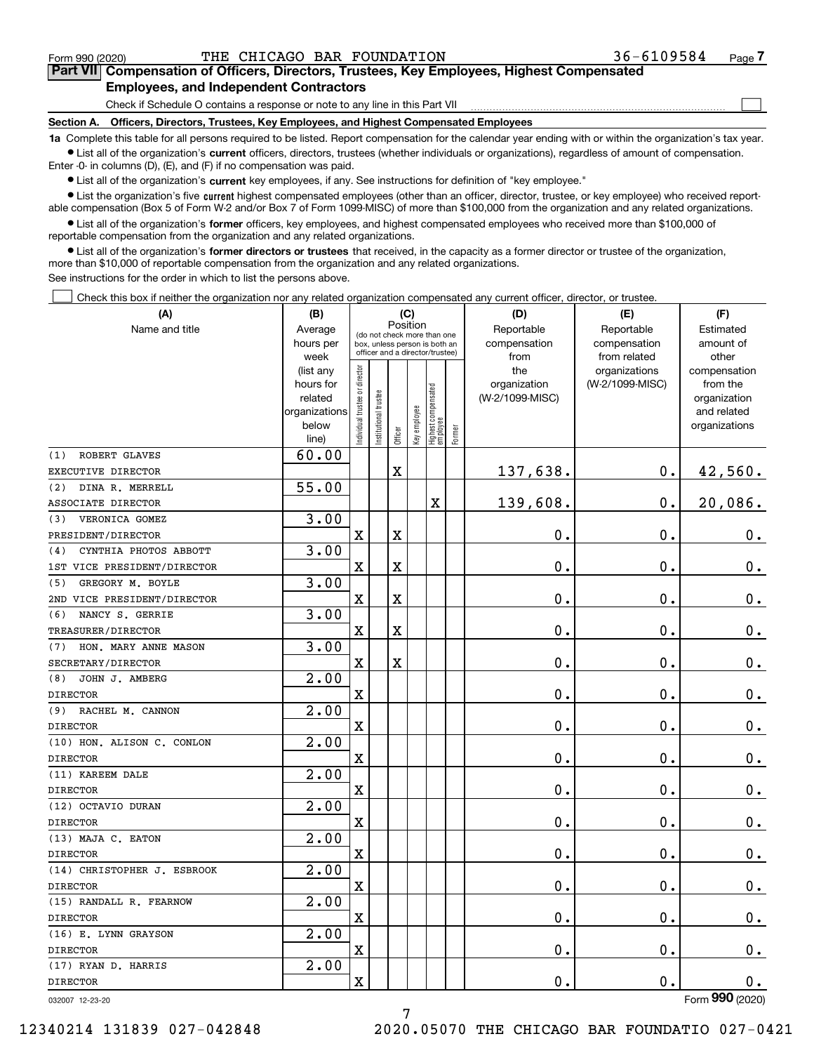Form 990 (2020) THE CHICAGO BAR FOUNDATION 36-6109584

## Part VII Compensation of Officers, Directors, Trustees, Key Employees, Highest Compensated Employees, and Independent Contractors

Check if Schedule O contains a response or note to any line in this Part VII

### Section A. Officers, Directors, Trustees, Key Employees, and Highest Compensated Employees

**1a** Complete this table for all persons required to be listed. Report compensation for the calendar year ending with or within the organization's tax year.

- List all of the organization's **current** officers, directors, trustees (whether individuals or organizations), regardless of amount of compensation. Enter -0- in columns (D), (E), and (F) if no compensation was paid.
- List all of the organization's **current** key employees, if any. See instructions for definition of "key employee."
- List the organization's five **current** highest compensated employees (other than an officer, director, trustee, or key employee) who received reportable compensation (Box 5 of Form W-2 and/or Box 7 of Form 1099-MISC) of more than $100,000 from the organization and any related organizations.
- List all of the organization's **former** officers, key employees, and highest compensated employees who received more than $100,000 of reportable compensation from the organization and any related organizations.
- List all of the organization's **former directors or trustees** that received, in the capacity as a former director or trustee of the organization, more than $10,000 of reportable compensation from the organization and any related organizations.

See instructions for the order in which to list the persons above.

Check this box if neither the organization nor any related organization compensated any current officer, director, or trustee.

| (A) Name and title | (B) Average hours per week (list any hours for related organizations below line) | (C) Position (do not check more than one box, unless person is both an officer and a director/trustee) | | | | | | (D) Reportable compensation from the organization (W-2/1099-MISC) | (E) Reportable compensation from related organizations (W-2/1099-MISC) | (F) Estimated amount of other compensation from the organization and related organizations |
|---|---|---|---|---|---|---|---|---|---|---|
| | | Individual trustee or director | Institutional trustee | Officer | Key employee | Highest compensated employee | Former | | | |
| (1) ROBERT GLAVES<br>EXECUTIVE DIRECTOR | 60.00 | | | X | | | | 137,638. | 0. | 42,560. |
| (2) DINA R. MERRELL<br>ASSOCIATE DIRECTOR | 55.00 | | | | | X | | 139,608. | 0. | 20,086. |
| (3) VERONICA GOMEZ<br>PRESIDENT/DIRECTOR | 3.00 | X | | X | | | | 0. | 0. | 0. |
| (4) CYNTHIA PHOTOS ABBOTT<br>1ST VICE PRESIDENT/DIRECTOR | 3.00 | X | | X | | | | 0. | 0. | 0. |
| (5) GREGORY M. BOYLE<br>2ND VICE PRESIDENT/DIRECTOR | 3.00 | X | | X | | | | 0. | 0. | 0. |
| (6) NANCY S. GERRIE<br>TREASURER/DIRECTOR | 3.00 | X | | X | | | | 0. | 0. | 0. |
| (7) HON. MARY ANNE MASON<br>SECRETARY/DIRECTOR | 3.00 | X | | X | | | | 0. | 0. | 0. |
| (8) JOHN J. AMBERG<br>DIRECTOR | 2.00 | X | | | | | | 0. | 0. | 0. |
| (9) RACHEL M. CANNON<br>DIRECTOR | 2.00 | X | | | | | | 0. | 0. | 0. |
| (10) HON. ALISON C. CONLON<br>DIRECTOR | 2.00 | X | | | | | | 0. | 0. | 0. |
| (11) KAREEM DALE<br>DIRECTOR | 2.00 | X | | | | | | 0. | 0. | 0. |
| (12) OCTAVIO DURAN<br>DIRECTOR | 2.00 | X | | | | | | 0. | 0. | 0. |
| (13) MAJA C. EATON<br>DIRECTOR | 2.00 | X | | | | | | 0. | 0. | 0. |
| (14) CHRISTOPHER J. ESBROOK<br>DIRECTOR | 2.00 | X | | | | | | 0. | 0. | 0. |
| (15) RANDALL R. FEARNOW<br>DIRECTOR | 2.00 | X | | | | | | 0. | 0. | 0. |
| (16) E. LYNN GRAYSON<br>DIRECTOR | 2.00 | X | | | | | | 0. | 0. | 0. |
| (17) RYAN D. HARRIS<br>DIRECTOR | 2.00 | X | | | | | | 0. | 0. | 0. |

032007 12-23-20 Form 990 (2020)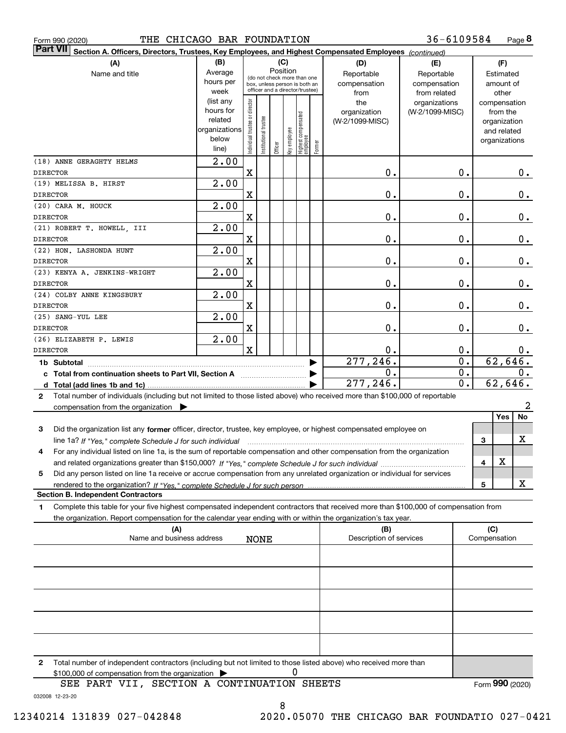Form 990 (2020) THE CHICAGO BAR FOUNDATION 36-6109584 Page 8

**Part VII Section A. Officers, Directors, Trustees, Key Employees, and Highest Compensated Employees** *(continued)*

| (A) Name and title | (B) Average hours per week (list any hours for related organizations below line) | (C) Position: Individual trustee or director | Institutional trustee | Officer | Key employee | Highest compensated employee | Former | (D) Reportable compensation from the organization (W-2/1099-MISC) | (E) Reportable compensation from related organizations (W-2/1099-MISC) | (F) Estimated amount of other compensation from the organization and related organizations |
|---|---|---|---|---|---|---|---|---|---|---|
| (18) ANNE GERAGHTY HELMS<br>DIRECTOR | 2.00 | X | | | | | | 0. | 0. | 0. |
| (19) MELISSA B. HIRST<br>DIRECTOR | 2.00 | X | | | | | | 0. | 0. | 0. |
| (20) CARA M. HOUCK<br>DIRECTOR | 2.00 | X | | | | | | 0. | 0. | 0. |
| (21) ROBERT T. HOWELL, III<br>DIRECTOR | 2.00 | X | | | | | | 0. | 0. | 0. |
| (22) HON. LASHONDA HUNT<br>DIRECTOR | 2.00 | X | | | | | | 0. | 0. | 0. |
| (23) KENYA A. JENKINS-WRIGHT<br>DIRECTOR | 2.00 | X | | | | | | 0. | 0. | 0. |
| (24) COLBY ANNE KINGSBURY<br>DIRECTOR | 2.00 | X | | | | | | 0. | 0. | 0. |
| (25) SANG-YUL LEE<br>DIRECTOR | 2.00 | X | | | | | | 0. | 0. | 0. |
| (26) ELIZABETH P. LEWIS<br>DIRECTOR | 2.00 | X | | | | | | 0. | 0. | 0. |
| **1b Subtotal** | | | | | | | | 277,246. | 0. | 62,646. |
| **c Total from continuation sheets to Part VII, Section A** | | | | | | | | 0. | 0. | 0. |
| **d Total (add lines 1b and 1c)** | | | | | | | | 277,246. | 0. | 62,646. |

2 Total number of individuals (including but not limited to those listed above) who received more than $100,000 of reportable compensation from the organization ▶ 2

| | | Yes | No |
|---|---|---|---|
| 3 Did the organization list any **former** officer, director, trustee, key employee, or highest compensated employee on line 1a? *If "Yes," complete Schedule J for such individual* | 3 | | X |
| 4 For any individual listed on line 1a, is the sum of reportable compensation and other compensation from the organization and related organizations greater than $150,000? *If "Yes," complete Schedule J for such individual* | 4 | X | |
| 5 Did any person listed on line 1a receive or accrue compensation from any unrelated organization or individual for services rendered to the organization? *If "Yes," complete Schedule J for such person* | 5 | | X |

**Section B. Independent Contractors**

1 Complete this table for your five highest compensated independent contractors that received more than $100,000 of compensation from the organization. Report compensation for the calendar year ending with or within the organization's tax year.

| (A) Name and business address | (B) Description of services | (C) Compensation |
|---|---|---|
| NONE | | |
| | | |
| | | |
| | | |
| | | |

2 Total number of independent contractors (including but not limited to those listed above) who received more than $100,000 of compensation from the organization ▶ 0

SEE PART VII, SECTION A CONTINUATION SHEETS

Form **990** (2020)

032008 12-23-20

12340214 131839 027-042848 2020.05070 THE CHICAGO BAR FOUNDATIO 027-0421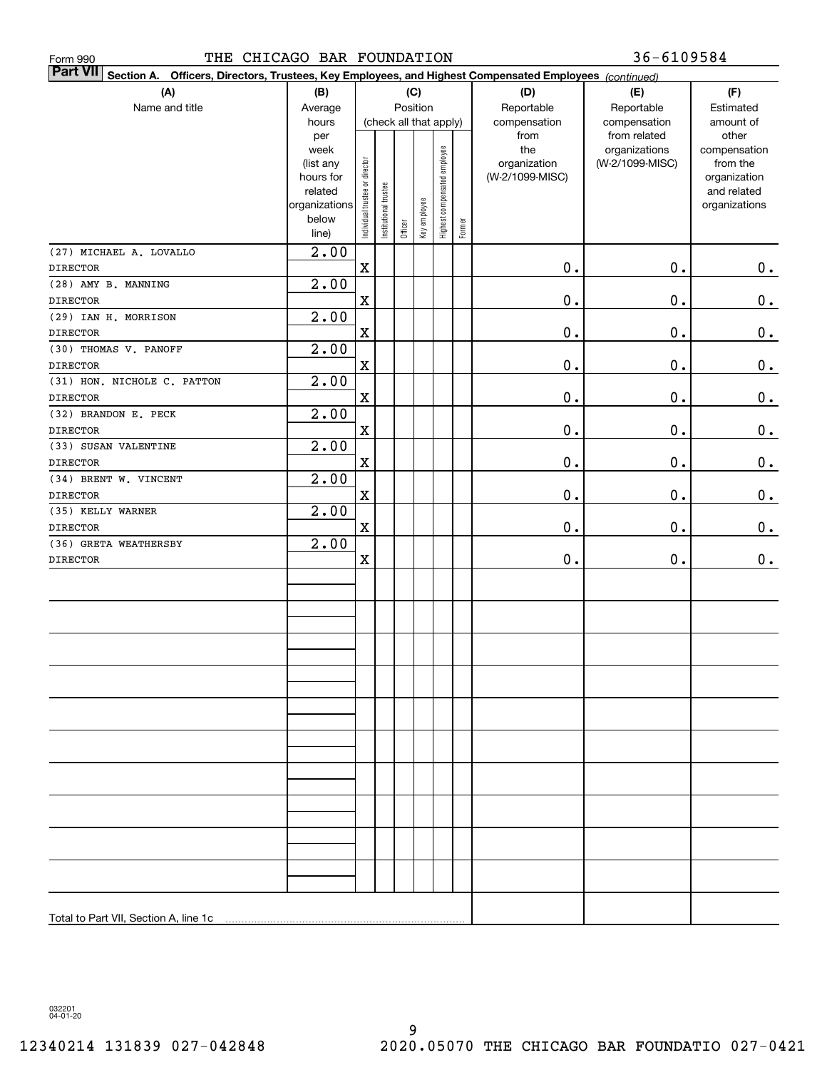Form 990 THE CHICAGO BAR FOUNDATION 36-6109584

**Part VII** Section A. Officers, Directors, Trustees, Key Employees, and Highest Compensated Employees *(continued)*

| (A) Name and title | (B) Average hours per week (list any hours for related organizations below line) | (C) Position (check all that apply): Individual trustee or director | Institutional trustee | Officer | Key employee | Highest compensated employee | Former | (D) Reportable compensation from the organization (W-2/1099-MISC) | (E) Reportable compensation from related organizations (W-2/1099-MISC) | (F) Estimated amount of other compensation from the organization and related organizations |
|---|---|---|---|---|---|---|---|---|---|---|
| (27) MICHAEL A. LOVALLO<br>DIRECTOR | 2.00 | X | | | | | | 0. | 0. | 0. |
| (28) AMY B. MANNING<br>DIRECTOR | 2.00 | X | | | | | | 0. | 0. | 0. |
| (29) IAN H. MORRISON<br>DIRECTOR | 2.00 | X | | | | | | 0. | 0. | 0. |
| (30) THOMAS V. PANOFF<br>DIRECTOR | 2.00 | X | | | | | | 0. | 0. | 0. |
| (31) HON. NICHOLE C. PATTON<br>DIRECTOR | 2.00 | X | | | | | | 0. | 0. | 0. |
| (32) BRANDON E. PECK<br>DIRECTOR | 2.00 | X | | | | | | 0. | 0. | 0. |
| (33) SUSAN VALENTINE<br>DIRECTOR | 2.00 | X | | | | | | 0. | 0. | 0. |
| (34) BRENT W. VINCENT<br>DIRECTOR | 2.00 | X | | | | | | 0. | 0. | 0. |
| (35) KELLY WARNER<br>DIRECTOR | 2.00 | X | | | | | | 0. | 0. | 0. |
| (36) GRETA WEATHERSBY<br>DIRECTOR | 2.00 | X | | | | | | 0. | 0. | 0. |
| Total to Part VII, Section A, line 1c | | | | | | | | | | |

032201 04-01-20

12340214 131839 027-042848 2020.05070 THE CHICAGO BAR FOUNDATIO 027-0421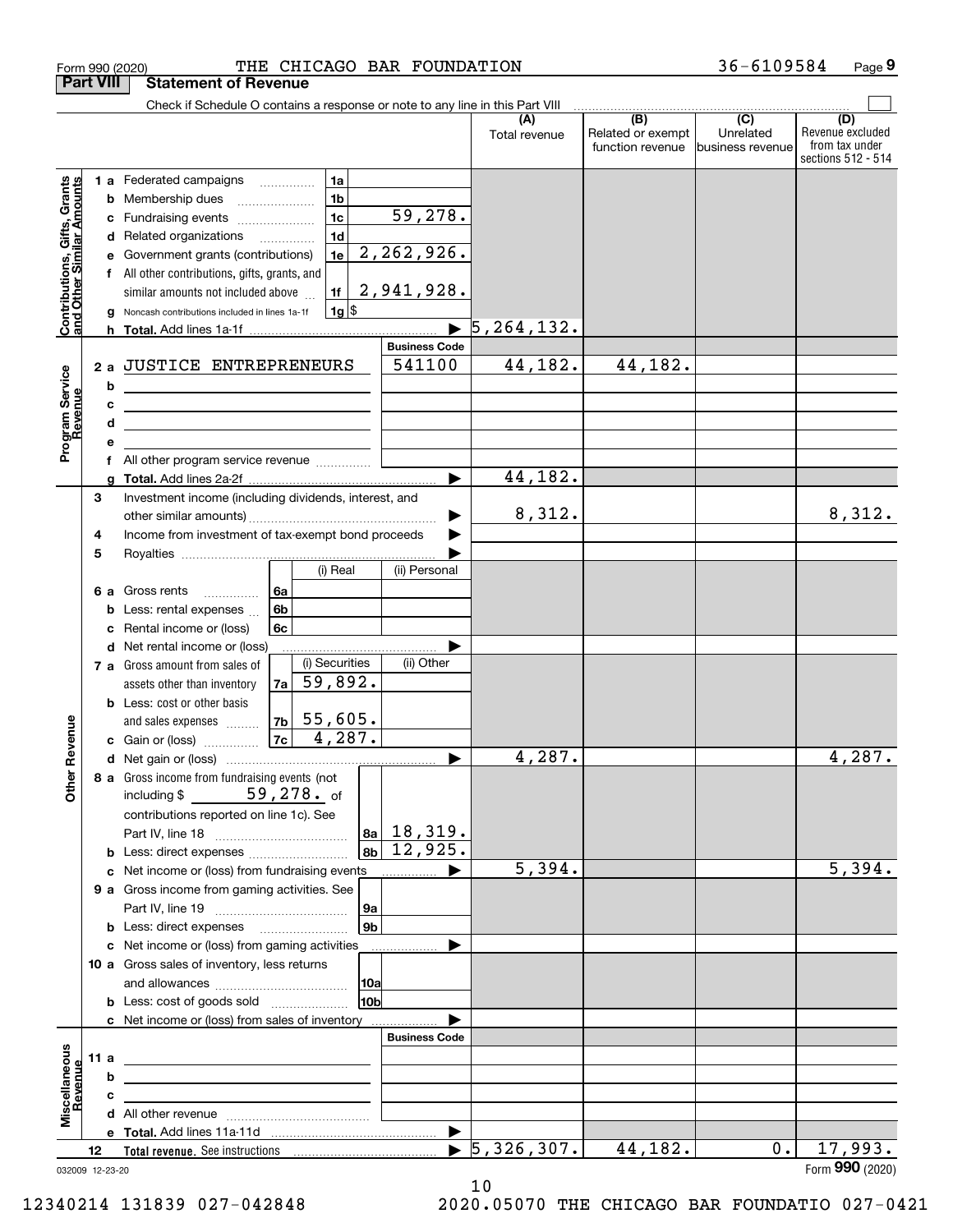Form 990 (2020) THE CHICAGO BAR FOUNDATION 36-6109584 Page **9**

**Part VIII Statement of Revenue**

Check if Schedule O contains a response or note to any line in this Part VIII ☐

| | | | (A) Total revenue | (B) Related or exempt function revenue | (C) Unrelated business revenue | (D) Revenue excluded from tax under sections 512 - 514 |
|---|---|---|---|---|---|---|
| **Contributions, Gifts, Grants and Other Similar Amounts** | 1 a Federated campaigns | 1a | | | | |
| | b Membership dues | 1b | | | | |
| | c Fundraising events | 1c 59,278. | | | | |
| | d Related organizations | 1d | | | | |
| | e Government grants (contributions) | 1e 2,262,926. | | | | |
| | f All other contributions, gifts, grants, and similar amounts not included above | 1f 2,941,928. | | | | |
| | g Noncash contributions included in lines 1a-1f | 1g $ | | | | |
| | h **Total.** Add lines 1a-1f | ▶ | 5,264,132. | | | |
| **Program Service Revenue** | | **Business Code** | | | | |
| | 2 a JUSTICE ENTREPRENEURS | 541100 | 44,182. | 44,182. | | |
| | b | | | | | |
| | c | | | | | |
| | d | | | | | |
| | e | | | | | |
| | f All other program service revenue | | | | | |
| | g **Total.** Add lines 2a-2f | ▶ | 44,182. | | | |
| **Other Revenue** | 3 Investment income (including dividends, interest, and other similar amounts) | ▶ | 8,312. | | | 8,312. |
| | 4 Income from investment of tax-exempt bond proceeds | ▶ | | | | |
| | 5 Royalties | ▶ | | | | |
| | | (i) Real / (ii) Personal | | | | |
| | 6 a Gross rents | 6a | | | | |
| | b Less: rental expenses | 6b | | | | |
| | c Rental income or (loss) | 6c | | | | |
| | d Net rental income or (loss) | ▶ | | | | |
| | | (i) Securities / (ii) Other | | | | |
| | 7 a Gross amount from sales of assets other than inventory | 7a 59,892. | | | | |
| | b Less: cost or other basis and sales expenses | 7b 55,605. | | | | |
| | c Gain or (loss) | 7c 4,287. | | | | |
| | d Net gain or (loss) | ▶ | 4,287. | | | 4,287. |
| | 8 a Gross income from fundraising events (not including $ 59,278. of contributions reported on line 1c). See Part IV, line 18 | 8a 18,319. | | | | |
| | b Less: direct expenses | 8b 12,925. | | | | |
| | c Net income or (loss) from fundraising events | ▶ | 5,394. | | | 5,394. |
| | 9 a Gross income from gaming activities. See Part IV, line 19 | 9a | | | | |
| | b Less: direct expenses | 9b | | | | |
| | c Net income or (loss) from gaming activities | ▶ | | | | |
| | 10 a Gross sales of inventory, less returns and allowances | 10a | | | | |
| | b Less: cost of goods sold | 10b | | | | |
| | c Net income or (loss) from sales of inventory | ▶ | | | | |
| **Miscellaneous Revenue** | | **Business Code** | | | | |
| | 11 a | | | | | |
| | b | | | | | |
| | c | | | | | |
| | d All other revenue | | | | | |
| | e **Total.** Add lines 11a-11d | ▶ | | | | |
| | 12 **Total revenue.** See instructions | ▶ | 5,326,307. | 44,182. | 0. | 17,993. |

032009 12-23-20

Form **990** (2020)

12340214 131839 027-042848 2020.05070 THE CHICAGO BAR FOUNDATIO 027-0421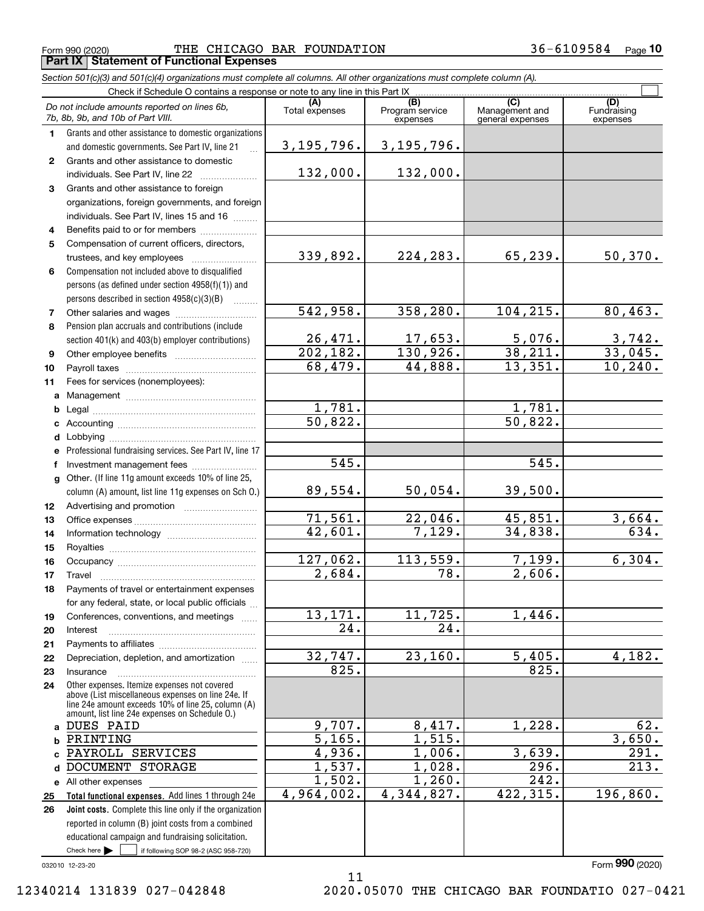Form 990 (2020) THE CHICAGO BAR FOUNDATION 36-6109584 Page **10**

## Part IX Statement of Functional Expenses

*Section 501(c)(3) and 501(c)(4) organizations must complete all columns. All other organizations must complete column (A).*

Check if Schedule O contains a response or note to any line in this Part IX

| *Do not include amounts reported on lines 6b, 7b, 8b, 9b, and 10b of Part VIII.* | (A) Total expenses | (B) Program service expenses | (C) Management and general expenses | (D) Fundraising expenses |
|---|---|---|---|---|
| **1** Grants and other assistance to domestic organizations and domestic governments. See Part IV, line 21 | 3,195,796. | 3,195,796. | | |
| **2** Grants and other assistance to domestic individuals. See Part IV, line 22 | 132,000. | 132,000. | | |
| **3** Grants and other assistance to foreign organizations, foreign governments, and foreign individuals. See Part IV, lines 15 and 16 | | | | |
| **4** Benefits paid to or for members | | | | |
| **5** Compensation of current officers, directors, trustees, and key employees | 339,892. | 224,283. | 65,239. | 50,370. |
| **6** Compensation not included above to disqualified persons (as defined under section 4958(f)(1)) and persons described in section 4958(c)(3)(B) | | | | |
| **7** Other salaries and wages | 542,958. | 358,280. | 104,215. | 80,463. |
| **8** Pension plan accruals and contributions (include section 401(k) and 403(b) employer contributions) | 26,471. | 17,653. | 5,076. | 3,742. |
| **9** Other employee benefits | 202,182. | 130,926. | 38,211. | 33,045. |
| **10** Payroll taxes | 68,479. | 44,888. | 13,351. | 10,240. |
| **11** Fees for services (nonemployees): | | | | |
| **a** Management | | | | |
| **b** Legal | 1,781. | | 1,781. | |
| **c** Accounting | 50,822. | | 50,822. | |
| **d** Lobbying | | | | |
| **e** Professional fundraising services. See Part IV, line 17 | | | | |
| **f** Investment management fees | 545. | | 545. | |
| **g** Other. (If line 11g amount exceeds 10% of line 25, column (A) amount, list line 11g expenses on Sch O.) | 89,554. | 50,054. | 39,500. | |
| **12** Advertising and promotion | | | | |
| **13** Office expenses | 71,561. | 22,046. | 45,851. | 3,664. |
| **14** Information technology | 42,601. | 7,129. | 34,838. | 634. |
| **15** Royalties | | | | |
| **16** Occupancy | 127,062. | 113,559. | 7,199. | 6,304. |
| **17** Travel | 2,684. | 78. | 2,606. | |
| **18** Payments of travel or entertainment expenses for any federal, state, or local public officials | | | | |
| **19** Conferences, conventions, and meetings | 13,171. | 11,725. | 1,446. | |
| **20** Interest | 24. | 24. | | |
| **21** Payments to affiliates | | | | |
| **22** Depreciation, depletion, and amortization | 32,747. | 23,160. | 5,405. | 4,182. |
| **23** Insurance | 825. | | 825. | |
| **24** Other expenses. Itemize expenses not covered above (List miscellaneous expenses on line 24e. If line 24e amount exceeds 10% of line 25, column (A) amount, list line 24e expenses on Schedule O.) | | | | |
| **a** DUES PAID | 9,707. | 8,417. | 1,228. | 62. |
| **b** PRINTING | 5,165. | 1,515. | | 3,650. |
| **c** PAYROLL SERVICES | 4,936. | 1,006. | 3,639. | 291. |
| **d** DOCUMENT STORAGE | 1,537. | 1,028. | 296. | 213. |
| **e** All other expenses | 1,502. | 1,260. | 242. | |
| **25** **Total functional expenses.** Add lines 1 through 24e | 4,964,002. | 4,344,827. | 422,315. | 196,860. |
| **26** **Joint costs.** Complete this line only if the organization reported in column (B) joint costs from a combined educational campaign and fundraising solicitation. Check here ☐ if following SOP 98-2 (ASC 958-720) | | | | |

032010 12-23-20 Form **990** (2020)

12340214 131839 027-042848 2020.05070 THE CHICAGO BAR FOUNDATIO 027-0421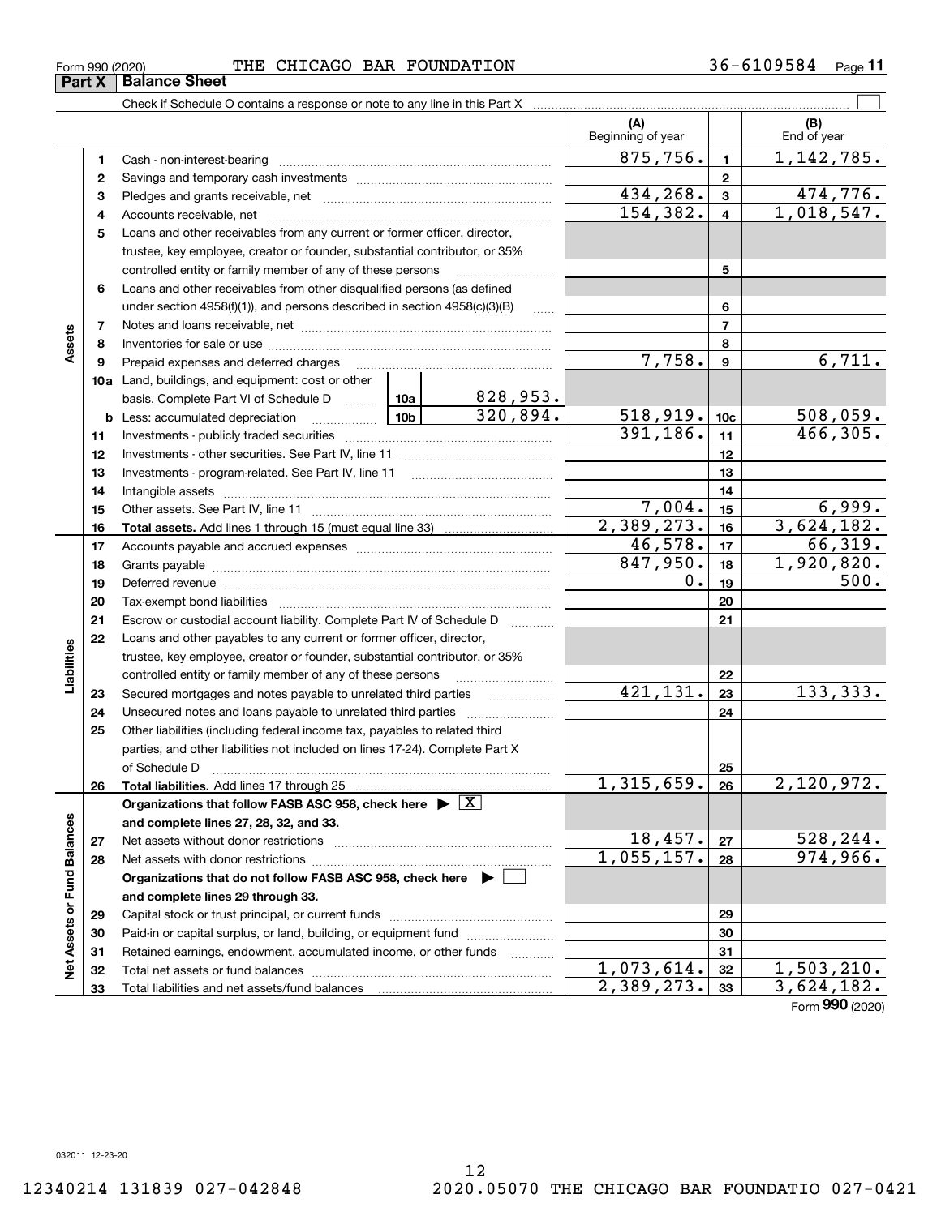Form 990 (2020) THE CHICAGO BAR FOUNDATION 36-6109584 Page 11

## Part X Balance Sheet

Check if Schedule O contains a response or note to any line in this Part X ☐

| | | | | (A) Beginning of year | | (B) End of year |
|---|---|---|---|---|---|---|
| **Assets** | 1 | Cash - non-interest-bearing | | 875,756. | 1 | 1,142,785. |
| | 2 | Savings and temporary cash investments | | | 2 | |
| | 3 | Pledges and grants receivable, net | | 434,268. | 3 | 474,776. |
| | 4 | Accounts receivable, net | | 154,382. | 4 | 1,018,547. |
| | 5 | Loans and other receivables from any current or former officer, director, trustee, key employee, creator or founder, substantial contributor, or 35% controlled entity or family member of any of these persons | | | 5 | |
| | 6 | Loans and other receivables from other disqualified persons (as defined under section 4958(f)(1)), and persons described in section 4958(c)(3)(B) | | | 6 | |
| | 7 | Notes and loans receivable, net | | | 7 | |
| | 8 | Inventories for sale or use | | | 8 | |
| | 9 | Prepaid expenses and deferred charges | | 7,758. | 9 | 6,711. |
| | 10a | Land, buildings, and equipment: cost or other basis. Complete Part VI of Schedule D | 10a 828,953. | | | |
| | b | Less: accumulated depreciation | 10b 320,894. | 518,919. | 10c | 508,059. |
| | 11 | Investments - publicly traded securities | | 391,186. | 11 | 466,305. |
| | 12 | Investments - other securities. See Part IV, line 11 | | | 12 | |
| | 13 | Investments - program-related. See Part IV, line 11 | | | 13 | |
| | 14 | Intangible assets | | | 14 | |
| | 15 | Other assets. See Part IV, line 11 | | 7,004. | 15 | 6,999. |
| | 16 | **Total assets.** Add lines 1 through 15 (must equal line 33) | | 2,389,273. | 16 | 3,624,182. |
| **Liabilities** | 17 | Accounts payable and accrued expenses | | 46,578. | 17 | 66,319. |
| | 18 | Grants payable | | 847,950. | 18 | 1,920,820. |
| | 19 | Deferred revenue | | 0. | 19 | 500. |
| | 20 | Tax-exempt bond liabilities | | | 20 | |
| | 21 | Escrow or custodial account liability. Complete Part IV of Schedule D | | | 21 | |
| | 22 | Loans and other payables to any current or former officer, director, trustee, key employee, creator or founder, substantial contributor, or 35% controlled entity or family member of any of these persons | | | 22 | |
| | 23 | Secured mortgages and notes payable to unrelated third parties | | 421,131. | 23 | 133,333. |
| | 24 | Unsecured notes and loans payable to unrelated third parties | | | 24 | |
| | 25 | Other liabilities (including federal income tax, payables to related third parties, and other liabilities not included on lines 17-24). Complete Part X of Schedule D | | | 25 | |
| | 26 | **Total liabilities.** Add lines 17 through 25 | | 1,315,659. | 26 | 2,120,972. |
| **Net Assets or Fund Balances** | | **Organizations that follow FASB ASC 958, check here ▶ ☒ and complete lines 27, 28, 32, and 33.** | | | | |
| | 27 | Net assets without donor restrictions | | 18,457. | 27 | 528,244. |
| | 28 | Net assets with donor restrictions | | 1,055,157. | 28 | 974,966. |
| | | **Organizations that do not follow FASB ASC 958, check here ▶ ☐ and complete lines 29 through 33.** | | | | |
| | 29 | Capital stock or trust principal, or current funds | | | 29 | |
| | 30 | Paid-in or capital surplus, or land, building, or equipment fund | | | 30 | |
| | 31 | Retained earnings, endowment, accumulated income, or other funds | | | 31 | |
| | 32 | Total net assets or fund balances | | 1,073,614. | 32 | 1,503,210. |
| | 33 | Total liabilities and net assets/fund balances | | 2,389,273. | 33 | 3,624,182. |

Form **990** (2020)

032011 12-23-20

12340214 131839 027-042848 2020.05070 THE CHICAGO BAR FOUNDATIO 027-0421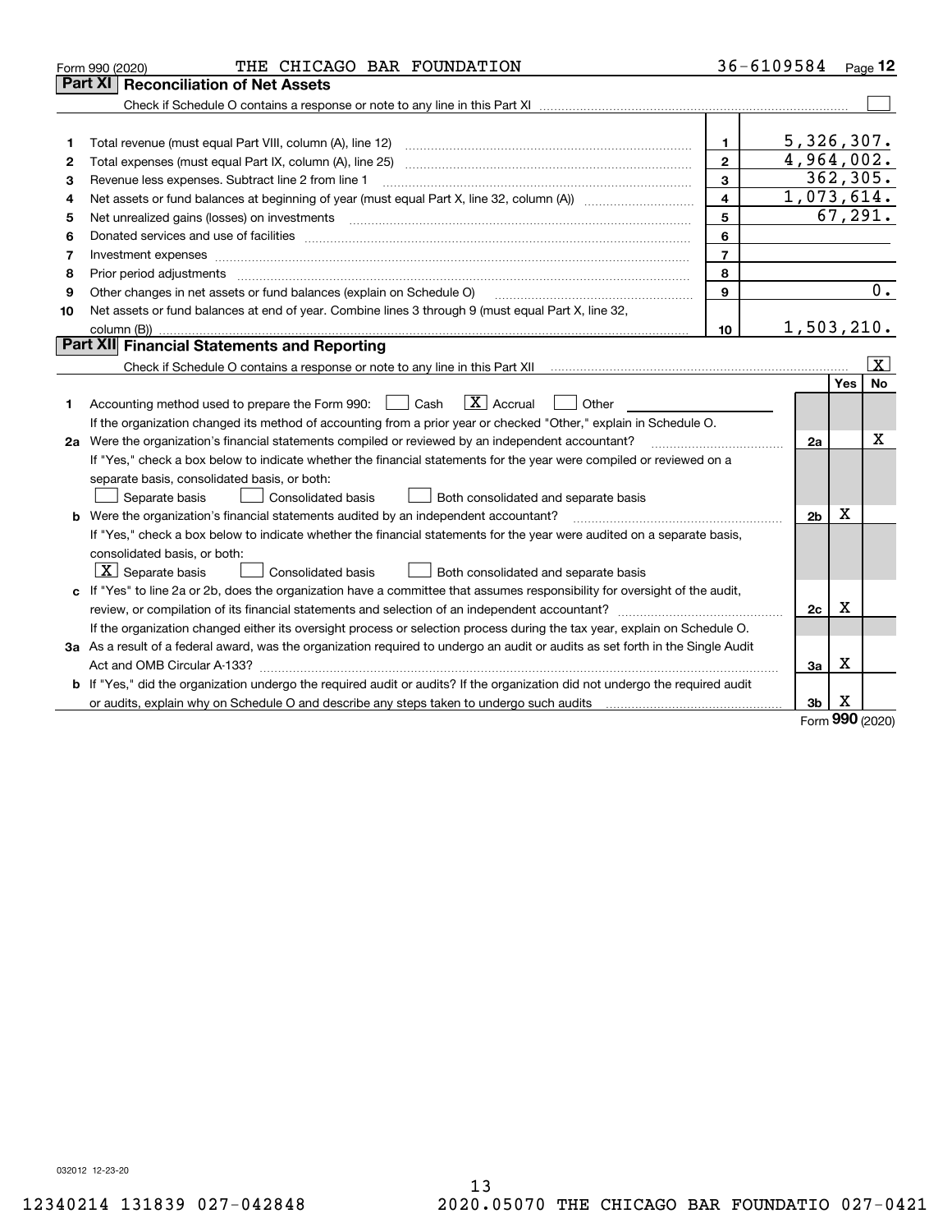Form 990 (2020) THE CHICAGO BAR FOUNDATION 36-6109584 Page **12**

## Part XI Reconciliation of Net Assets

Check if Schedule O contains a response or note to any line in this Part XI ☐

| | | | |
|---|---|---|---|
| 1 | Total revenue (must equal Part VIII, column (A), line 12) | 1 | 5,326,307. |
| 2 | Total expenses (must equal Part IX, column (A), line 25) | 2 | 4,964,002. |
| 3 | Revenue less expenses. Subtract line 2 from line 1 | 3 | 362,305. |
| 4 | Net assets or fund balances at beginning of year (must equal Part X, line 32, column (A)) | 4 | 1,073,614. |
| 5 | Net unrealized gains (losses) on investments | 5 | 67,291. |
| 6 | Donated services and use of facilities | 6 | |
| 7 | Investment expenses | 7 | |
| 8 | Prior period adjustments | 8 | |
| 9 | Other changes in net assets or fund balances (explain on Schedule O) | 9 | 0. |
| 10 | Net assets or fund balances at end of year. Combine lines 3 through 9 (must equal Part X, line 32, column (B)) | 10 | 1,503,210. |

## Part XII Financial Statements and Reporting

Check if Schedule O contains a response or note to any line in this Part XII ☒

| | | | Yes | No |
|---|---|---|---|---|
| 1 | Accounting method used to prepare the Form 990: ☐ Cash ☒ Accrual ☐ Other<br>If the organization changed its method of accounting from a prior year or checked "Other," explain in Schedule O. | | | |
| 2a | Were the organization's financial statements compiled or reviewed by an independent accountant?<br>If "Yes," check a box below to indicate whether the financial statements for the year were compiled or reviewed on a separate basis, consolidated basis, or both:<br>☐ Separate basis ☐ Consolidated basis ☐ Both consolidated and separate basis | 2a | | X |
| b | Were the organization's financial statements audited by an independent accountant?<br>If "Yes," check a box below to indicate whether the financial statements for the year were audited on a separate basis, consolidated basis, or both:<br>☒ Separate basis ☐ Consolidated basis ☐ Both consolidated and separate basis | 2b | X | |
| c | If "Yes" to line 2a or 2b, does the organization have a committee that assumes responsibility for oversight of the audit, review, or compilation of its financial statements and selection of an independent accountant?<br>If the organization changed either its oversight process or selection process during the tax year, explain on Schedule O. | 2c | X | |
| 3a | As a result of a federal award, was the organization required to undergo an audit or audits as set forth in the Single Audit Act and OMB Circular A-133? | 3a | X | |
| b | If "Yes," did the organization undergo the required audit or audits? If the organization did not undergo the required audit or audits, explain why on Schedule O and describe any steps taken to undergo such audits | 3b | X | |

Form **990** (2020)

032012 12-23-20

12340214 131839 027-042848 2020.05070 THE CHICAGO BAR FOUNDATIO 027-0421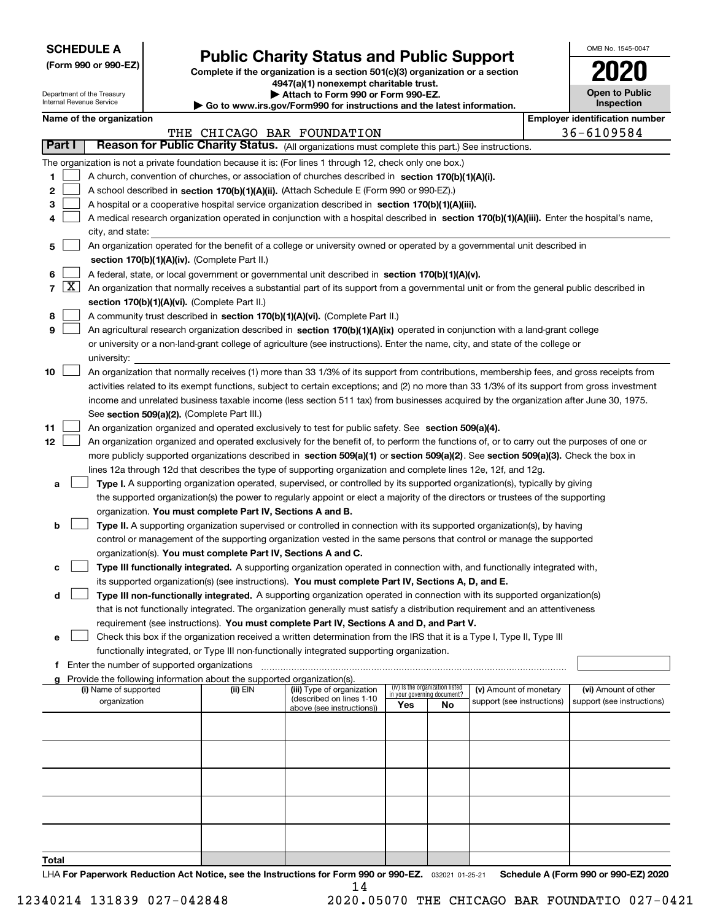**SCHEDULE A**
**(Form 990 or 990-EZ)**

Department of the Treasury
Internal Revenue Service

# Public Charity Status and Public Support

**Complete if the organization is a section 501(c)(3) organization or a section 4947(a)(1) nonexempt charitable trust.**
**▶ Attach to Form 990 or Form 990-EZ.**
**▶ Go to www.irs.gov/Form990 for instructions and the latest information.**

OMB No. 1545-0047

**2020**

**Open to Public Inspection**

**Name of the organization:** THE CHICAGO BAR FOUNDATION
**Employer identification number:** 36-6109584

## Part I — Reason for Public Charity Status. (All organizations must complete this part.) See instructions.

The organization is not a private foundation because it is: (For lines 1 through 12, check only one box.)

1. ☐ A church, convention of churches, or association of churches described in **section 170(b)(1)(A)(i).**
2. ☐ A school described in **section 170(b)(1)(A)(ii).** (Attach Schedule E (Form 990 or 990-EZ).)
3. ☐ A hospital or a cooperative hospital service organization described in **section 170(b)(1)(A)(iii).**
4. ☐ A medical research organization operated in conjunction with a hospital described in **section 170(b)(1)(A)(iii).** Enter the hospital's name, city, and state:
5. ☐ An organization operated for the benefit of a college or university owned or operated by a governmental unit described in **section 170(b)(1)(A)(iv).** (Complete Part II.)
6. ☐ A federal, state, or local government or governmental unit described in **section 170(b)(1)(A)(v).**
7. ☒ An organization that normally receives a substantial part of its support from a governmental unit or from the general public described in **section 170(b)(1)(A)(vi).** (Complete Part II.)
8. ☐ A community trust described in **section 170(b)(1)(A)(vi).** (Complete Part II.)
9. ☐ An agricultural research organization described in **section 170(b)(1)(A)(ix)** operated in conjunction with a land-grant college or university or a non-land-grant college of agriculture (see instructions). Enter the name, city, and state of the college or university:
10. ☐ An organization that normally receives (1) more than 33 1/3% of its support from contributions, membership fees, and gross receipts from activities related to its exempt functions, subject to certain exceptions; and (2) no more than 33 1/3% of its support from gross investment income and unrelated business taxable income (less section 511 tax) from businesses acquired by the organization after June 30, 1975. See **section 509(a)(2).** (Complete Part III.)
11. ☐ An organization organized and operated exclusively to test for public safety. See **section 509(a)(4).**
12. ☐ An organization organized and operated exclusively for the benefit of, to perform the functions of, or to carry out the purposes of one or more publicly supported organizations described in **section 509(a)(1)** or **section 509(a)(2).** See **section 509(a)(3).** Check the box in lines 12a through 12d that describes the type of supporting organization and complete lines 12e, 12f, and 12g.
   - **a** ☐ **Type I.** A supporting organization operated, supervised, or controlled by its supported organization(s), typically by giving the supported organization(s) the power to regularly appoint or elect a majority of the directors or trustees of the supporting organization. **You must complete Part IV, Sections A and B.**
   - **b** ☐ **Type II.** A supporting organization supervised or controlled in connection with its supported organization(s), by having control or management of the supporting organization vested in the same persons that control or manage the supported organization(s). **You must complete Part IV, Sections A and C.**
   - **c** ☐ **Type III functionally integrated.** A supporting organization operated in connection with, and functionally integrated with, its supported organization(s) (see instructions). **You must complete Part IV, Sections A, D, and E.**
   - **d** ☐ **Type III non-functionally integrated.** A supporting organization operated in connection with its supported organization(s) that is not functionally integrated. The organization generally must satisfy a distribution requirement and an attentiveness requirement (see instructions). **You must complete Part IV, Sections A and D, and Part V.**
   - **e** ☐ Check this box if the organization received a written determination from the IRS that it is a Type I, Type II, Type III functionally integrated, or Type III non-functionally integrated supporting organization.
   - **f** Enter the number of supported organizations
   - **g** Provide the following information about the supported organization(s).

| (i) Name of supported organization | (ii) EIN | (iii) Type of organization (described on lines 1-10 above (see instructions)) | (iv) Is the organization listed in your governing document? Yes | No | (v) Amount of monetary support (see instructions) | (vi) Amount of other support (see instructions) |
|---|---|---|---|---|---|---|
| | | | | | | |
| | | | | | | |
| | | | | | | |
| | | | | | | |
| | | | | | | |
| **Total** | | | | | | |

LHA **For Paperwork Reduction Act Notice, see the Instructions for Form 990 or 990-EZ.** 032021 01-25-21 **Schedule A (Form 990 or 990-EZ) 2020**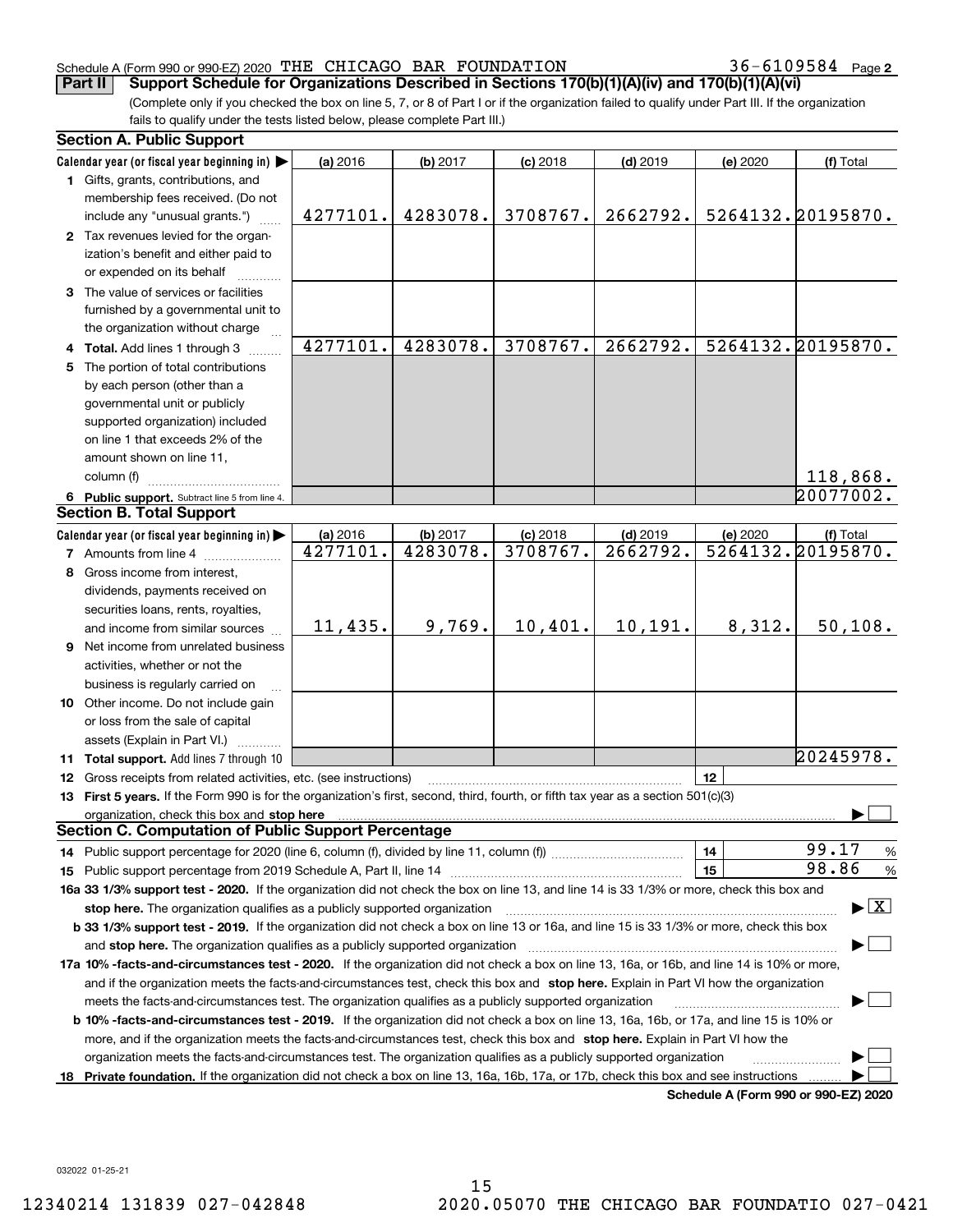Schedule A (Form 990 or 990-EZ) 2020 THE CHICAGO BAR FOUNDATION 36-6109584 Page 2

**Part II Support Schedule for Organizations Described in Sections 170(b)(1)(A)(iv) and 170(b)(1)(A)(vi)**

(Complete only if you checked the box on line 5, 7, or 8 of Part I or if the organization failed to qualify under Part III. If the organization fails to qualify under the tests listed below, please complete Part III.)

## Section A. Public Support

| Calendar year (or fiscal year beginning in) ▶ | (a) 2016 | (b) 2017 | (c) 2018 | (d) 2019 | (e) 2020 | (f) Total |
|---|---|---|---|---|---|---|
| 1 Gifts, grants, contributions, and membership fees received. (Do not include any "unusual grants.") | 4277101. | 4283078. | 3708767. | 2662792. | 5264132. | 20195870. |
| 2 Tax revenues levied for the organization's benefit and either paid to or expended on its behalf | | | | | | |
| 3 The value of services or facilities furnished by a governmental unit to the organization without charge | | | | | | |
| 4 **Total.** Add lines 1 through 3 | 4277101. | 4283078. | 3708767. | 2662792. | 5264132. | 20195870. |
| 5 The portion of total contributions by each person (other than a governmental unit or publicly supported organization) included on line 1 that exceeds 2% of the amount shown on line 11, column (f) | | | | | | 118,868. |
| 6 **Public support.** Subtract line 5 from line 4. | | | | | | 20077002. |

## Section B. Total Support

| Calendar year (or fiscal year beginning in) ▶ | (a) 2016 | (b) 2017 | (c) 2018 | (d) 2019 | (e) 2020 | (f) Total |
|---|---|---|---|---|---|---|
| 7 Amounts from line 4 | 4277101. | 4283078. | 3708767. | 2662792. | 5264132. | 20195870. |
| 8 Gross income from interest, dividends, payments received on securities loans, rents, royalties, and income from similar sources | 11,435. | 9,769. | 10,401. | 10,191. | 8,312. | 50,108. |
| 9 Net income from unrelated business activities, whether or not the business is regularly carried on | | | | | | |
| 10 Other income. Do not include gain or loss from the sale of capital assets (Explain in Part VI.) | | | | | | |
| 11 **Total support.** Add lines 7 through 10 | | | | | | 20245978. |

12 Gross receipts from related activities, etc. (see instructions) | 12 |

13 **First 5 years.** If the Form 990 is for the organization's first, second, third, fourth, or fifth tax year as a section 501(c)(3) organization, check this box and **stop here** ▶ ☐

## Section C. Computation of Public Support Percentage

14 Public support percentage for 2020 (line 6, column (f), divided by line 11, column (f)) | 14 | 99.17 %

15 Public support percentage from 2019 Schedule A, Part II, line 14 | 15 | 98.86 %

**16a 33 1/3% support test - 2020.** If the organization did not check the box on line 13, and line 14 is 33 1/3% or more, check this box and **stop here.** The organization qualifies as a publicly supported organization ▶ ☒

**b 33 1/3% support test - 2019.** If the organization did not check a box on line 13 or 16a, and line 15 is 33 1/3% or more, check this box and **stop here.** The organization qualifies as a publicly supported organization ▶ ☐

**17a 10% -facts-and-circumstances test - 2020.** If the organization did not check a box on line 13, 16a, or 16b, and line 14 is 10% or more, and if the organization meets the facts-and-circumstances test, check this box and **stop here.** Explain in Part VI how the organization meets the facts-and-circumstances test. The organization qualifies as a publicly supported organization ▶ ☐

**b 10% -facts-and-circumstances test - 2019.** If the organization did not check a box on line 13, 16a, 16b, or 17a, and line 15 is 10% or more, and if the organization meets the facts-and-circumstances test, check this box and **stop here.** Explain in Part VI how the organization meets the facts-and-circumstances test. The organization qualifies as a publicly supported organization ▶ ☐

**18 Private foundation.** If the organization did not check a box on line 13, 16a, 16b, 17a, or 17b, check this box and see instructions ▶ ☐

**Schedule A (Form 990 or 990-EZ) 2020**

032022 01-25-21

12340214 131839 027-042848 2020.05070 THE CHICAGO BAR FOUNDATIO 027-0421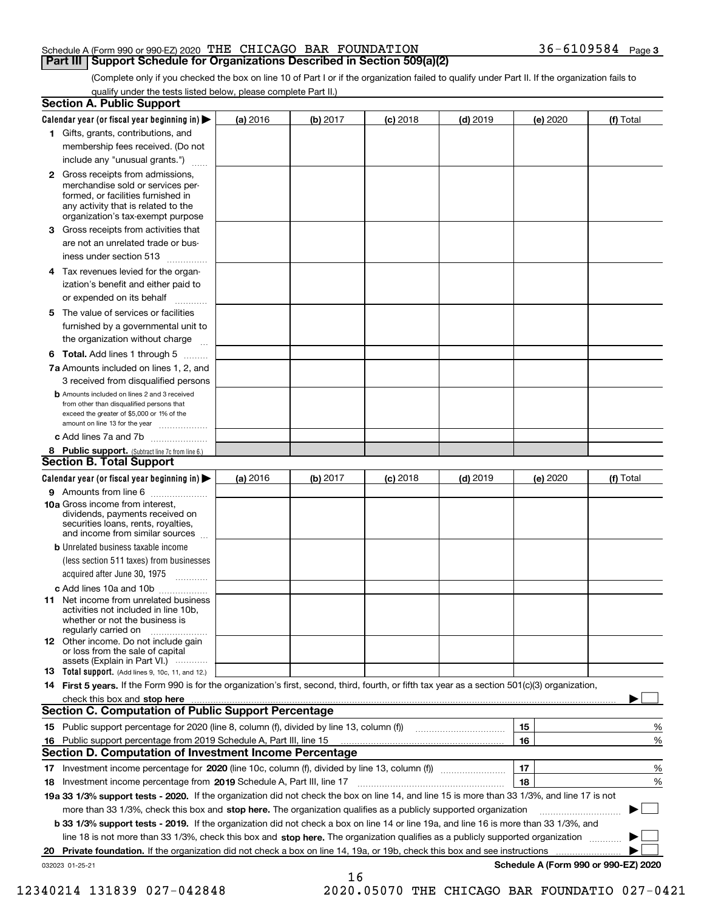Schedule A (Form 990 or 990-EZ) 2020 THE CHICAGO BAR FOUNDATION 36-6109584 Page 3

**Part III Support Schedule for Organizations Described in Section 509(a)(2)**

(Complete only if you checked the box on line 10 of Part I or if the organization failed to qualify under Part II. If the organization fails to qualify under the tests listed below, please complete Part II.)

## Section A. Public Support

| Calendar year (or fiscal year beginning in) ▶ | (a) 2016 | (b) 2017 | (c) 2018 | (d) 2019 | (e) 2020 | (f) Total |
|---|---|---|---|---|---|---|
| 1 Gifts, grants, contributions, and membership fees received. (Do not include any "unusual grants.") | | | | | | |
| 2 Gross receipts from admissions, merchandise sold or services performed, or facilities furnished in any activity that is related to the organization's tax-exempt purpose | | | | | | |
| 3 Gross receipts from activities that are not an unrelated trade or business under section 513 | | | | | | |
| 4 Tax revenues levied for the organization's benefit and either paid to or expended on its behalf | | | | | | |
| 5 The value of services or facilities furnished by a governmental unit to the organization without charge | | | | | | |
| 6 **Total.** Add lines 1 through 5 | | | | | | |
| 7a Amounts included on lines 1, 2, and 3 received from disqualified persons | | | | | | |
| b Amounts included on lines 2 and 3 received from other than disqualified persons that exceed the greater of $5,000 or 1% of the amount on line 13 for the year | | | | | | |
| c Add lines 7a and 7b | | | | | | |
| 8 **Public support.** (Subtract line 7c from line 6.) | | | | | | |

## Section B. Total Support

| Calendar year (or fiscal year beginning in) ▶ | (a) 2016 | (b) 2017 | (c) 2018 | (d) 2019 | (e) 2020 | (f) Total |
|---|---|---|---|---|---|---|
| 9 Amounts from line 6 | | | | | | |
| 10a Gross income from interest, dividends, payments received on securities loans, rents, royalties, and income from similar sources | | | | | | |
| b Unrelated business taxable income (less section 511 taxes) from businesses acquired after June 30, 1975 | | | | | | |
| c Add lines 10a and 10b | | | | | | |
| 11 Net income from unrelated business activities not included in line 10b, whether or not the business is regularly carried on | | | | | | |
| 12 Other income. Do not include gain or loss from the sale of capital assets (Explain in Part VI.) | | | | | | |
| 13 **Total support.** (Add lines 9, 10c, 11, and 12.) | | | | | | |

14 **First 5 years.** If the Form 990 is for the organization's first, second, third, fourth, or fifth tax year as a section 501(c)(3) organization, check this box and **stop here** ▶ ☐

## Section C. Computation of Public Support Percentage

| | | | |
|---|---|---|---|
| 15 | Public support percentage for 2020 (line 8, column (f), divided by line 13, column (f)) | 15 | % |
| 16 | Public support percentage from 2019 Schedule A, Part III, line 15 | 16 | % |

## Section D. Computation of Investment Income Percentage

| | | | |
|---|---|---|---|
| 17 | Investment income percentage for **2020** (line 10c, column (f), divided by line 13, column (f)) | 17 | % |
| 18 | Investment income percentage from **2019** Schedule A, Part III, line 17 | 18 | % |

**19a 33 1/3% support tests - 2020.** If the organization did not check the box on line 14, and line 15 is more than 33 1/3%, and line 17 is not more than 33 1/3%, check this box and **stop here.** The organization qualifies as a publicly supported organization ▶ ☐

**b 33 1/3% support tests - 2019.** If the organization did not check a box on line 14 or line 19a, and line 16 is more than 33 1/3%, and line 18 is not more than 33 1/3%, check this box and **stop here.** The organization qualifies as a publicly supported organization ▶ ☐

**20 Private foundation.** If the organization did not check a box on line 14, 19a, or 19b, check this box and see instructions ▶ ☐

032023 01-25-21 **Schedule A (Form 990 or 990-EZ) 2020**

12340214 131839 027-042848 2020.05070 THE CHICAGO BAR FOUNDATIO 027-0421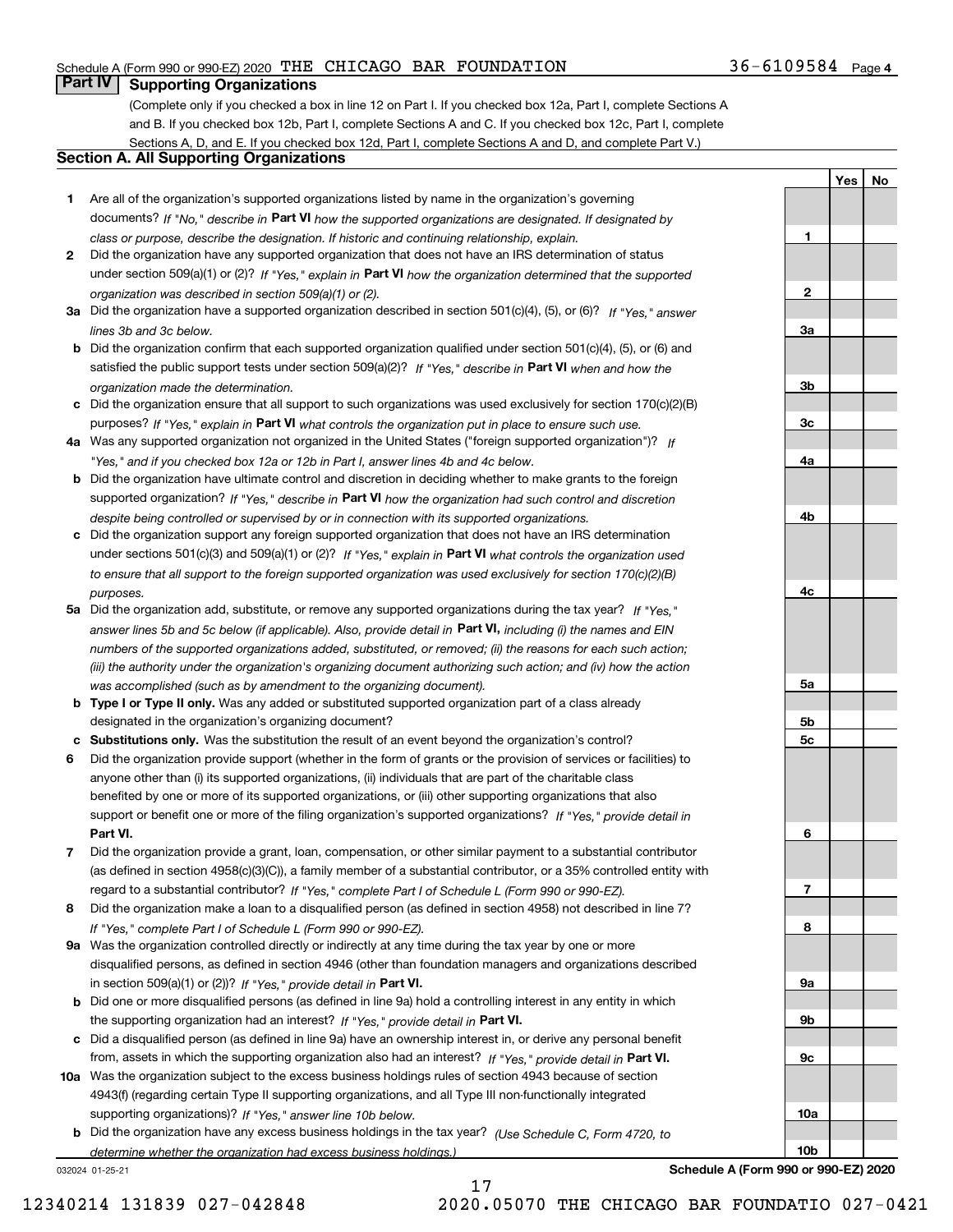Schedule A (Form 990 or 990-EZ) 2020 THE CHICAGO BAR FOUNDATION 36-6109584 Page 4

## Part IV Supporting Organizations

(Complete only if you checked a box in line 12 on Part I. If you checked box 12a, Part I, complete Sections A and B. If you checked box 12b, Part I, complete Sections A and C. If you checked box 12c, Part I, complete Sections A, D, and E. If you checked box 12d, Part I, complete Sections A and D, and complete Part V.)

### Section A. All Supporting Organizations

| | | Line | Yes | No |
|---|---|---|---|---|
| **1** | Are all of the organization's supported organizations listed by name in the organization's governing documents? *If "No," describe in* **Part VI** *how the supported organizations are designated. If designated by class or purpose, describe the designation. If historic and continuing relationship, explain.* | 1 | | |
| **2** | Did the organization have any supported organization that does not have an IRS determination of status under section 509(a)(1) or (2)? *If "Yes," explain in* **Part VI** *how the organization determined that the supported organization was described in section 509(a)(1) or (2).* | 2 | | |
| **3a** | Did the organization have a supported organization described in section 501(c)(4), (5), or (6)? *If "Yes," answer lines 3b and 3c below.* | 3a | | |
| **b** | Did the organization confirm that each supported organization qualified under section 501(c)(4), (5), or (6) and satisfied the public support tests under section 509(a)(2)? *If "Yes," describe in* **Part VI** *when and how the organization made the determination.* | 3b | | |
| **c** | Did the organization ensure that all support to such organizations was used exclusively for section 170(c)(2)(B) purposes? *If "Yes," explain in* **Part VI** *what controls the organization put in place to ensure such use.* | 3c | | |
| **4a** | Was any supported organization not organized in the United States ("foreign supported organization")? *If "Yes," and if you checked box 12a or 12b in Part I, answer lines 4b and 4c below.* | 4a | | |
| **b** | Did the organization have ultimate control and discretion in deciding whether to make grants to the foreign supported organization? *If "Yes," describe in* **Part VI** *how the organization had such control and discretion despite being controlled or supervised by or in connection with its supported organizations.* | 4b | | |
| **c** | Did the organization support any foreign supported organization that does not have an IRS determination under sections 501(c)(3) and 509(a)(1) or (2)? *If "Yes," explain in* **Part VI** *what controls the organization used to ensure that all support to the foreign supported organization was used exclusively for section 170(c)(2)(B) purposes.* | 4c | | |
| **5a** | Did the organization add, substitute, or remove any supported organizations during the tax year? *If "Yes," answer lines 5b and 5c below (if applicable). Also, provide detail in* **Part VI,** *including (i) the names and EIN numbers of the supported organizations added, substituted, or removed; (ii) the reasons for each such action; (iii) the authority under the organization's organizing document authorizing such action; and (iv) how the action was accomplished (such as by amendment to the organizing document).* | 5a | | |
| **b** | **Type I or Type II only.** Was any added or substituted supported organization part of a class already designated in the organization's organizing document? | 5b | | |
| **c** | **Substitutions only.** Was the substitution the result of an event beyond the organization's control? | 5c | | |
| **6** | Did the organization provide support (whether in the form of grants or the provision of services or facilities) to anyone other than (i) its supported organizations, (ii) individuals that are part of the charitable class benefited by one or more of its supported organizations, or (iii) other supporting organizations that also support or benefit one or more of the filing organization's supported organizations? *If "Yes," provide detail in* **Part VI.** | 6 | | |
| **7** | Did the organization provide a grant, loan, compensation, or other similar payment to a substantial contributor (as defined in section 4958(c)(3)(C)), a family member of a substantial contributor, or a 35% controlled entity with regard to a substantial contributor? *If "Yes," complete Part I of Schedule L (Form 990 or 990-EZ).* | 7 | | |
| **8** | Did the organization make a loan to a disqualified person (as defined in section 4958) not described in line 7? *If "Yes," complete Part I of Schedule L (Form 990 or 990-EZ).* | 8 | | |
| **9a** | Was the organization controlled directly or indirectly at any time during the tax year by one or more disqualified persons, as defined in section 4946 (other than foundation managers and organizations described in section 509(a)(1) or (2))? *If "Yes," provide detail in* **Part VI.** | 9a | | |
| **b** | Did one or more disqualified persons (as defined in line 9a) hold a controlling interest in any entity in which the supporting organization had an interest? *If "Yes," provide detail in* **Part VI.** | 9b | | |
| **c** | Did a disqualified person (as defined in line 9a) have an ownership interest in, or derive any personal benefit from, assets in which the supporting organization also had an interest? *If "Yes," provide detail in* **Part VI.** | 9c | | |
| **10a** | Was the organization subject to the excess business holdings rules of section 4943 because of section 4943(f) (regarding certain Type II supporting organizations, and all Type III non-functionally integrated supporting organizations)? *If "Yes," answer line 10b below.* | 10a | | |
| **b** | Did the organization have any excess business holdings in the tax year? *(Use Schedule C, Form 4720, to determine whether the organization had excess business holdings.)* | 10b | | |

032024 01-25-21 **Schedule A (Form 990 or 990-EZ) 2020**

12340214 131839 027-042848 2020.05070 THE CHICAGO BAR FOUNDATIO 027-0421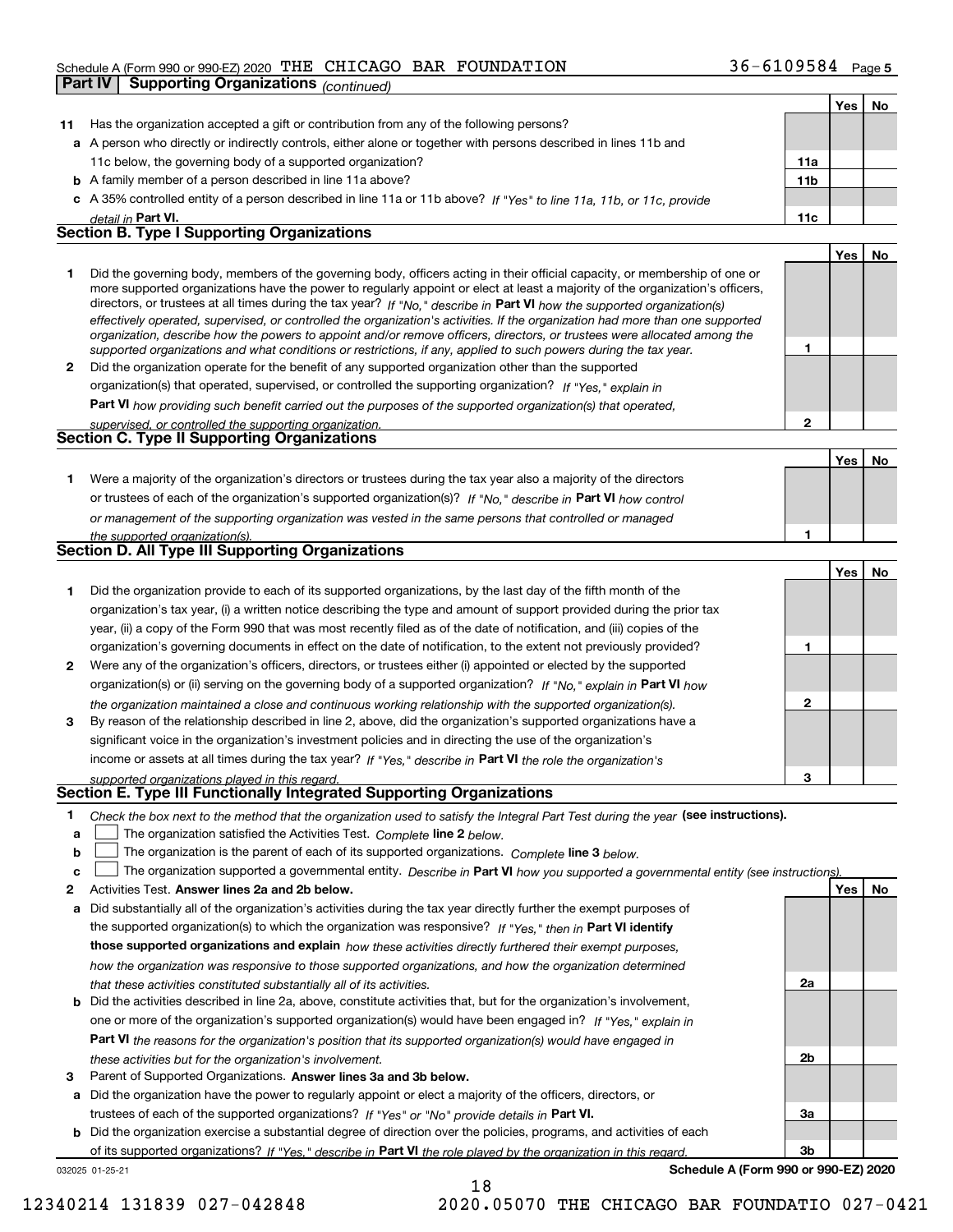Schedule A (Form 990 or 990-EZ) 2020 THE CHICAGO BAR FOUNDATION 36-6109584 Page 5

**Part IV | Supporting Organizations** *(continued)*

| | | | Yes | No |
|---|---|---|---|---|
| **11** | Has the organization accepted a gift or contribution from any of the following persons? | | | |
| **a** | A person who directly or indirectly controls, either alone or together with persons described in lines 11b and 11c below, the governing body of a supported organization? | **11a** | | |
| **b** | A family member of a person described in line 11a above? | **11b** | | |
| **c** | A 35% controlled entity of a person described in line 11a or 11b above? *If "Yes" to line 11a, 11b, or 11c, provide detail in* **Part VI.** | **11c** | | |

## Section B. Type I Supporting Organizations

| | | | Yes | No |
|---|---|---|---|---|
| **1** | Did the governing body, members of the governing body, officers acting in their official capacity, or membership of one or more supported organizations have the power to regularly appoint or elect at least a majority of the organization's officers, directors, or trustees at all times during the tax year? *If "No," describe in* **Part VI** *how the supported organization(s) effectively operated, supervised, or controlled the organization's activities. If the organization had more than one supported organization, describe how the powers to appoint and/or remove officers, directors, or trustees were allocated among the supported organizations and what conditions or restrictions, if any, applied to such powers during the tax year.* | **1** | | |
| **2** | Did the organization operate for the benefit of any supported organization other than the supported organization(s) that operated, supervised, or controlled the supporting organization? *If "Yes," explain in* **Part VI** *how providing such benefit carried out the purposes of the supported organization(s) that operated, supervised, or controlled the supporting organization.* | **2** | | |

## Section C. Type II Supporting Organizations

| | | | Yes | No |
|---|---|---|---|---|
| **1** | Were a majority of the organization's directors or trustees during the tax year also a majority of the directors or trustees of each of the organization's supported organization(s)? *If "No," describe in* **Part VI** *how control or management of the supporting organization was vested in the same persons that controlled or managed the supported organization(s).* | **1** | | |

## Section D. All Type III Supporting Organizations

| | | | Yes | No |
|---|---|---|---|---|
| **1** | Did the organization provide to each of its supported organizations, by the last day of the fifth month of the organization's tax year, (i) a written notice describing the type and amount of support provided during the prior tax year, (ii) a copy of the Form 990 that was most recently filed as of the date of notification, and (iii) copies of the organization's governing documents in effect on the date of notification, to the extent not previously provided? | **1** | | |
| **2** | Were any of the organization's officers, directors, or trustees either (i) appointed or elected by the supported organization(s) or (ii) serving on the governing body of a supported organization? *If "No," explain in* **Part VI** *how the organization maintained a close and continuous working relationship with the supported organization(s).* | **2** | | |
| **3** | By reason of the relationship described in line 2, above, did the organization's supported organizations have a significant voice in the organization's investment policies and in directing the use of the organization's income or assets at all times during the tax year? *If "Yes," describe in* **Part VI** *the role the organization's supported organizations played in this regard.* | **3** | | |

## Section E. Type III Functionally Integrated Supporting Organizations

**1** *Check the box next to the method that the organization used to satisfy the Integral Part Test during the year* **(see instructions).**

- **a** ☐ The organization satisfied the Activities Test. *Complete* **line 2** *below.*
- **b** ☐ The organization is the parent of each of its supported organizations. *Complete* **line 3** *below.*
- **c** ☐ The organization supported a governmental entity. *Describe in* **Part VI** *how you supported a governmental entity (see instructions).*

| | | | Yes | No |
|---|---|---|---|---|
| **2** | Activities Test. **Answer lines 2a and 2b below.** | | | |
| **a** | Did substantially all of the organization's activities during the tax year directly further the exempt purposes of the supported organization(s) to which the organization was responsive? *If "Yes," then in* **Part VI identify those supported organizations and explain** *how these activities directly furthered their exempt purposes, how the organization was responsive to those supported organizations, and how the organization determined that these activities constituted substantially all of its activities.* | **2a** | | |
| **b** | Did the activities described in line 2a, above, constitute activities that, but for the organization's involvement, one or more of the organization's supported organization(s) would have been engaged in? *If "Yes," explain in* **Part VI** *the reasons for the organization's position that its supported organization(s) would have engaged in these activities but for the organization's involvement.* | **2b** | | |
| **3** | Parent of Supported Organizations. **Answer lines 3a and 3b below.** | | | |
| **a** | Did the organization have the power to regularly appoint or elect a majority of the officers, directors, or trustees of each of the supported organizations? *If "Yes" or "No" provide details in* **Part VI.** | **3a** | | |
| **b** | Did the organization exercise a substantial degree of direction over the policies, programs, and activities of each of its supported organizations? *If "Yes," describe in* **Part VI** *the role played by the organization in this regard.* | **3b** | | |

032025 01-25-21 **Schedule A (Form 990 or 990-EZ) 2020**

12340214 131839 027-042848 2020.05070 THE CHICAGO BAR FOUNDATIO 027-0421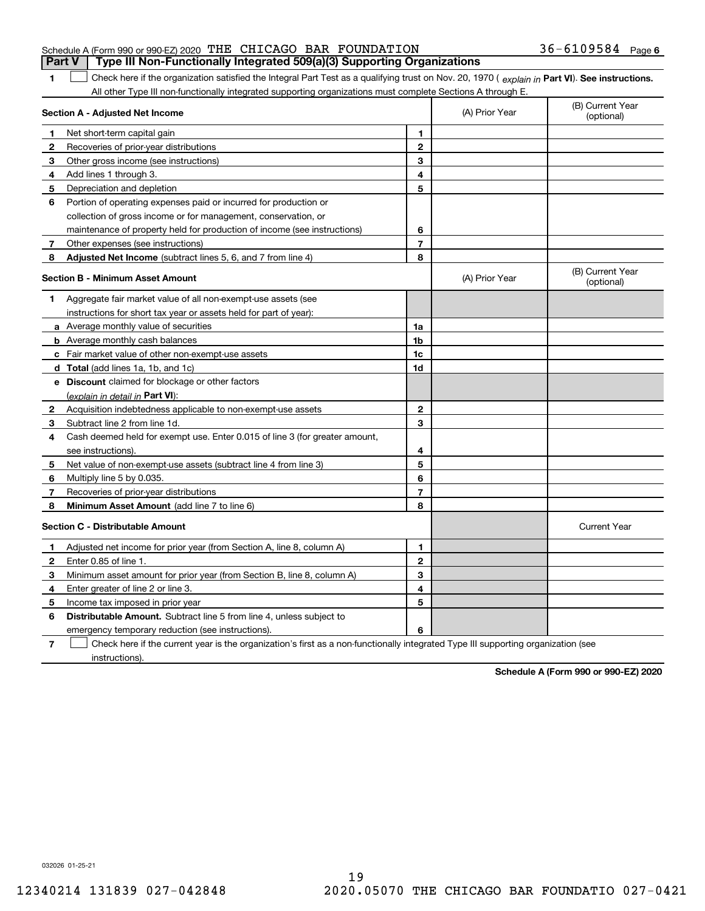Schedule A (Form 990 or 990-EZ) 2020 THE CHICAGO BAR FOUNDATION 36-6109584 Page 6

**Part V | Type III Non-Functionally Integrated 509(a)(3) Supporting Organizations**

**1** ☐ Check here if the organization satisfied the Integral Part Test as a qualifying trust on Nov. 20, 1970 ( *explain in* **Part VI**). **See instructions.** All other Type III non-functionally integrated supporting organizations must complete Sections A through E.

| **Section A - Adjusted Net Income** | | (A) Prior Year | (B) Current Year (optional) |
|---|---|---|---|
| **1** Net short-term capital gain | **1** | | |
| **2** Recoveries of prior-year distributions | **2** | | |
| **3** Other gross income (see instructions) | **3** | | |
| **4** Add lines 1 through 3. | **4** | | |
| **5** Depreciation and depletion | **5** | | |
| **6** Portion of operating expenses paid or incurred for production or collection of gross income or for management, conservation, or maintenance of property held for production of income (see instructions) | **6** | | |
| **7** Other expenses (see instructions) | **7** | | |
| **8** **Adjusted Net Income** (subtract lines 5, 6, and 7 from line 4) | **8** | | |

| **Section B - Minimum Asset Amount** | | (A) Prior Year | (B) Current Year (optional) |
|---|---|---|---|
| **1** Aggregate fair market value of all non-exempt-use assets (see instructions for short tax year or assets held for part of year): | | | |
| **a** Average monthly value of securities | **1a** | | |
| **b** Average monthly cash balances | **1b** | | |
| **c** Fair market value of other non-exempt-use assets | **1c** | | |
| **d** **Total** (add lines 1a, 1b, and 1c) | **1d** | | |
| **e** **Discount** claimed for blockage or other factors (*explain in detail in* **Part VI**): | | | |
| **2** Acquisition indebtedness applicable to non-exempt-use assets | **2** | | |
| **3** Subtract line 2 from line 1d. | **3** | | |
| **4** Cash deemed held for exempt use. Enter 0.015 of line 3 (for greater amount, see instructions). | **4** | | |
| **5** Net value of non-exempt-use assets (subtract line 4 from line 3) | **5** | | |
| **6** Multiply line 5 by 0.035. | **6** | | |
| **7** Recoveries of prior-year distributions | **7** | | |
| **8** **Minimum Asset Amount** (add line 7 to line 6) | **8** | | |

| **Section C - Distributable Amount** | | | Current Year |
|---|---|---|---|
| **1** Adjusted net income for prior year (from Section A, line 8, column A) | **1** | | |
| **2** Enter 0.85 of line 1. | **2** | | |
| **3** Minimum asset amount for prior year (from Section B, line 8, column A) | **3** | | |
| **4** Enter greater of line 2 or line 3. | **4** | | |
| **5** Income tax imposed in prior year | **5** | | |
| **6** **Distributable Amount.** Subtract line 5 from line 4, unless subject to emergency temporary reduction (see instructions). | **6** | | |

**7** ☐ Check here if the current year is the organization's first as a non-functionally integrated Type III supporting organization (see instructions).

**Schedule A (Form 990 or 990-EZ) 2020**

032026 01-25-21

12340214 131839 027-042848 2020.05070 THE CHICAGO BAR FOUNDATIO 027-0421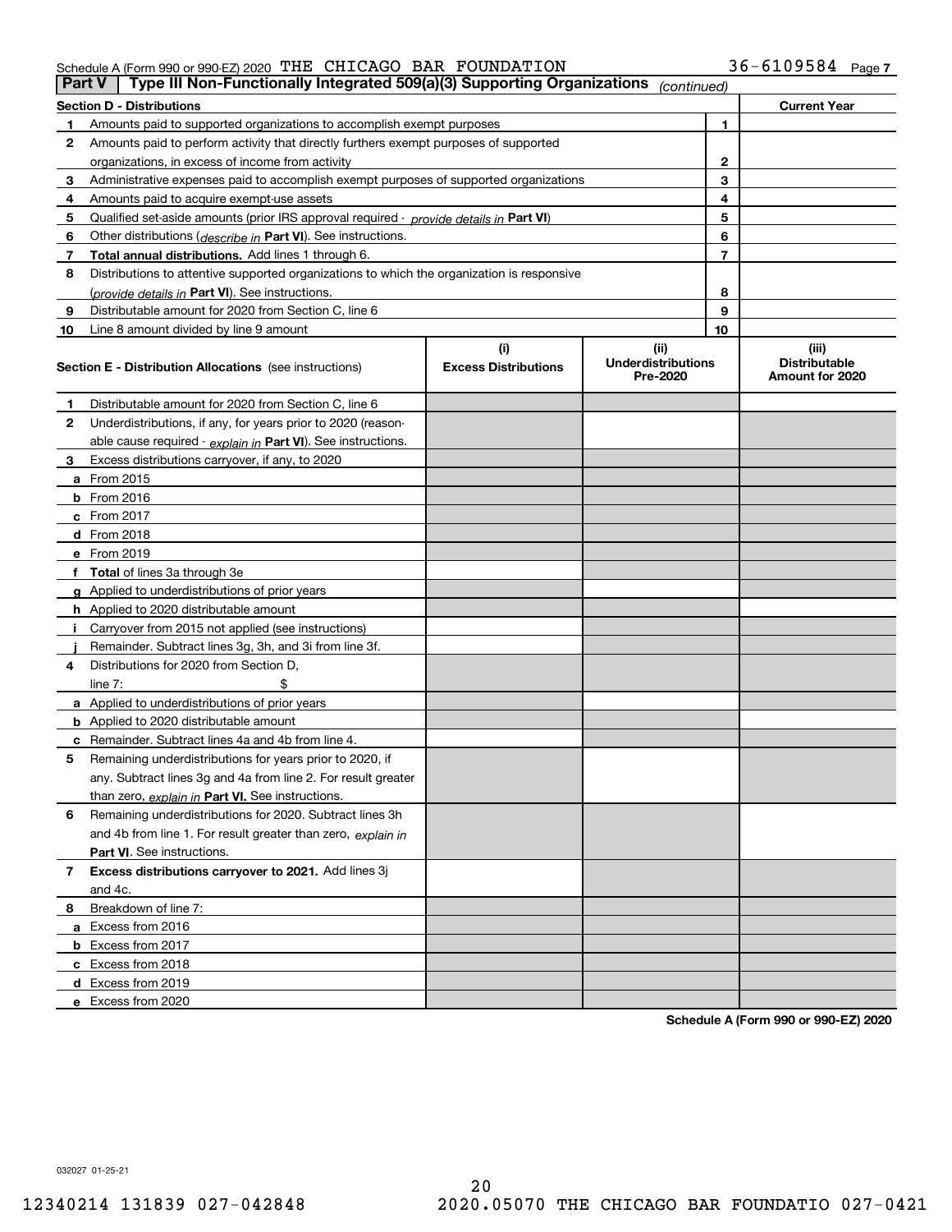Schedule A (Form 990 or 990-EZ) 2020 THE CHICAGO BAR FOUNDATION 36-6109584 Page 7

## Part V Type III Non-Functionally Integrated 509(a)(3) Supporting Organizations *(continued)*

| Section D - Distributions | | | Current Year |
|---|---|---|---|
| 1 | Amounts paid to supported organizations to accomplish exempt purposes | 1 | |
| 2 | Amounts paid to perform activity that directly furthers exempt purposes of supported organizations, in excess of income from activity | 2 | |
| 3 | Administrative expenses paid to accomplish exempt purposes of supported organizations | 3 | |
| 4 | Amounts paid to acquire exempt-use assets | 4 | |
| 5 | Qualified set-aside amounts (prior IRS approval required - *provide details in* **Part VI**) | 5 | |
| 6 | Other distributions (*describe in* **Part VI**). See instructions. | 6 | |
| 7 | **Total annual distributions.** Add lines 1 through 6. | 7 | |
| 8 | Distributions to attentive supported organizations to which the organization is responsive (*provide details in* **Part VI**). See instructions. | 8 | |
| 9 | Distributable amount for 2020 from Section C, line 6 | 9 | |
| 10 | Line 8 amount divided by line 9 amount | 10 | |

| Section E - Distribution Allocations (see instructions) | (i) Excess Distributions | (ii) Underdistributions Pre-2020 | (iii) Distributable Amount for 2020 |
|---|---|---|---|
| **1** Distributable amount for 2020 from Section C, line 6 | | | |
| **2** Underdistributions, if any, for years prior to 2020 (reasonable cause required - *explain in* **Part VI**). See instructions. | | | |
| **3** Excess distributions carryover, if any, to 2020 | | | |
| **a** From 2015 | | | |
| **b** From 2016 | | | |
| **c** From 2017 | | | |
| **d** From 2018 | | | |
| **e** From 2019 | | | |
| **f** **Total** of lines 3a through 3e | | | |
| **g** Applied to underdistributions of prior years | | | |
| **h** Applied to 2020 distributable amount | | | |
| **i** Carryover from 2015 not applied (see instructions) | | | |
| **j** Remainder. Subtract lines 3g, 3h, and 3i from line 3f. | | | |
| **4** Distributions for 2020 from Section D, line 7: $ | | | |
| **a** Applied to underdistributions of prior years | | | |
| **b** Applied to 2020 distributable amount | | | |
| **c** Remainder. Subtract lines 4a and 4b from line 4. | | | |
| **5** Remaining underdistributions for years prior to 2020, if any. Subtract lines 3g and 4a from line 2. For result greater than zero, *explain in* **Part VI.** See instructions. | | | |
| **6** Remaining underdistributions for 2020. Subtract lines 3h and 4b from line 1. For result greater than zero, *explain in* **Part VI**. See instructions. | | | |
| **7** **Excess distributions carryover to 2021.** Add lines 3j and 4c. | | | |
| **8** Breakdown of line 7: | | | |
| **a** Excess from 2016 | | | |
| **b** Excess from 2017 | | | |
| **c** Excess from 2018 | | | |
| **d** Excess from 2019 | | | |
| **e** Excess from 2020 | | | |

**Schedule A (Form 990 or 990-EZ) 2020**

032027 01-25-21

12340214 131839 027-042848 2020.05070 THE CHICAGO BAR FOUNDATIO 027-0421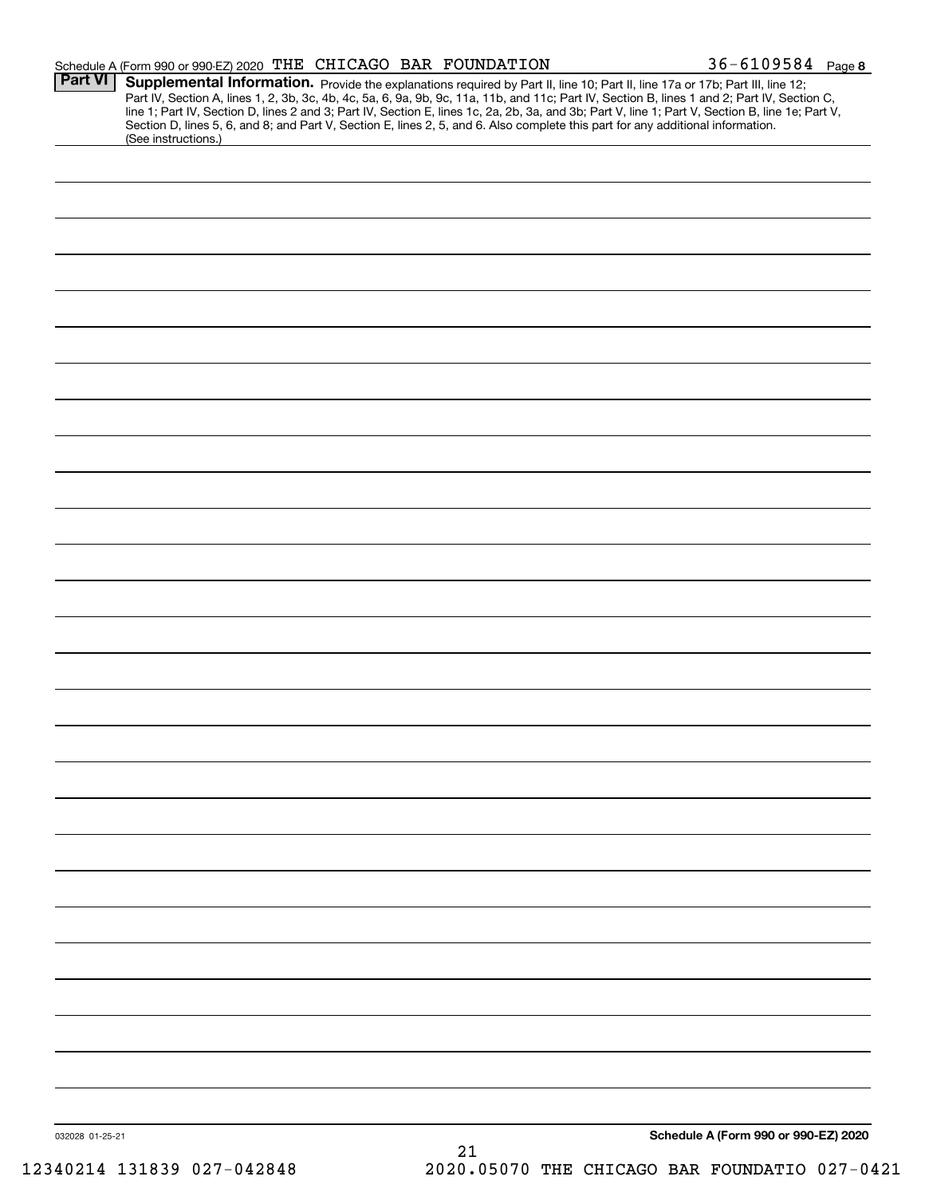Schedule A (Form 990 or 990-EZ) 2020 THE CHICAGO BAR FOUNDATION 36-6109584 Page 8

**Part VI** **Supplemental Information.** Provide the explanations required by Part II, line 10; Part II, line 17a or 17b; Part III, line 12; Part IV, Section A, lines 1, 2, 3b, 3c, 4b, 4c, 5a, 6, 9a, 9b, 9c, 11a, 11b, and 11c; Part IV, Section B, lines 1 and 2; Part IV, Section C, line 1; Part IV, Section D, lines 2 and 3; Part IV, Section E, lines 1c, 2a, 2b, 3a, and 3b; Part V, line 1; Part V, Section B, line 1e; Part V, Section D, lines 5, 6, and 8; and Part V, Section E, lines 2, 5, and 6. Also complete this part for any additional information. (See instructions.)

032028 01-25-21

**Schedule A (Form 990 or 990-EZ) 2020**

12340214 131839 027-042848 2020.05070 THE CHICAGO BAR FOUNDATIO 027-0421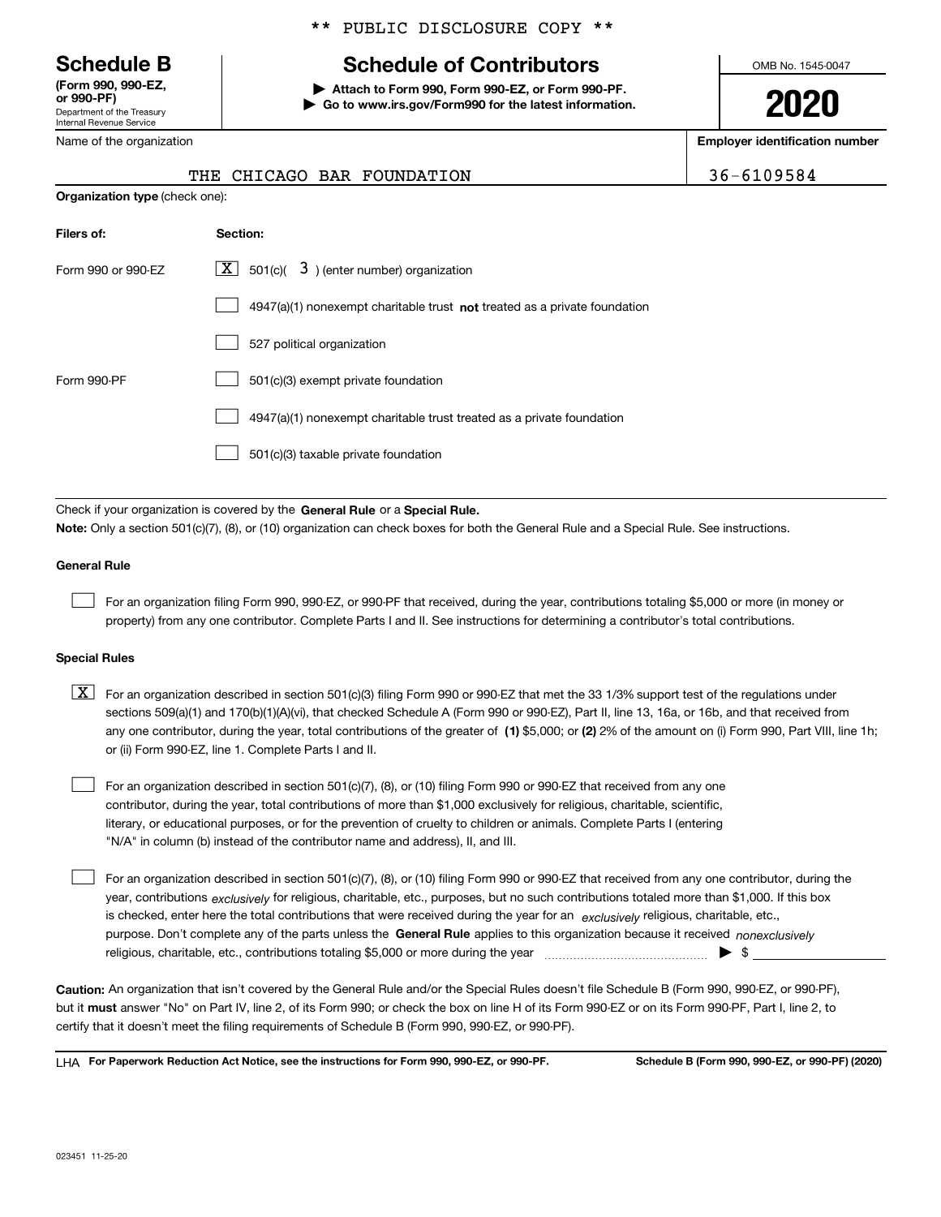** PUBLIC DISCLOSURE COPY **

# Schedule B

**(Form 990, 990-EZ, or 990-PF)**
Department of the Treasury
Internal Revenue Service

## Schedule of Contributors

▶ **Attach to Form 990, Form 990-EZ, or Form 990-PF.**
▶ **Go to www.irs.gov/Form990 for the latest information.**

OMB No. 1545-0047

**2020**

| Name of the organization | Employer identification number |
|---|---|
| THE CHICAGO BAR FOUNDATION | 36-6109584 |

**Organization type** (check one):

| **Filers of:** | **Section:** |
|---|---|
| Form 990 or 990-EZ | [X] 501(c)( 3 ) (enter number) organization |
| | [ ] 4947(a)(1) nonexempt charitable trust **not** treated as a private foundation |
| | [ ] 527 political organization |
| Form 990-PF | [ ] 501(c)(3) exempt private foundation |
| | [ ] 4947(a)(1) nonexempt charitable trust treated as a private foundation |
| | [ ] 501(c)(3) taxable private foundation |

Check if your organization is covered by the **General Rule** or a **Special Rule.**

**Note:** Only a section 501(c)(7), (8), or (10) organization can check boxes for both the General Rule and a Special Rule. See instructions.

**General Rule**

[ ] For an organization filing Form 990, 990-EZ, or 990-PF that received, during the year, contributions totaling $5,000 or more (in money or property) from any one contributor. Complete Parts I and II. See instructions for determining a contributor's total contributions.

**Special Rules**

[X] For an organization described in section 501(c)(3) filing Form 990 or 990-EZ that met the 33 1/3% support test of the regulations under sections 509(a)(1) and 170(b)(1)(A)(vi), that checked Schedule A (Form 990 or 990-EZ), Part II, line 13, 16a, or 16b, and that received from any one contributor, during the year, total contributions of the greater of **(1)** $5,000; or **(2)** 2% of the amount on (i) Form 990, Part VIII, line 1h; or (ii) Form 990-EZ, line 1. Complete Parts I and II.

[ ] For an organization described in section 501(c)(7), (8), or (10) filing Form 990 or 990-EZ that received from any one contributor, during the year, total contributions of more than $1,000 exclusively for religious, charitable, scientific, literary, or educational purposes, or for the prevention of cruelty to children or animals. Complete Parts I (entering "N/A" in column (b) instead of the contributor name and address), II, and III.

[ ] For an organization described in section 501(c)(7), (8), or (10) filing Form 990 or 990-EZ that received from any one contributor, during the year, contributions *exclusively* for religious, charitable, etc., purposes, but no such contributions totaled more than $1,000. If this box is checked, enter here the total contributions that were received during the year for an *exclusively* religious, charitable, etc., purpose. Don't complete any of the parts unless the **General Rule** applies to this organization because it received *nonexclusively* religious, charitable, etc., contributions totaling $5,000 or more during the year ▶ $

**Caution:** An organization that isn't covered by the General Rule and/or the Special Rules doesn't file Schedule B (Form 990, 990-EZ, or 990-PF), but it **must** answer "No" on Part IV, line 2, of its Form 990; or check the box on line H of its Form 990-EZ or on its Form 990-PF, Part I, line 2, to certify that it doesn't meet the filing requirements of Schedule B (Form 990, 990-EZ, or 990-PF).

LHA **For Paperwork Reduction Act Notice, see the instructions for Form 990, 990-EZ, or 990-PF.** **Schedule B (Form 990, 990-EZ, or 990-PF) (2020)**

023451 11-25-20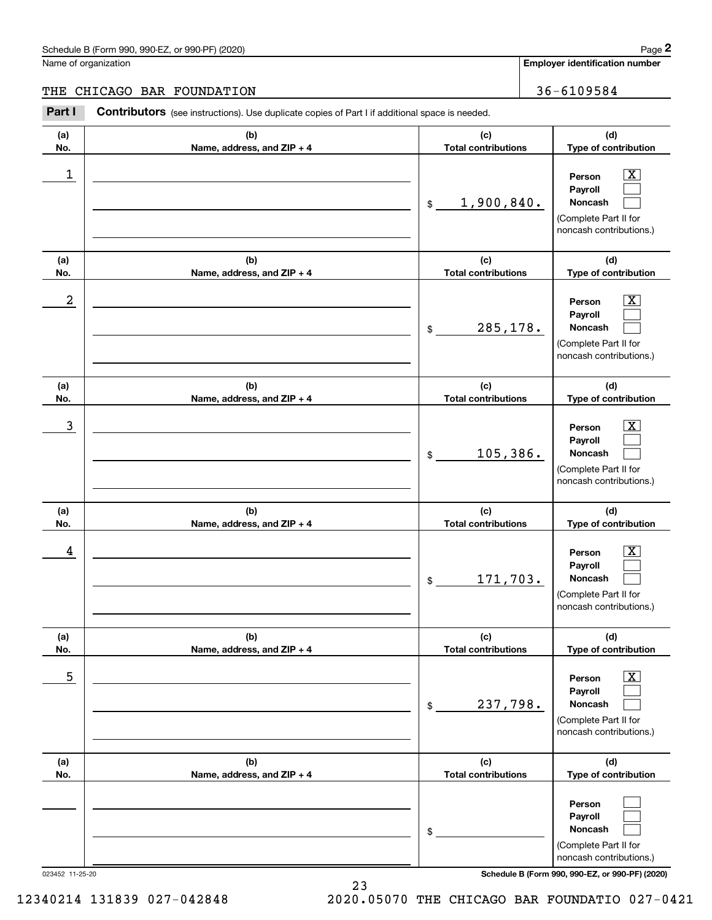Schedule B (Form 990, 990-EZ, or 990-PF) (2020) Page **2**

Name of organization: THE CHICAGO BAR FOUNDATION

**Employer identification number**: 36-6109584

**Part I** **Contributors** (see instructions). Use duplicate copies of Part I if additional space is needed.

| (a) No. | (b) Name, address, and ZIP + 4 | (c) Total contributions | (d) Type of contribution |
|---|---|---|---|
| 1 | | $ 1,900,840. | Person [X] Payroll [ ] Noncash [ ] (Complete Part II for noncash contributions.) |
| 2 | | $ 285,178. | Person [X] Payroll [ ] Noncash [ ] (Complete Part II for noncash contributions.) |
| 3 | | $ 105,386. | Person [X] Payroll [ ] Noncash [ ] (Complete Part II for noncash contributions.) |
| 4 | | $ 171,703. | Person [X] Payroll [ ] Noncash [ ] (Complete Part II for noncash contributions.) |
| 5 | | $ 237,798. | Person [X] Payroll [ ] Noncash [ ] (Complete Part II for noncash contributions.) |
| | | $ | Person [ ] Payroll [ ] Noncash [ ] (Complete Part II for noncash contributions.) |

023452 11-25-20 **Schedule B (Form 990, 990-EZ, or 990-PF) (2020)**

12340214 131839 027-042848 2020.05070 THE CHICAGO BAR FOUNDATIO 027-0421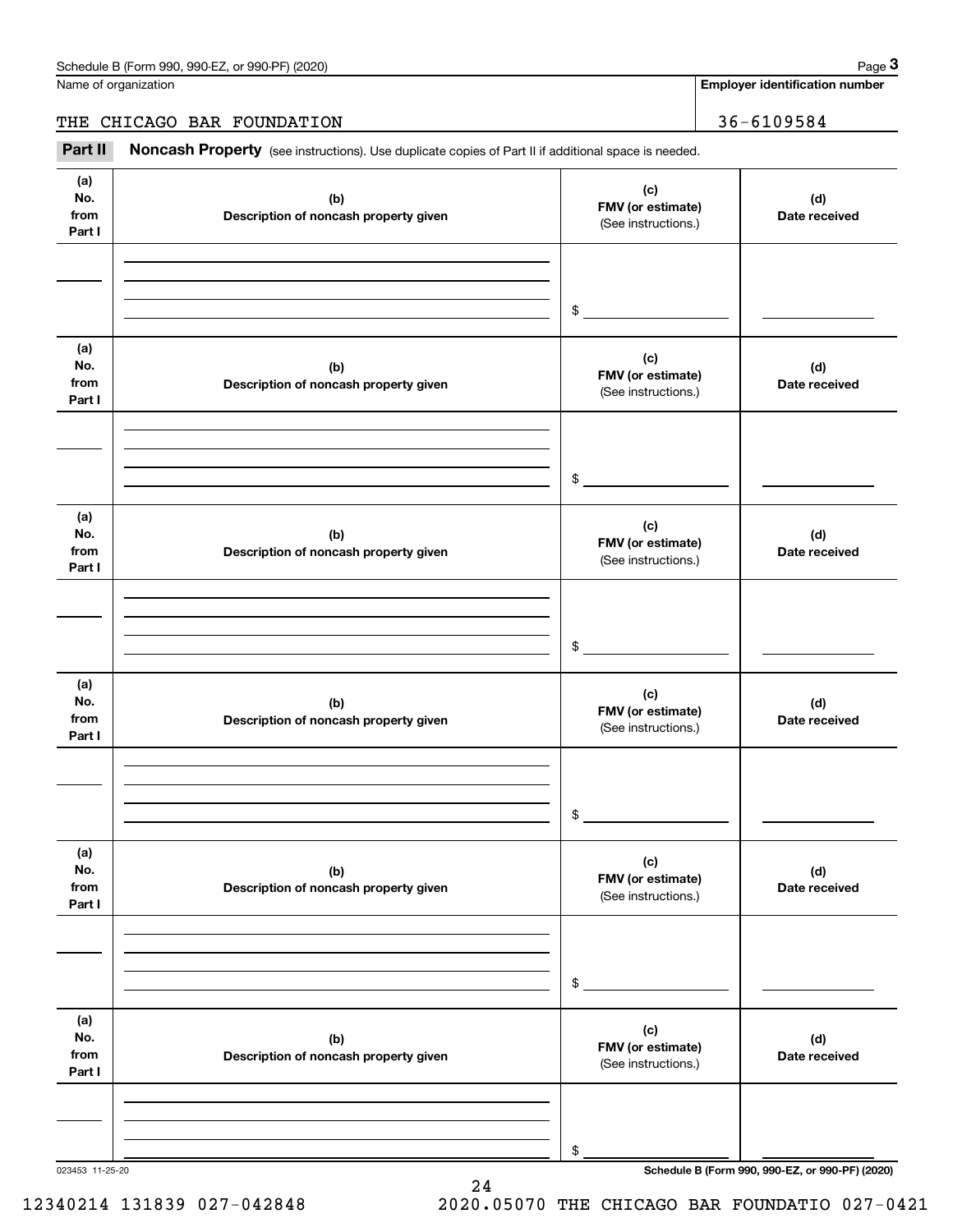Name of organization

THE CHICAGO BAR FOUNDATION

**Employer identification number**

36-6109584

**Part II** **Noncash Property** (see instructions). Use duplicate copies of Part II if additional space is needed.

| (a) No. from Part I | (b) Description of noncash property given | (c) FMV (or estimate) (See instructions.) | (d) Date received |
|---|---|---|---|
| | | $ | |

| (a) No. from Part I | (b) Description of noncash property given | (c) FMV (or estimate) (See instructions.) | (d) Date received |
|---|---|---|---|
| | | $ | |

| (a) No. from Part I | (b) Description of noncash property given | (c) FMV (or estimate) (See instructions.) | (d) Date received |
|---|---|---|---|
| | | $ | |

| (a) No. from Part I | (b) Description of noncash property given | (c) FMV (or estimate) (See instructions.) | (d) Date received |
|---|---|---|---|
| | | $ | |

| (a) No. from Part I | (b) Description of noncash property given | (c) FMV (or estimate) (See instructions.) | (d) Date received |
|---|---|---|---|
| | | $ | |

| (a) No. from Part I | (b) Description of noncash property given | (c) FMV (or estimate) (See instructions.) | (d) Date received |
|---|---|---|---|
| | | $ | |

023453 11-25-20

**Schedule B (Form 990, 990-EZ, or 990-PF) (2020)**

12340214 131839 027-042848 2020.05070 THE CHICAGO BAR FOUNDATIO 027-0421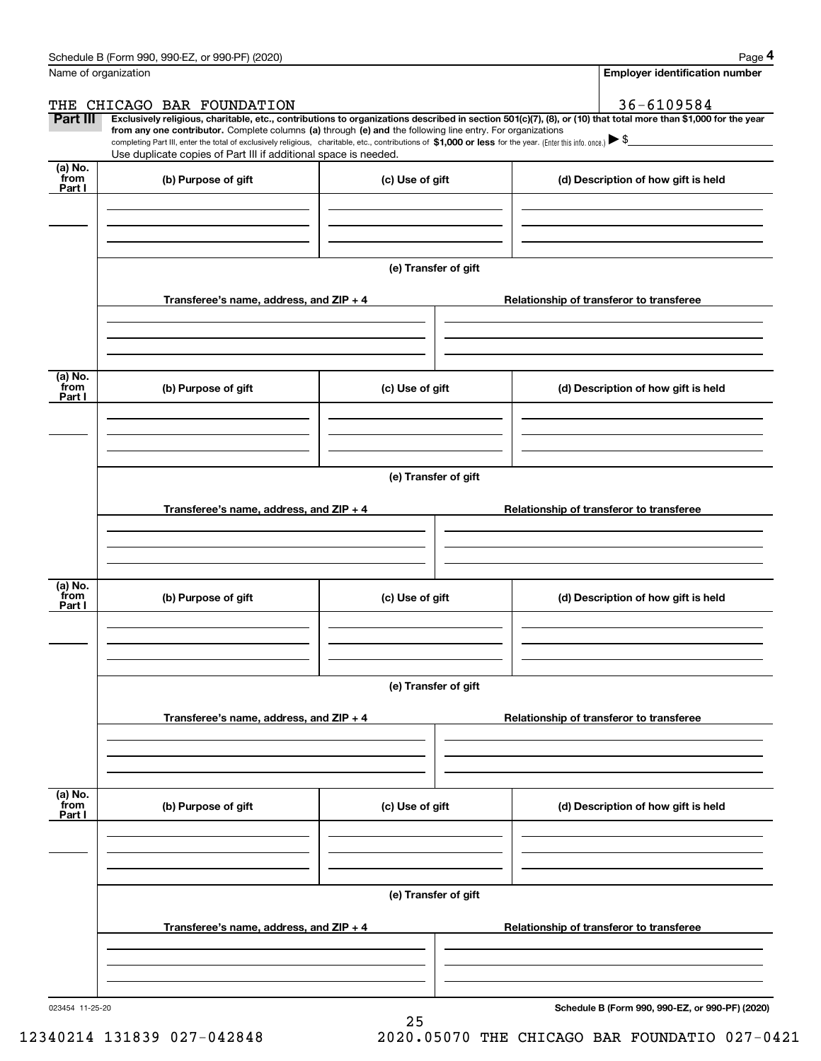Schedule B (Form 990, 990-EZ, or 990-PF) (2020)

Name of organization: THE CHICAGO BAR FOUNDATION

Employer identification number: 36-6109584

**Part III** **Exclusively religious, charitable, etc., contributions to organizations described in section 501(c)(7), (8), or (10) that total more than $1,000 for the year from any one contributor.** Complete columns **(a)** through **(e) and** the following line entry. For organizations completing Part III, enter the total of exclusively religious, charitable, etc., contributions of **$1,000 or less** for the year. (Enter this info. once.) ▶ $

Use duplicate copies of Part III if additional space is needed.

| (a) No. from Part I | (b) Purpose of gift | (c) Use of gift | (d) Description of how gift is held |
|---|---|---|---|
| | | | |

(e) Transfer of gift

| Transferee's name, address, and ZIP + 4 | Relationship of transferor to transferee |
|---|---|
| | |

| (a) No. from Part I | (b) Purpose of gift | (c) Use of gift | (d) Description of how gift is held |
|---|---|---|---|
| | | | |

(e) Transfer of gift

| Transferee's name, address, and ZIP + 4 | Relationship of transferor to transferee |
|---|---|
| | |

| (a) No. from Part I | (b) Purpose of gift | (c) Use of gift | (d) Description of how gift is held |
|---|---|---|---|
| | | | |

(e) Transfer of gift

| Transferee's name, address, and ZIP + 4 | Relationship of transferor to transferee |
|---|---|
| | |

| (a) No. from Part I | (b) Purpose of gift | (c) Use of gift | (d) Description of how gift is held |
|---|---|---|---|
| | | | |

(e) Transfer of gift

| Transferee's name, address, and ZIP + 4 | Relationship of transferor to transferee |
|---|---|
| | |

023454 11-25-20

**Schedule B (Form 990, 990-EZ, or 990-PF) (2020)**

12340214 131839 027-042848 2020.05070 THE CHICAGO BAR FOUNDATIO 027-0421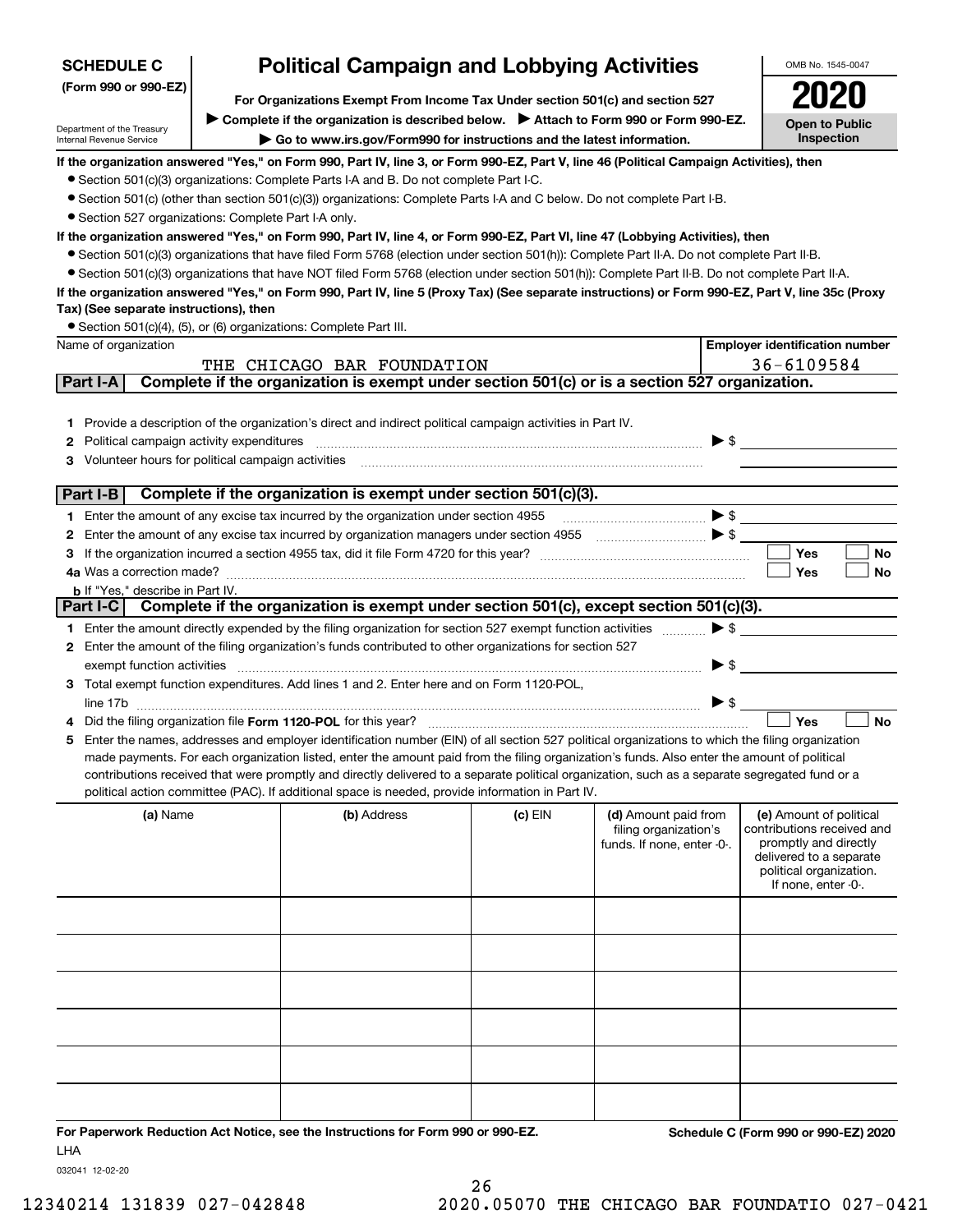**SCHEDULE C**
**(Form 990 or 990-EZ)**

Department of the Treasury
Internal Revenue Service

# Political Campaign and Lobbying Activities

**For Organizations Exempt From Income Tax Under section 501(c) and section 527**

▶ **Complete if the organization is described below.** ▶ **Attach to Form 990 or Form 990-EZ.**

▶ **Go to www.irs.gov/Form990 for instructions and the latest information.**

OMB No. 1545-0047

**2020**

**Open to Public Inspection**

**If the organization answered "Yes," on Form 990, Part IV, line 3, or Form 990-EZ, Part V, line 46 (Political Campaign Activities), then**

- Section 501(c)(3) organizations: Complete Parts I-A and B. Do not complete Part I-C.
- Section 501(c) (other than section 501(c)(3)) organizations: Complete Parts I-A and C below. Do not complete Part I-B.
- Section 527 organizations: Complete Part I-A only.

**If the organization answered "Yes," on Form 990, Part IV, line 4, or Form 990-EZ, Part VI, line 47 (Lobbying Activities), then**

- Section 501(c)(3) organizations that have filed Form 5768 (election under section 501(h)): Complete Part II-A. Do not complete Part II-B.
- Section 501(c)(3) organizations that have NOT filed Form 5768 (election under section 501(h)): Complete Part II-B. Do not complete Part II-A.

**If the organization answered "Yes," on Form 990, Part IV, line 5 (Proxy Tax) (See separate instructions) or Form 990-EZ, Part V, line 35c (Proxy Tax) (See separate instructions), then**

- Section 501(c)(4), (5), or (6) organizations: Complete Part III.

| Name of organization | Employer identification number |
|---|---|
| THE CHICAGO BAR FOUNDATION | 36-6109584 |

## Part I-A — Complete if the organization is exempt under section 501(c) or is a section 527 organization.

1. Provide a description of the organization's direct and indirect political campaign activities in Part IV.
2. Political campaign activity expenditures ▶ $
3. Volunteer hours for political campaign activities

## Part I-B — Complete if the organization is exempt under section 501(c)(3).

1. Enter the amount of any excise tax incurred by the organization under section 4955 ▶ $
2. Enter the amount of any excise tax incurred by organization managers under section 4955 ▶ $
3. If the organization incurred a section 4955 tax, did it file Form 4720 for this year? ☐ Yes ☐ No
4a. Was a correction made? ☐ Yes ☐ No
b. If "Yes," describe in Part IV.

## Part I-C — Complete if the organization is exempt under section 501(c), except section 501(c)(3).

1. Enter the amount directly expended by the filing organization for section 527 exempt function activities ▶ $
2. Enter the amount of the filing organization's funds contributed to other organizations for section 527 exempt function activities ▶ $
3. Total exempt function expenditures. Add lines 1 and 2. Enter here and on Form 1120-POL, line 17b ▶ $
4. Did the filing organization file **Form 1120-POL** for this year? ☐ Yes ☐ No
5. Enter the names, addresses and employer identification number (EIN) of all section 527 political organizations to which the filing organization made payments. For each organization listed, enter the amount paid from the filing organization's funds. Also enter the amount of political contributions received that were promptly and directly delivered to a separate political organization, such as a separate segregated fund or a political action committee (PAC). If additional space is needed, provide information in Part IV.

| (a) Name | (b) Address | (c) EIN | (d) Amount paid from filing organization's funds. If none, enter -0-. | (e) Amount of political contributions received and promptly and directly delivered to a separate political organization. If none, enter -0-. |
|---|---|---|---|---|
| | | | | |
| | | | | |
| | | | | |
| | | | | |
| | | | | |
| | | | | |

**For Paperwork Reduction Act Notice, see the Instructions for Form 990 or 990-EZ.** **Schedule C (Form 990 or 990-EZ) 2020**

LHA
032041 12-02-20

12340214 131839 027-042848 2020.05070 THE CHICAGO BAR FOUNDATIO 027-0421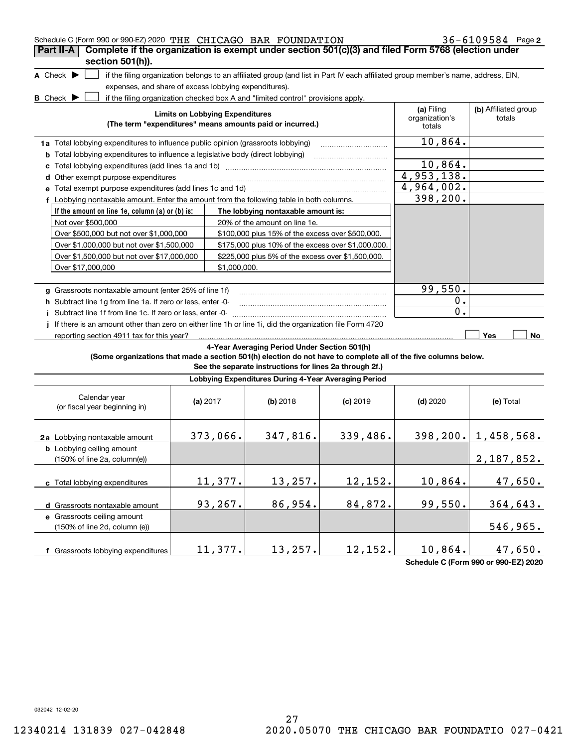Schedule C (Form 990 or 990-EZ) 2020 THE CHICAGO BAR FOUNDATION 36-6109584 Page 2

## Part II-A Complete if the organization is exempt under section 501(c)(3) and filed Form 5768 (election under section 501(h)).

**A** Check ▶ ☐ if the filing organization belongs to an affiliated group (and list in Part IV each affiliated group member's name, address, EIN, expenses, and share of excess lobbying expenditures).

**B** Check ▶ ☐ if the filing organization checked box A and "limited control" provisions apply.

| Limits on Lobbying Expenditures (The term "expenditures" means amounts paid or incurred.) | (a) Filing organization's totals | (b) Affiliated group totals |
|---|---|---|
| **1a** Total lobbying expenditures to influence public opinion (grassroots lobbying) | 10,864. | |
| **b** Total lobbying expenditures to influence a legislative body (direct lobbying) | | |
| **c** Total lobbying expenditures (add lines 1a and 1b) | 10,864. | |
| **d** Other exempt purpose expenditures | 4,953,138. | |
| **e** Total exempt purpose expenditures (add lines 1c and 1d) | 4,964,002. | |
| **f** Lobbying nontaxable amount. Enter the amount from the following table in both columns. | 398,200. | |

| If the amount on line 1e, column (a) or (b) is: | The lobbying nontaxable amount is: |
|---|---|
| Not over $500,000 | 20% of the amount on line 1e. |
| Over $500,000 but not over $1,000,000 | $100,000 plus 15% of the excess over $500,000. |
| Over $1,000,000 but not over $1,500,000 | $175,000 plus 10% of the excess over $1,000,000. |
| Over $1,500,000 but not over $17,000,000 | $225,000 plus 5% of the excess over $1,500,000. |
| Over $17,000,000 | $1,000,000. |

| | (a) Filing organization's totals | (b) Affiliated group totals |
|---|---|---|
| **g** Grassroots nontaxable amount (enter 25% of line 1f) | 99,550. | |
| **h** Subtract line 1g from line 1a. If zero or less, enter -0- | 0. | |
| **i** Subtract line 1f from line 1c. If zero or less, enter -0- | 0. | |

**j** If there is an amount other than zero on either line 1h or line 1i, did the organization file Form 4720 reporting section 4911 tax for this year? ☐ Yes ☐ No

### 4-Year Averaging Period Under Section 501(h)

**(Some organizations that made a section 501(h) election do not have to complete all of the five columns below. See the separate instructions for lines 2a through 2f.)**

| Lobbying Expenditures During 4-Year Averaging Period | | | | | |
|---|---|---|---|---|---|
| Calendar year (or fiscal year beginning in) | (a) 2017 | (b) 2018 | (c) 2019 | (d) 2020 | (e) Total |
| **2a** Lobbying nontaxable amount | 373,066. | 347,816. | 339,486. | 398,200. | 1,458,568. |
| **b** Lobbying ceiling amount (150% of line 2a, column(e)) | | | | | 2,187,852. |
| **c** Total lobbying expenditures | 11,377. | 13,257. | 12,152. | 10,864. | 47,650. |
| **d** Grassroots nontaxable amount | 93,267. | 86,954. | 84,872. | 99,550. | 364,643. |
| **e** Grassroots ceiling amount (150% of line 2d, column (e)) | | | | | 546,965. |
| **f** Grassroots lobbying expenditures | 11,377. | 13,257. | 12,152. | 10,864. | 47,650. |

**Schedule C (Form 990 or 990-EZ) 2020**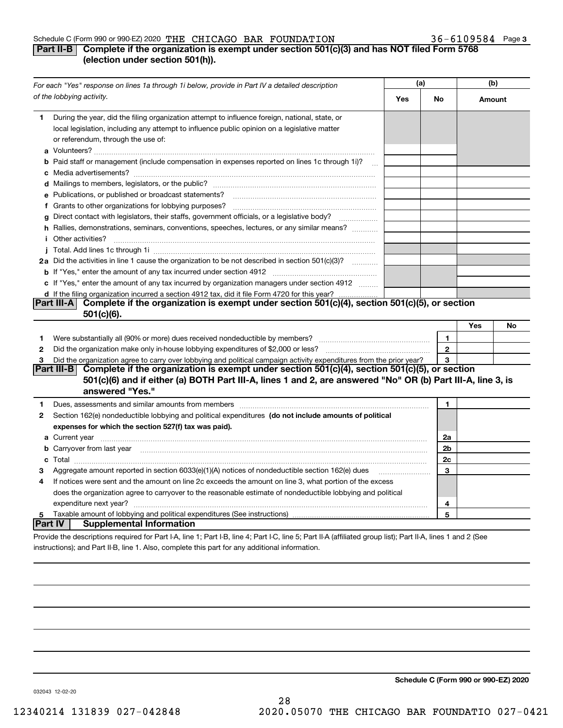Schedule C (Form 990 or 990-EZ) 2020 THE CHICAGO BAR FOUNDATION 36-6109584 Page 3

## Part II-B Complete if the organization is exempt under section 501(c)(3) and has NOT filed Form 5768 (election under section 501(h)).

| *For each "Yes" response on lines 1a through 1i below, provide in Part IV a detailed description of the lobbying activity.* | (a) Yes | (a) No | (b) Amount |
|---|---|---|---|
| **1** During the year, did the filing organization attempt to influence foreign, national, state, or local legislation, including any attempt to influence public opinion on a legislative matter or referendum, through the use of: | | | |
| **a** Volunteers? | | | |
| **b** Paid staff or management (include compensation in expenses reported on lines 1c through 1i)? | | | |
| **c** Media advertisements? | | | |
| **d** Mailings to members, legislators, or the public? | | | |
| **e** Publications, or published or broadcast statements? | | | |
| **f** Grants to other organizations for lobbying purposes? | | | |
| **g** Direct contact with legislators, their staffs, government officials, or a legislative body? | | | |
| **h** Rallies, demonstrations, seminars, conventions, speeches, lectures, or any similar means? | | | |
| **i** Other activities? | | | |
| **j** Total. Add lines 1c through 1i | | | |
| **2a** Did the activities in line 1 cause the organization to be not described in section 501(c)(3)? | | | |
| **b** If "Yes," enter the amount of any tax incurred under section 4912 | | | |
| **c** If "Yes," enter the amount of any tax incurred by organization managers under section 4912 | | | |
| **d** If the filing organization incurred a section 4912 tax, did it file Form 4720 for this year? | | | |

## Part III-A Complete if the organization is exempt under section 501(c)(4), section 501(c)(5), or section 501(c)(6).

| | | Yes | No |
|---|---|---|---|
| **1** Were substantially all (90% or more) dues received nondeductible by members? | 1 | | |
| **2** Did the organization make only in-house lobbying expenditures of $2,000 or less? | 2 | | |
| **3** Did the organization agree to carry over lobbying and political campaign activity expenditures from the prior year? | 3 | | |

## Part III-B Complete if the organization is exempt under section 501(c)(4), section 501(c)(5), or section 501(c)(6) and if either (a) BOTH Part III-A, lines 1 and 2, are answered "No" OR (b) Part III-A, line 3, is answered "Yes."

| | | |
|---|---|---|
| **1** Dues, assessments and similar amounts from members | 1 | |
| **2** Section 162(e) nondeductible lobbying and political expenditures **(do not include amounts of political expenses for which the section 527(f) tax was paid).** | | |
| **a** Current year | 2a | |
| **b** Carryover from last year | 2b | |
| **c** Total | 2c | |
| **3** Aggregate amount reported in section 6033(e)(1)(A) notices of nondeductible section 162(e) dues | 3 | |
| **4** If notices were sent and the amount on line 2c exceeds the amount on line 3, what portion of the excess does the organization agree to carryover to the reasonable estimate of nondeductible lobbying and political expenditure next year? | 4 | |
| **5** Taxable amount of lobbying and political expenditures (See instructions) | 5 | |

## Part IV Supplemental Information

Provide the descriptions required for Part I-A, line 1; Part I-B, line 4; Part I-C, line 5; Part II-A (affiliated group list); Part II-A, lines 1 and 2 (See instructions); and Part II-B, line 1. Also, complete this part for any additional information.

**Schedule C (Form 990 or 990-EZ) 2020**

032043 12-02-20

12340214 131839 027-042848 2020.05070 THE CHICAGO BAR FOUNDATIO 027-0421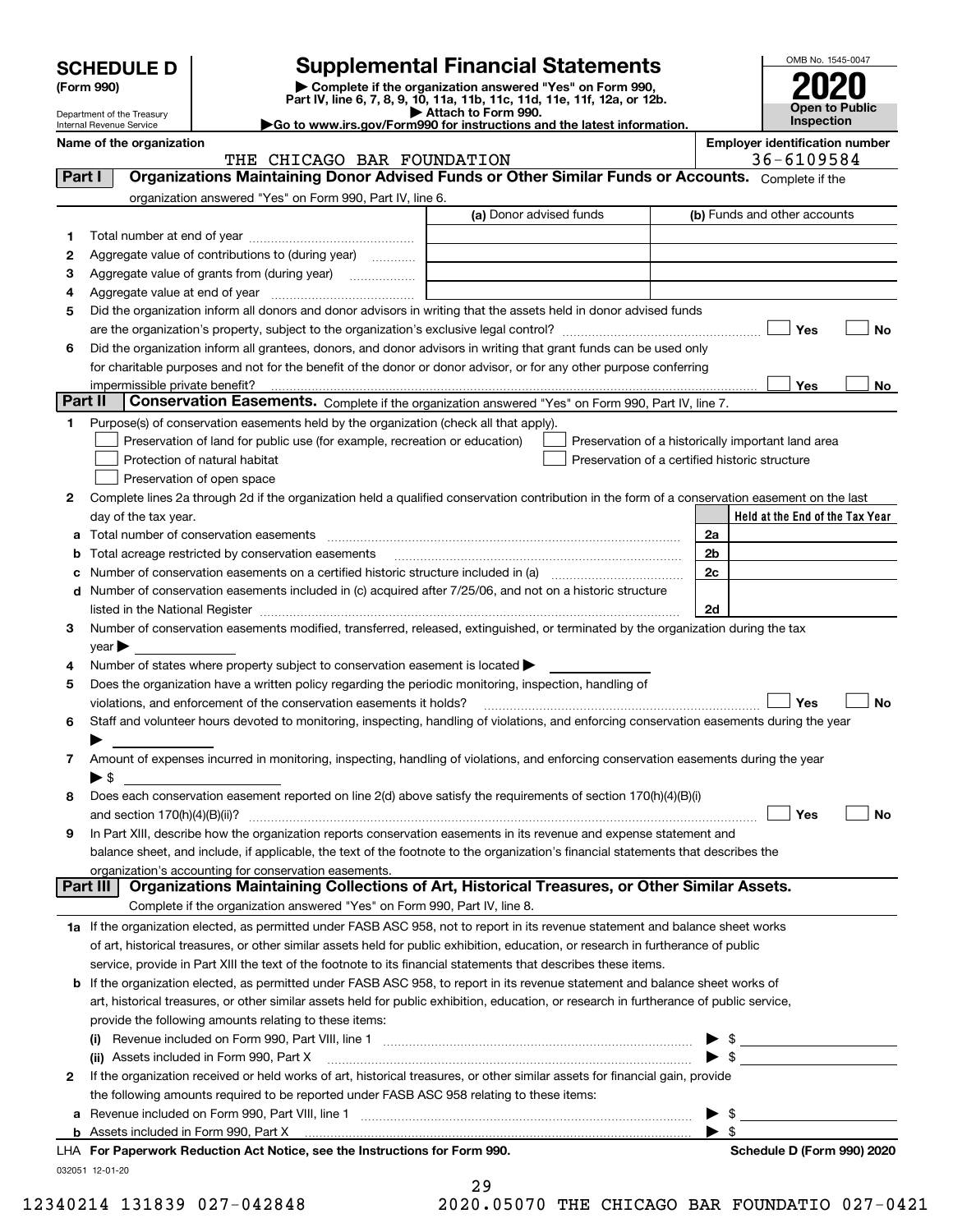# SCHEDULE D (Form 990)

Department of the Treasury
Internal Revenue Service

## Supplemental Financial Statements

▶ Complete if the organization answered "Yes" on Form 990, Part IV, line 6, 7, 8, 9, 10, 11a, 11b, 11c, 11d, 11e, 11f, 12a, or 12b.
▶ Attach to Form 990.
▶Go to www.irs.gov/Form990 for instructions and the latest information.

OMB No. 1545-0047

**2020**

**Open to Public Inspection**

**Name of the organization:** THE CHICAGO BAR FOUNDATION

**Employer identification number:** 36-6109584

### Part I — Organizations Maintaining Donor Advised Funds or Other Similar Funds or Accounts.

Complete if the organization answered "Yes" on Form 990, Part IV, line 6.

| | | (a) Donor advised funds | (b) Funds and other accounts |
|---|---|---|---|
| 1 | Total number at end of year | | |
| 2 | Aggregate value of contributions to (during year) | | |
| 3 | Aggregate value of grants from (during year) | | |
| 4 | Aggregate value at end of year | | |

5 Did the organization inform all donors and donor advisors in writing that the assets held in donor advised funds are the organization's property, subject to the organization's exclusive legal control? ☐ Yes ☐ No

6 Did the organization inform all grantees, donors, and donor advisors in writing that grant funds can be used only for charitable purposes and not for the benefit of the donor or donor advisor, or for any other purpose conferring impermissible private benefit? ☐ Yes ☐ No

### Part II — Conservation Easements.

Complete if the organization answered "Yes" on Form 990, Part IV, line 7.

1 Purpose(s) of conservation easements held by the organization (check all that apply).

- ☐ Preservation of land for public use (for example, recreation or education)
- ☐ Protection of natural habitat
- ☐ Preservation of open space
- ☐ Preservation of a historically important land area
- ☐ Preservation of a certified historic structure

2 Complete lines 2a through 2d if the organization held a qualified conservation contribution in the form of a conservation easement on the last day of the tax year.

| | | | Held at the End of the Tax Year |
|---|---|---|---|
| a | Total number of conservation easements | 2a | |
| b | Total acreage restricted by conservation easements | 2b | |
| c | Number of conservation easements on a certified historic structure included in (a) | 2c | |
| d | Number of conservation easements included in (c) acquired after 7/25/06, and not on a historic structure listed in the National Register | 2d | |

3 Number of conservation easements modified, transferred, released, extinguished, or terminated by the organization during the tax year ▶

4 Number of states where property subject to conservation easement is located ▶

5 Does the organization have a written policy regarding the periodic monitoring, inspection, handling of violations, and enforcement of the conservation easements it holds? ☐ Yes ☐ No

6 Staff and volunteer hours devoted to monitoring, inspecting, handling of violations, and enforcing conservation easements during the year ▶

7 Amount of expenses incurred in monitoring, inspecting, handling of violations, and enforcing conservation easements during the year ▶ $

8 Does each conservation easement reported on line 2(d) above satisfy the requirements of section 170(h)(4)(B)(i) and section 170(h)(4)(B)(ii)? ☐ Yes ☐ No

9 In Part XIII, describe how the organization reports conservation easements in its revenue and expense statement and balance sheet, and include, if applicable, the text of the footnote to the organization's financial statements that describes the organization's accounting for conservation easements.

### Part III — Organizations Maintaining Collections of Art, Historical Treasures, or Other Similar Assets.

Complete if the organization answered "Yes" on Form 990, Part IV, line 8.

1a If the organization elected, as permitted under FASB ASC 958, not to report in its revenue statement and balance sheet works of art, historical treasures, or other similar assets held for public exhibition, education, or research in furtherance of public service, provide in Part XIII the text of the footnote to its financial statements that describes these items.

b If the organization elected, as permitted under FASB ASC 958, to report in its revenue statement and balance sheet works of art, historical treasures, or other similar assets held for public exhibition, education, or research in furtherance of public service, provide the following amounts relating to these items:

(i) Revenue included on Form 990, Part VIII, line 1 ▶ $

(ii) Assets included in Form 990, Part X ▶ $

2 If the organization received or held works of art, historical treasures, or other similar assets for financial gain, provide the following amounts required to be reported under FASB ASC 958 relating to these items:

a Revenue included on Form 990, Part VIII, line 1 ▶ $

b Assets included in Form 990, Part X ▶ $

LHA **For Paperwork Reduction Act Notice, see the Instructions for Form 990.** **Schedule D (Form 990) 2020**

032051 12-01-20

12340214 131839 027-042848 2020.05070 THE CHICAGO BAR FOUNDATIO 027-0421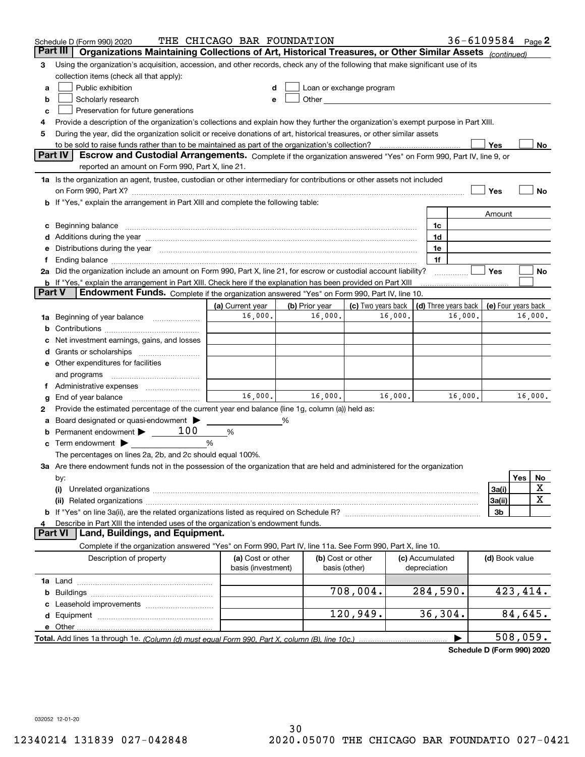Schedule D (Form 990) 2020 THE CHICAGO BAR FOUNDATION 36-6109584 Page 2

## Part III Organizations Maintaining Collections of Art, Historical Treasures, or Other Similar Assets *(continued)*

3 Using the organization's acquisition, accession, and other records, check any of the following that make significant use of its collection items (check all that apply):

- a ☐ Public exhibition
- b ☐ Scholarly research
- c ☐ Preservation for future generations
- d ☐ Loan or exchange program
- e ☐ Other

4 Provide a description of the organization's collections and explain how they further the organization's exempt purpose in Part XIII.

5 During the year, did the organization solicit or receive donations of art, historical treasures, or other similar assets to be sold to raise funds rather than to be maintained as part of the organization's collection? ☐ Yes ☐ No

## Part IV Escrow and Custodial Arrangements.

Complete if the organization answered "Yes" on Form 990, Part IV, line 9, or reported an amount on Form 990, Part X, line 21.

1a Is the organization an agent, trustee, custodian or other intermediary for contributions or other assets not included on Form 990, Part X? ☐ Yes ☐ No

b If "Yes," explain the arrangement in Part XIII and complete the following table:

| | | Amount |
|---|---|---|
| c Beginning balance | 1c | |
| d Additions during the year | 1d | |
| e Distributions during the year | 1e | |
| f Ending balance | 1f | |

2a Did the organization include an amount on Form 990, Part X, line 21, for escrow or custodial account liability? ☐ Yes ☐ No

b If "Yes," explain the arrangement in Part XIII. Check here if the explanation has been provided on Part XIII ☐

## Part V Endowment Funds.

Complete if the organization answered "Yes" on Form 990, Part IV, line 10.

| | (a) Current year | (b) Prior year | (c) Two years back | (d) Three years back | (e) Four years back |
|---|---|---|---|---|---|
| 1a Beginning of year balance | 16,000. | 16,000. | 16,000. | 16,000. | 16,000. |
| b Contributions | | | | | |
| c Net investment earnings, gains, and losses | | | | | |
| d Grants or scholarships | | | | | |
| e Other expenditures for facilities and programs | | | | | |
| f Administrative expenses | | | | | |
| g End of year balance | 16,000. | 16,000. | 16,000. | 16,000. | 16,000. |

2 Provide the estimated percentage of the current year end balance (line 1g, column (a)) held as:

- a Board designated or quasi-endowment ▶ ______ %
- b Permanent endowment ▶ 100 %
- c Term endowment ▶ ______ %

The percentages on lines 2a, 2b, and 2c should equal 100%.

3a Are there endowment funds not in the possession of the organization that are held and administered for the organization by:

| | | Yes | No |
|---|---|---|---|
| (i) Unrelated organizations | 3a(i) | | X |
| (ii) Related organizations | 3a(ii) | | X |
| b If "Yes" on line 3a(ii), are the related organizations listed as required on Schedule R? | 3b | | |

4 Describe in Part XIII the intended uses of the organization's endowment funds.

## Part VI Land, Buildings, and Equipment.

Complete if the organization answered "Yes" on Form 990, Part IV, line 11a. See Form 990, Part X, line 10.

| Description of property | (a) Cost or other basis (investment) | (b) Cost or other basis (other) | (c) Accumulated depreciation | (d) Book value |
|---|---|---|---|---|
| 1a Land | | | | |
| b Buildings | | 708,004. | 284,590. | 423,414. |
| c Leasehold improvements | | | | |
| d Equipment | | 120,949. | 36,304. | 84,645. |
| e Other | | | | |
| **Total.** Add lines 1a through 1e. *(Column (d) must equal Form 990, Part X, column (B), line 10c.)* | | | | 508,059. |

**Schedule D (Form 990) 2020**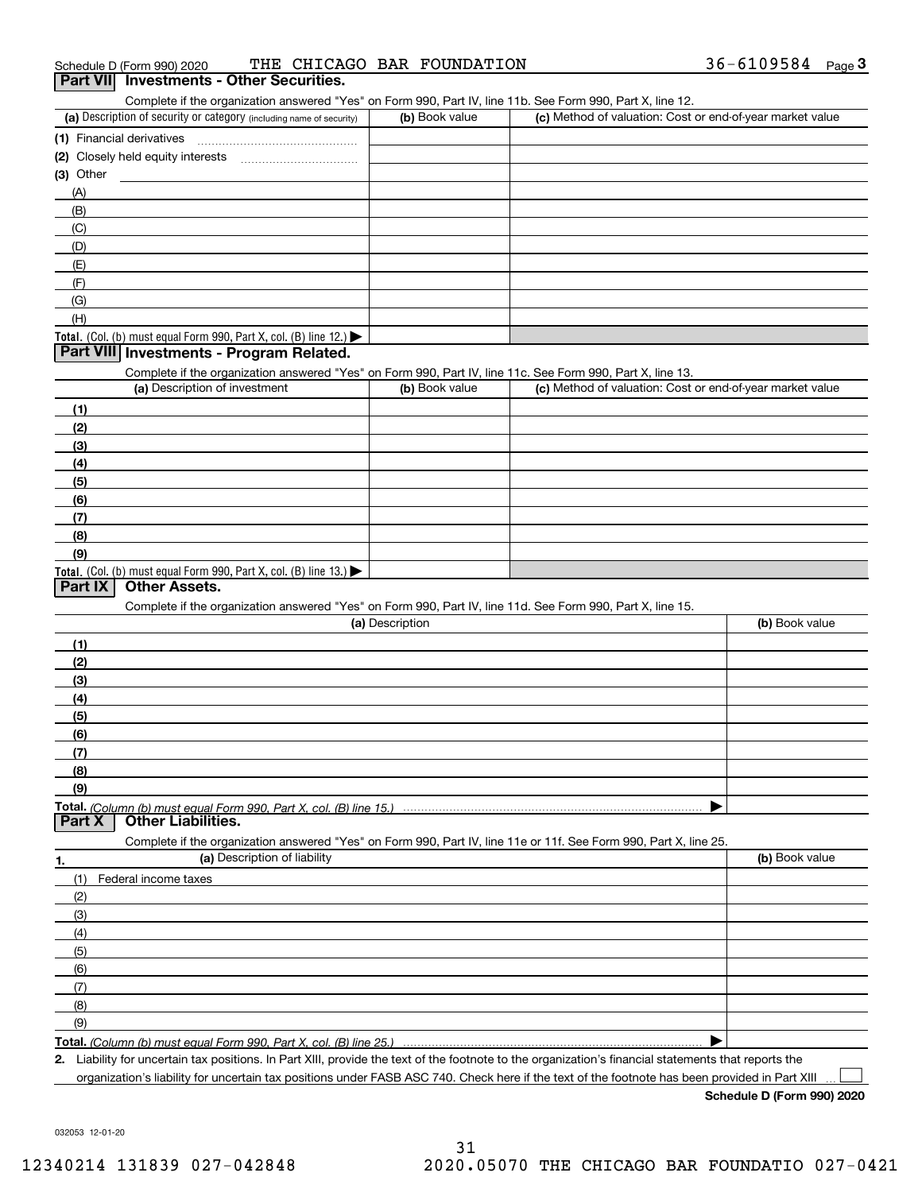Schedule D (Form 990) 2020 THE CHICAGO BAR FOUNDATION 36-6109584 Page 3

## Part VII Investments - Other Securities.

Complete if the organization answered "Yes" on Form 990, Part IV, line 11b. See Form 990, Part X, line 12.

| (a) Description of security or category (including name of security) | (b) Book value | (c) Method of valuation: Cost or end-of-year market value |
|---|---|---|
| (1) Financial derivatives | | |
| (2) Closely held equity interests | | |
| (3) Other | | |
| (A) | | |
| (B) | | |
| (C) | | |
| (D) | | |
| (E) | | |
| (F) | | |
| (G) | | |
| (H) | | |
| **Total.** (Col. (b) must equal Form 990, Part X, col. (B) line 12.) ▶ | | |

## Part VIII Investments - Program Related.

Complete if the organization answered "Yes" on Form 990, Part IV, line 11c. See Form 990, Part X, line 13.

| (a) Description of investment | (b) Book value | (c) Method of valuation: Cost or end-of-year market value |
|---|---|---|
| (1) | | |
| (2) | | |
| (3) | | |
| (4) | | |
| (5) | | |
| (6) | | |
| (7) | | |
| (8) | | |
| (9) | | |
| **Total.** (Col. (b) must equal Form 990, Part X, col. (B) line 13.) ▶ | | |

## Part IX Other Assets.

Complete if the organization answered "Yes" on Form 990, Part IV, line 11d. See Form 990, Part X, line 15.

| (a) Description | (b) Book value |
|---|---|
| (1) | |
| (2) | |
| (3) | |
| (4) | |
| (5) | |
| (6) | |
| (7) | |
| (8) | |
| (9) | |
| **Total.** *(Column (b) must equal Form 990, Part X, col. (B) line 15.)* ▶ | |

## Part X Other Liabilities.

Complete if the organization answered "Yes" on Form 990, Part IV, line 11e or 11f. See Form 990, Part X, line 25.

| 1. (a) Description of liability | (b) Book value |
|---|---|
| (1) Federal income taxes | |
| (2) | |
| (3) | |
| (4) | |
| (5) | |
| (6) | |
| (7) | |
| (8) | |
| (9) | |
| **Total.** *(Column (b) must equal Form 990, Part X, col. (B) line 25.)* ▶ | |

2. Liability for uncertain tax positions. In Part XIII, provide the text of the footnote to the organization's financial statements that reports the organization's liability for uncertain tax positions under FASB ASC 740. Check here if the text of the footnote has been provided in Part XIII ☐

**Schedule D (Form 990) 2020**

032053 12-01-20

12340214 131839 027-042848 2020.05070 THE CHICAGO BAR FOUNDATIO 027-0421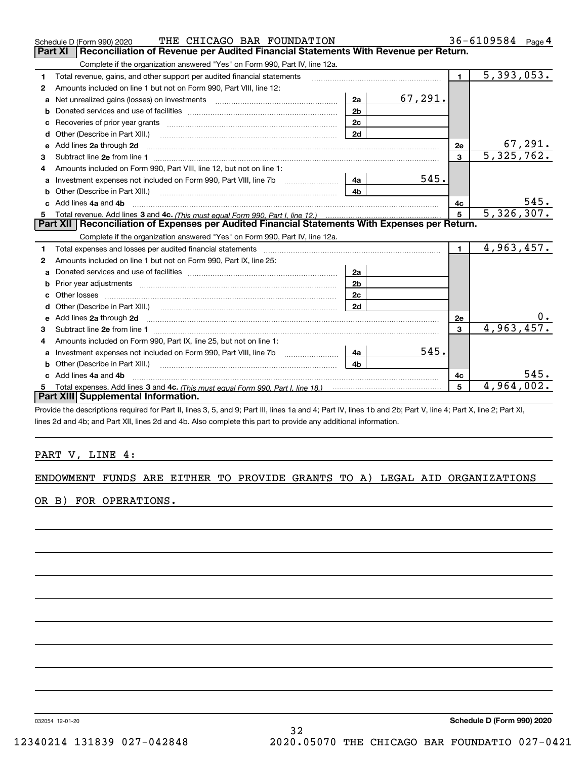Schedule D (Form 990) 2020 THE CHICAGO BAR FOUNDATION 36-6109584 Page 4

## Part XI Reconciliation of Revenue per Audited Financial Statements With Revenue per Return.

Complete if the organization answered "Yes" on Form 990, Part IV, line 12a.

| | | | | | |
|---|---|---|---|---|---|
| 1 | Total revenue, gains, and other support per audited financial statements | | | 1 | 5,393,053. |
| 2 | Amounts included on line 1 but not on Form 990, Part VIII, line 12: | | | | |
| a | Net unrealized gains (losses) on investments | 2a | 67,291. | | |
| b | Donated services and use of facilities | 2b | | | |
| c | Recoveries of prior year grants | 2c | | | |
| d | Other (Describe in Part XIII.) | 2d | | | |
| e | Add lines **2a** through **2d** | | | 2e | 67,291. |
| 3 | Subtract line **2e** from line **1** | | | 3 | 5,325,762. |
| 4 | Amounts included on Form 990, Part VIII, line 12, but not on line 1: | | | | |
| a | Investment expenses not included on Form 990, Part VIII, line 7b | 4a | 545. | | |
| b | Other (Describe in Part XIII.) | 4b | | | |
| c | Add lines **4a** and **4b** | | | 4c | 545. |
| 5 | Total revenue. Add lines **3** and **4c.** *(This must equal Form 990, Part I, line 12.)* | | | 5 | 5,326,307. |

## Part XII Reconciliation of Expenses per Audited Financial Statements With Expenses per Return.

Complete if the organization answered "Yes" on Form 990, Part IV, line 12a.

| | | | | | |
|---|---|---|---|---|---|
| 1 | Total expenses and losses per audited financial statements | | | 1 | 4,963,457. |
| 2 | Amounts included on line 1 but not on Form 990, Part IX, line 25: | | | | |
| a | Donated services and use of facilities | 2a | | | |
| b | Prior year adjustments | 2b | | | |
| c | Other losses | 2c | | | |
| d | Other (Describe in Part XIII.) | 2d | | | |
| e | Add lines **2a** through **2d** | | | 2e | 0. |
| 3 | Subtract line **2e** from line **1** | | | 3 | 4,963,457. |
| 4 | Amounts included on Form 990, Part IX, line 25, but not on line 1: | | | | |
| a | Investment expenses not included on Form 990, Part VIII, line 7b | 4a | 545. | | |
| b | Other (Describe in Part XIII.) | 4b | | | |
| c | Add lines **4a** and **4b** | | | 4c | 545. |
| 5 | Total expenses. Add lines **3** and **4c.** *(This must equal Form 990, Part I, line 18.)* | | | 5 | 4,964,002. |

## Part XIII Supplemental Information.

Provide the descriptions required for Part II, lines 3, 5, and 9; Part III, lines 1a and 4; Part IV, lines 1b and 2b; Part V, line 4; Part X, line 2; Part XI, lines 2d and 4b; and Part XII, lines 2d and 4b. Also complete this part to provide any additional information.

PART V, LINE 4:

ENDOWMENT FUNDS ARE EITHER TO PROVIDE GRANTS TO A) LEGAL AID ORGANIZATIONS OR B) FOR OPERATIONS.

032054 12-01-20 **Schedule D (Form 990) 2020**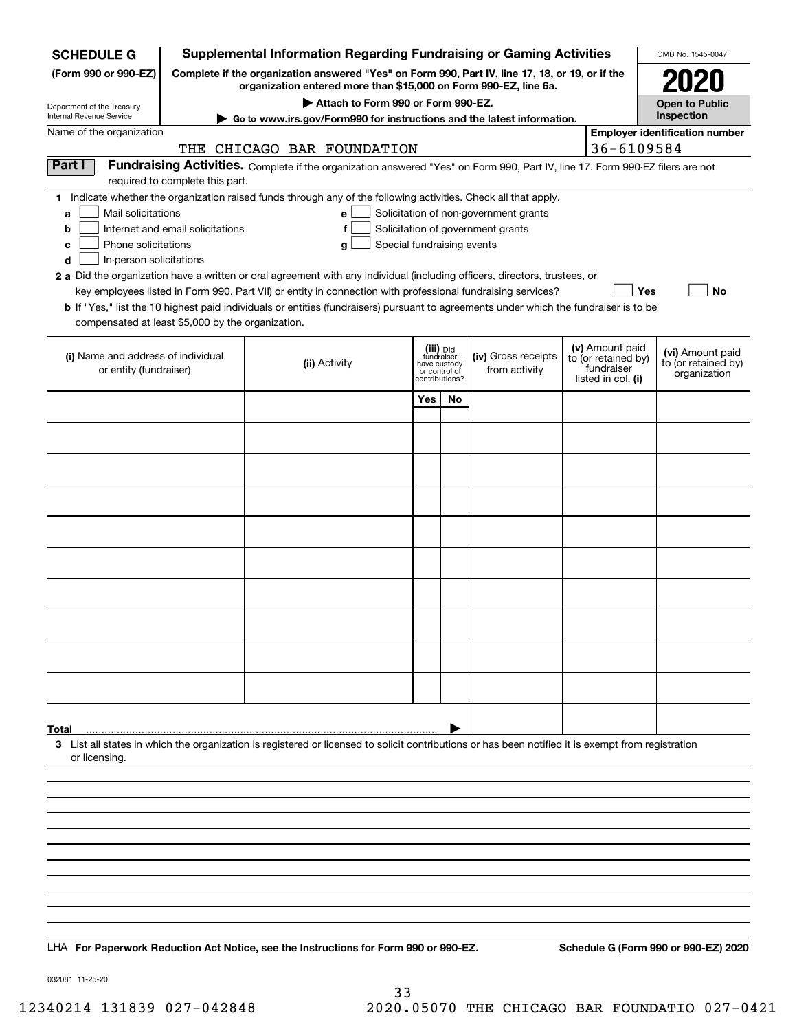**SCHEDULE G (Form 990 or 990-EZ)**

Department of the Treasury
Internal Revenue Service

# Supplemental Information Regarding Fundraising or Gaming Activities

**Complete if the organization answered "Yes" on Form 990, Part IV, line 17, 18, or 19, or if the organization entered more than $15,000 on Form 990-EZ, line 6a.**

**▶ Attach to Form 990 or Form 990-EZ.**

**▶ Go to www.irs.gov/Form990 for instructions and the latest information.**

OMB No. 1545-0047

**2020**

**Open to Public Inspection**

Name of the organization: THE CHICAGO BAR FOUNDATION

**Employer identification number:** 36-6109584

## Part I Fundraising Activities.

Complete if the organization answered "Yes" on Form 990, Part IV, line 17. Form 990-EZ filers are not required to complete this part.

**1** Indicate whether the organization raised funds through any of the following activities. Check all that apply.

- **a** ☐ Mail solicitations
- **b** ☐ Internet and email solicitations
- **c** ☐ Phone solicitations
- **d** ☐ In-person solicitations
- **e** ☐ Solicitation of non-government grants
- **f** ☐ Solicitation of government grants
- **g** ☐ Special fundraising events

**2 a** Did the organization have a written or oral agreement with any individual (including officers, directors, trustees, or key employees listed in Form 990, Part VII) or entity in connection with professional fundraising services? ☐ **Yes** ☐ **No**

**b** If "Yes," list the 10 highest paid individuals or entities (fundraisers) pursuant to agreements under which the fundraiser is to be compensated at least $5,000 by the organization.

| (i) Name and address of individual or entity (fundraiser) | (ii) Activity | (iii) Did fundraiser have custody or control of contributions? Yes | No | (iv) Gross receipts from activity | (v) Amount paid to (or retained by) fundraiser listed in col. (i) | (vi) Amount paid to (or retained by) organization |
|---|---|---|---|---|---|---|
| | | | | | | |
| | | | | | | |
| | | | | | | |
| | | | | | | |
| | | | | | | |
| | | | | | | |
| | | | | | | |
| | | | | | | |
| | | | | | | |
| | | | | | | |
| **Total** ▶ | | | | | | |

**3** List all states in which the organization is registered or licensed to solicit contributions or has been notified it is exempt from registration or licensing.

LHA **For Paperwork Reduction Act Notice, see the Instructions for Form 990 or 990-EZ.** **Schedule G (Form 990 or 990-EZ) 2020**

032081 11-25-20

12340214 131839 027-042848 2020.05070 THE CHICAGO BAR FOUNDATIO 027-0421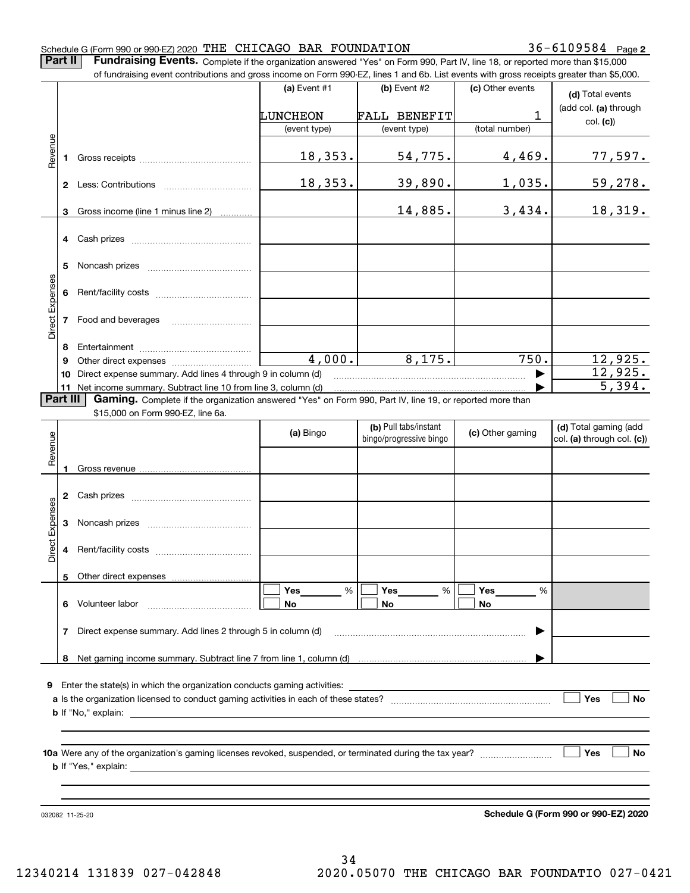Schedule G (Form 990 or 990-EZ) 2020 THE CHICAGO BAR FOUNDATION 36-6109584 Page 2

**Part II** **Fundraising Events.** Complete if the organization answered "Yes" on Form 990, Part IV, line 18, or reported more than $15,000 of fundraising event contributions and gross income on Form 990-EZ, lines 1 and 6b. List events with gross receipts greater than $5,000.

| | | (a) Event #1 | (b) Event #2 | (c) Other events | (d) Total events (add col. (a) through col. (c)) |
|---|---|---|---|---|---|
| | | LUNCHEON | FALL BENEFIT | 1 | |
| | | (event type) | (event type) | (total number) | |
| Revenue | 1 Gross receipts | 18,353. | 54,775. | 4,469. | 77,597. |
| | 2 Less: Contributions | 18,353. | 39,890. | 1,035. | 59,278. |
| | 3 Gross income (line 1 minus line 2) | | 14,885. | 3,434. | 18,319. |
| Direct Expenses | 4 Cash prizes | | | | |
| | 5 Noncash prizes | | | | |
| | 6 Rent/facility costs | | | | |
| | 7 Food and beverages | | | | |
| | 8 Entertainment | | | | |
| | 9 Other direct expenses | 4,000. | 8,175. | 750. | 12,925. |
| | 10 Direct expense summary. Add lines 4 through 9 in column (d) | | | | 12,925. |
| | 11 Net income summary. Subtract line 10 from line 3, column (d) | | | | 5,394. |

**Part III** **Gaming.** Complete if the organization answered "Yes" on Form 990, Part IV, line 19, or reported more than $15,000 on Form 990-EZ, line 6a.

| | | (a) Bingo | (b) Pull tabs/instant bingo/progressive bingo | (c) Other gaming | (d) Total gaming (add col. (a) through col. (c)) |
|---|---|---|---|---|---|
| Revenue | 1 Gross revenue | | | | |
| Direct Expenses | 2 Cash prizes | | | | |
| | 3 Noncash prizes | | | | |
| | 4 Rent/facility costs | | | | |
| | 5 Other direct expenses | | | | |
| | 6 Volunteer labor | ☐ Yes ___ % ☐ No | ☐ Yes ___ % ☐ No | ☐ Yes ___ % ☐ No | |
| | 7 Direct expense summary. Add lines 2 through 5 in column (d) | | | | |
| | 8 Net gaming income summary. Subtract line 7 from line 1, column (d) | | | | |

9 Enter the state(s) in which the organization conducts gaming activities: ____________

a Is the organization licensed to conduct gaming activities in each of these states? ☐ Yes ☐ No

b If "No," explain: ____________

10a Were any of the organization's gaming licenses revoked, suspended, or terminated during the tax year? ☐ Yes ☐ No

b If "Yes," explain: ____________

032082 11-25-20

**Schedule G (Form 990 or 990-EZ) 2020**

12340214 131839 027-042848 2020.05070 THE CHICAGO BAR FOUNDATIO 027-0421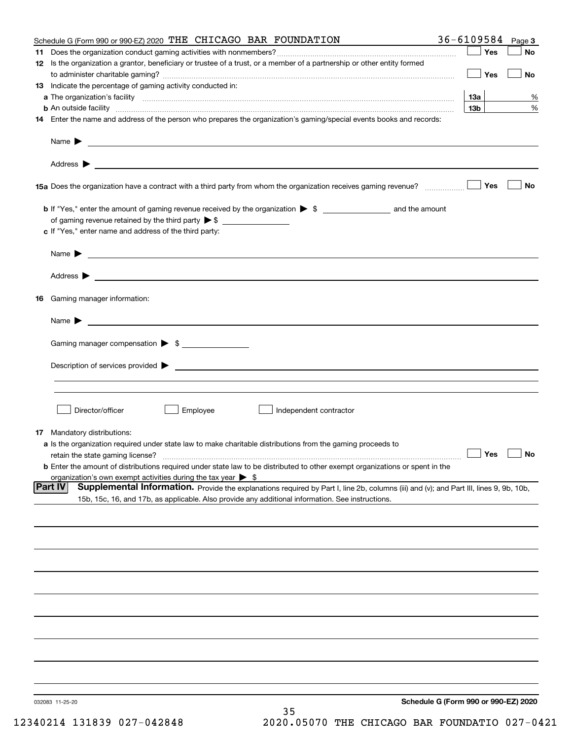Schedule G (Form 990 or 990-EZ) 2020 THE CHICAGO BAR FOUNDATION 36-6109584 Page 3

**11** Does the organization conduct gaming activities with nonmembers? ☐ Yes ☐ No

**12** Is the organization a grantor, beneficiary or trustee of a trust, or a member of a partnership or other entity formed to administer charitable gaming? ☐ Yes ☐ No

**13** Indicate the percentage of gaming activity conducted in:

**a** The organization's facility **13a** %

**b** An outside facility **13b** %

**14** Enter the name and address of the person who prepares the organization's gaming/special events books and records:

Name ▶

Address ▶

**15a** Does the organization have a contract with a third party from whom the organization receives gaming revenue? ☐ Yes ☐ No

**b** If "Yes," enter the amount of gaming revenue received by the organization ▶ $ ______ and the amount of gaming revenue retained by the third party ▶ $ ______

**c** If "Yes," enter name and address of the third party:

Name ▶

Address ▶

**16** Gaming manager information:

Name ▶

Gaming manager compensation ▶ $

Description of services provided ▶

☐ Director/officer ☐ Employee ☐ Independent contractor

**17** Mandatory distributions:

**a** Is the organization required under state law to make charitable distributions from the gaming proceeds to retain the state gaming license? ☐ Yes ☐ No

**b** Enter the amount of distributions required under state law to be distributed to other exempt organizations or spent in the organization's own exempt activities during the tax year ▶ $

**Part IV** **Supplemental Information.** Provide the explanations required by Part I, line 2b, columns (iii) and (v); and Part III, lines 9, 9b, 10b, 15b, 15c, 16, and 17b, as applicable. Also provide any additional information. See instructions.

032083 11-25-20 **Schedule G (Form 990 or 990-EZ) 2020**

12340214 131839 027-042848 2020.05070 THE CHICAGO BAR FOUNDATIO 027-0421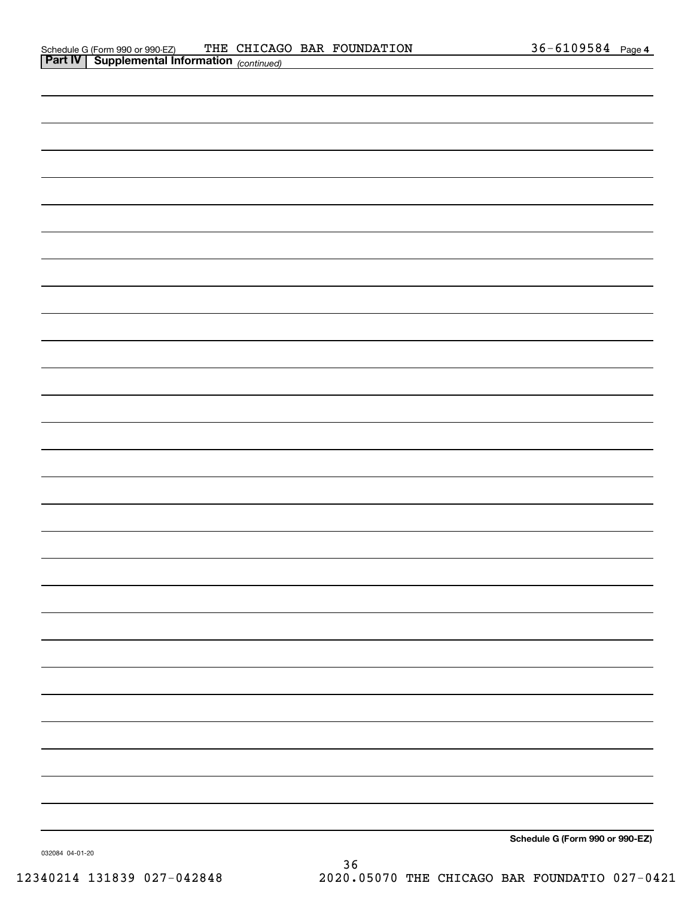Schedule G (Form 990 or 990-EZ) THE CHICAGO BAR FOUNDATION 36-6109584 Page 4

**Part IV | Supplemental Information** *(continued)*

**Schedule G (Form 990 or 990-EZ)**

032084 04-01-20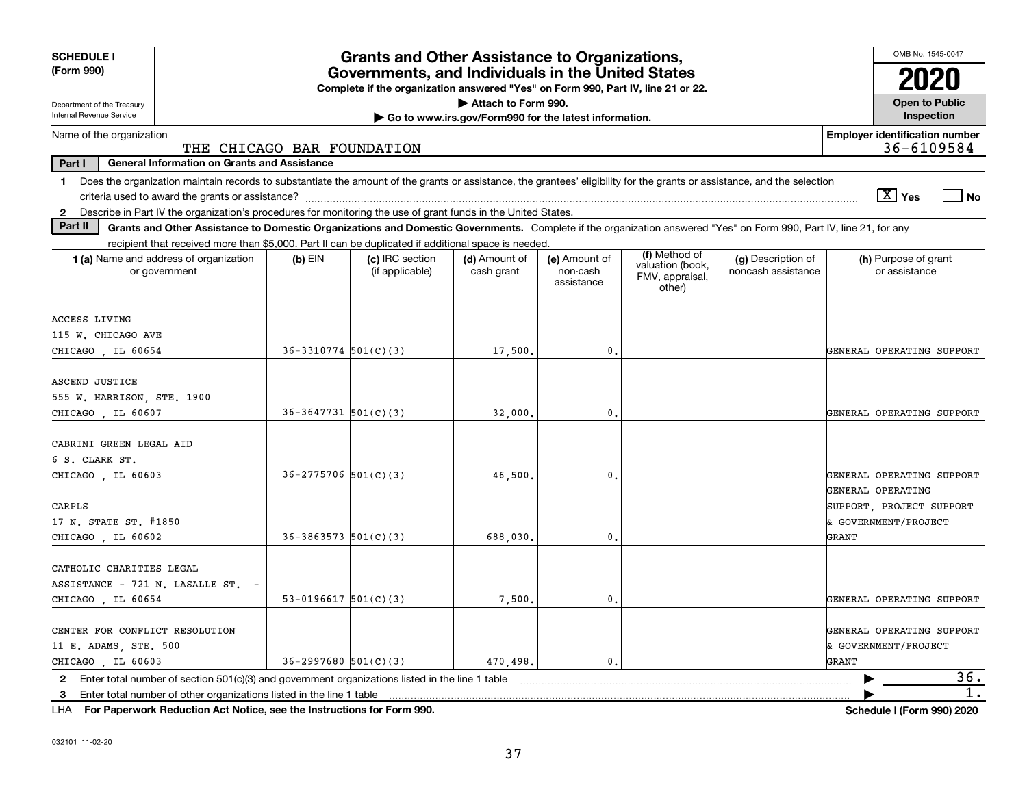**SCHEDULE I (Form 990)**

Department of the Treasury
Internal Revenue Service

# Grants and Other Assistance to Organizations, Governments, and Individuals in the United States

**Complete if the organization answered "Yes" on Form 990, Part IV, line 21 or 22.**
**▶ Attach to Form 990.**
**▶ Go to www.irs.gov/Form990 for the latest information.**

OMB No. 1545-0047
**2020**
**Open to Public Inspection**

Name of the organization: THE CHICAGO BAR FOUNDATION

Employer identification number: 36-6109584

**Part I — General Information on Grants and Assistance**

1 Does the organization maintain records to substantiate the amount of the grants or assistance, the grantees' eligibility for the grants or assistance, and the selection criteria used to award the grants or assistance? [X] Yes [ ] No

2 Describe in Part IV the organization's procedures for monitoring the use of grant funds in the United States.

**Part II — Grants and Other Assistance to Domestic Organizations and Domestic Governments.** Complete if the organization answered "Yes" on Form 990, Part IV, line 21, for any recipient that received more than $5,000. Part II can be duplicated if additional space is needed.

| 1 (a) Name and address of organization or government | (b) EIN | (c) IRC section (if applicable) | (d) Amount of cash grant | (e) Amount of non-cash assistance | (f) Method of valuation (book, FMV, appraisal, other) | (g) Description of noncash assistance | (h) Purpose of grant or assistance |
|---|---|---|---|---|---|---|---|
| ACCESS LIVING<br>115 W. CHICAGO AVE<br>CHICAGO , IL 60654 | 36-3310774 | 501(C)(3) | 17,500. | 0. | | | GENERAL OPERATING SUPPORT |
| ASCEND JUSTICE<br>555 W. HARRISON, STE. 1900<br>CHICAGO , IL 60607 | 36-3647731 | 501(C)(3) | 32,000. | 0. | | | GENERAL OPERATING SUPPORT |
| CABRINI GREEN LEGAL AID<br>6 S. CLARK ST.<br>CHICAGO , IL 60603 | 36-2775706 | 501(C)(3) | 46,500. | 0. | | | GENERAL OPERATING SUPPORT |
| CARPLS<br>17 N. STATE ST. #1850<br>CHICAGO , IL 60602 | 36-3863573 | 501(C)(3) | 688,030. | 0. | | | GENERAL OPERATING SUPPORT, PROJECT SUPPORT & GOVERNMENT/PROJECT GRANT |
| CATHOLIC CHARITIES LEGAL ASSISTANCE - 721 N. LASALLE ST. -<br>CHICAGO , IL 60654 | 53-0196617 | 501(C)(3) | 7,500. | 0. | | | GENERAL OPERATING SUPPORT |
| CENTER FOR CONFLICT RESOLUTION<br>11 E. ADAMS, STE. 500<br>CHICAGO , IL 60603 | 36-2997680 | 501(C)(3) | 470,498. | 0. | | | GENERAL OPERATING SUPPORT & GOVERNMENT/PROJECT GRANT |

2 Enter total number of section 501(c)(3) and government organizations listed in the line 1 table ▶ 36.

3 Enter total number of other organizations listed in the line 1 table ▶ 1.

LHA **For Paperwork Reduction Act Notice, see the Instructions for Form 990.** **Schedule I (Form 990) 2020**

032101 11-02-20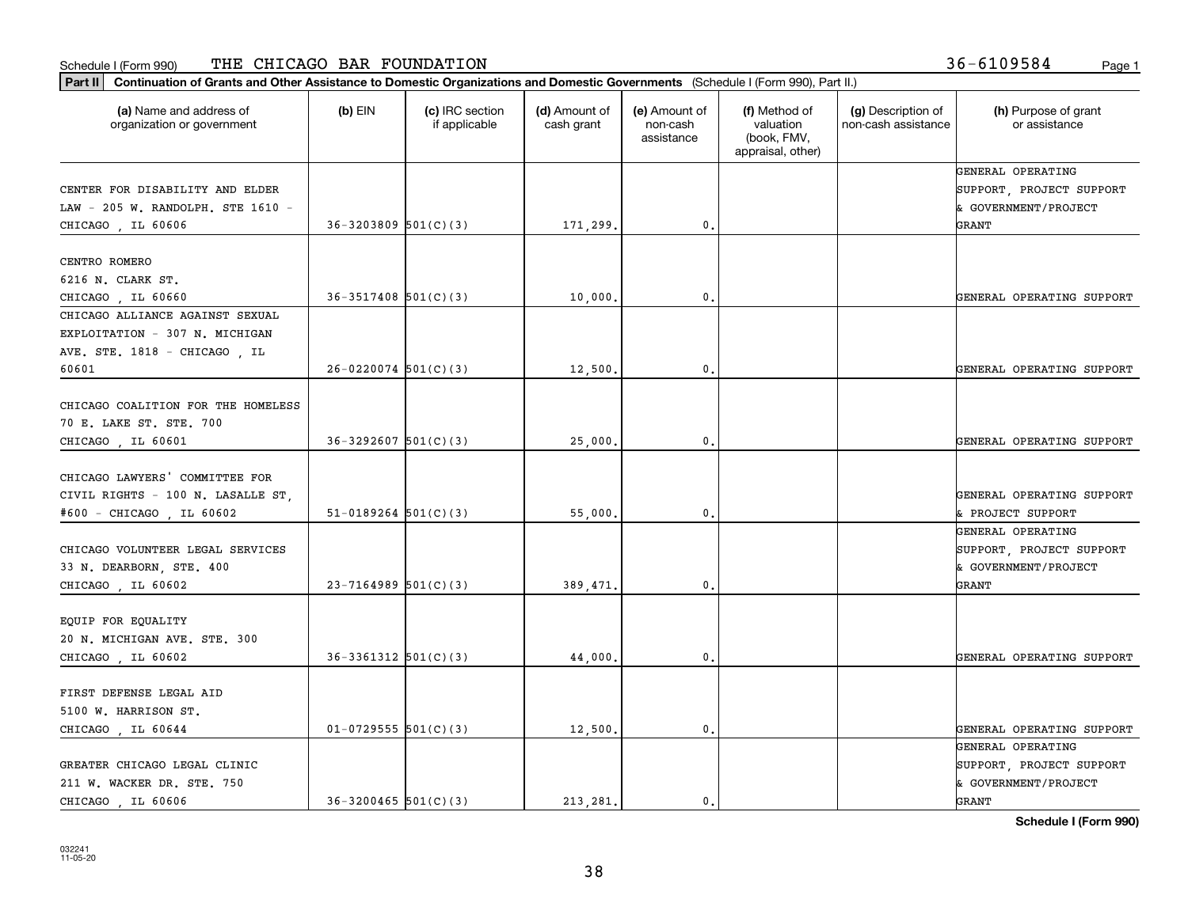Schedule I (Form 990) THE CHICAGO BAR FOUNDATION 36-6109584

**Part II Continuation of Grants and Other Assistance to Domestic Organizations and Domestic Governments** (Schedule I (Form 990), Part II.)

| (a) Name and address of organization or government | (b) EIN | (c) IRC section if applicable | (d) Amount of cash grant | (e) Amount of non-cash assistance | (f) Method of valuation (book, FMV, appraisal, other) | (g) Description of non-cash assistance | (h) Purpose of grant or assistance |
|---|---|---|---|---|---|---|---|
| CENTER FOR DISABILITY AND ELDER LAW - 205 W. RANDOLPH, STE 1610 - CHICAGO , IL 60606 | 36-3203809 | 501(C)(3) | 171,299. | 0. | | | GENERAL OPERATING SUPPORT, PROJECT SUPPORT & GOVERNMENT/PROJECT GRANT |
| CENTRO ROMERO 6216 N. CLARK ST. CHICAGO , IL 60660 | 36-3517408 | 501(C)(3) | 10,000. | 0. | | | GENERAL OPERATING SUPPORT |
| CHICAGO ALLIANCE AGAINST SEXUAL EXPLOITATION - 307 N. MICHIGAN AVE. STE. 1818 - CHICAGO , IL 60601 | 26-0220074 | 501(C)(3) | 12,500. | 0. | | | GENERAL OPERATING SUPPORT |
| CHICAGO COALITION FOR THE HOMELESS 70 E. LAKE ST. STE. 700 CHICAGO , IL 60601 | 36-3292607 | 501(C)(3) | 25,000. | 0. | | | GENERAL OPERATING SUPPORT |
| CHICAGO LAWYERS' COMMITTEE FOR CIVIL RIGHTS - 100 N. LASALLE ST, #600 - CHICAGO , IL 60602 | 51-0189264 | 501(C)(3) | 55,000. | 0. | | | GENERAL OPERATING SUPPORT & PROJECT SUPPORT |
| CHICAGO VOLUNTEER LEGAL SERVICES 33 N. DEARBORN, STE. 400 CHICAGO , IL 60602 | 23-7164989 | 501(C)(3) | 389,471. | 0. | | | GENERAL OPERATING SUPPORT, PROJECT SUPPORT & GOVERNMENT/PROJECT GRANT |
| EQUIP FOR EQUALITY 20 N. MICHIGAN AVE. STE. 300 CHICAGO , IL 60602 | 36-3361312 | 501(C)(3) | 44,000. | 0. | | | GENERAL OPERATING SUPPORT |
| FIRST DEFENSE LEGAL AID 5100 W. HARRISON ST. CHICAGO , IL 60644 | 01-0729555 | 501(C)(3) | 12,500. | 0. | | | GENERAL OPERATING SUPPORT |
| GREATER CHICAGO LEGAL CLINIC 211 W. WACKER DR. STE. 750 CHICAGO , IL 60606 | 36-3200465 | 501(C)(3) | 213,281. | 0. | | | GENERAL OPERATING SUPPORT, PROJECT SUPPORT & GOVERNMENT/PROJECT GRANT |

Schedule I (Form 990)

032241 11-05-20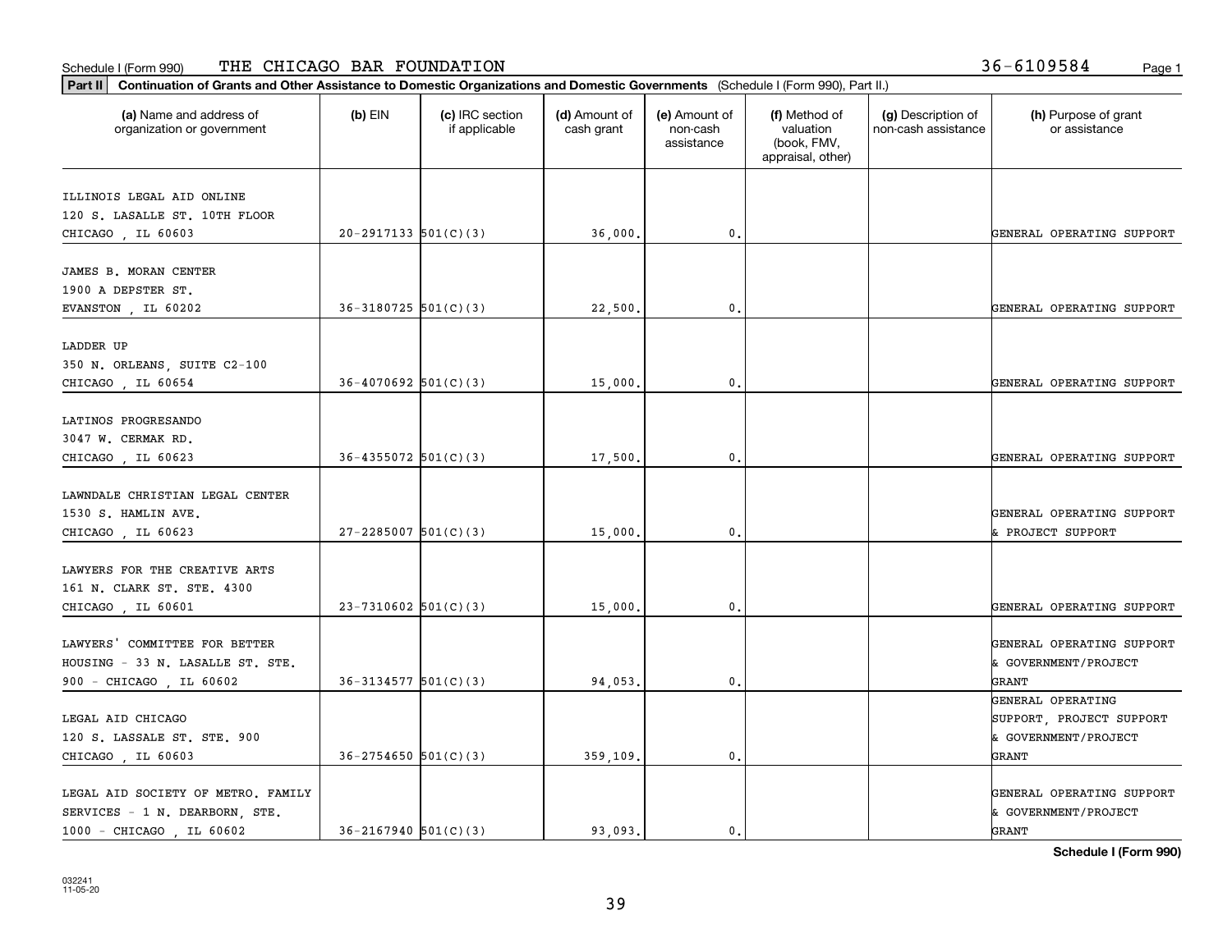Schedule I (Form 990) THE CHICAGO BAR FOUNDATION 36-6109584

**Part II Continuation of Grants and Other Assistance to Domestic Organizations and Domestic Governments** (Schedule I (Form 990), Part II.)

| (a) Name and address of organization or government | (b) EIN | (c) IRC section if applicable | (d) Amount of cash grant | (e) Amount of non-cash assistance | (f) Method of valuation (book, FMV, appraisal, other) | (g) Description of non-cash assistance | (h) Purpose of grant or assistance |
|---|---|---|---|---|---|---|---|
| ILLINOIS LEGAL AID ONLINE<br>120 S. LASALLE ST. 10TH FLOOR<br>CHICAGO , IL 60603 | 20-2917133 | 501(C)(3) | 36,000. | 0. | | | GENERAL OPERATING SUPPORT |
| JAMES B. MORAN CENTER<br>1900 A DEPSTER ST.<br>EVANSTON , IL 60202 | 36-3180725 | 501(C)(3) | 22,500. | 0. | | | GENERAL OPERATING SUPPORT |
| LADDER UP<br>350 N. ORLEANS, SUITE C2-100<br>CHICAGO , IL 60654 | 36-4070692 | 501(C)(3) | 15,000. | 0. | | | GENERAL OPERATING SUPPORT |
| LATINOS PROGRESANDO<br>3047 W. CERMAK RD.<br>CHICAGO , IL 60623 | 36-4355072 | 501(C)(3) | 17,500. | 0. | | | GENERAL OPERATING SUPPORT |
| LAWNDALE CHRISTIAN LEGAL CENTER<br>1530 S. HAMLIN AVE.<br>CHICAGO , IL 60623 | 27-2285007 | 501(C)(3) | 15,000. | 0. | | | GENERAL OPERATING SUPPORT & PROJECT SUPPORT |
| LAWYERS FOR THE CREATIVE ARTS<br>161 N. CLARK ST. STE. 4300<br>CHICAGO , IL 60601 | 23-7310602 | 501(C)(3) | 15,000. | 0. | | | GENERAL OPERATING SUPPORT |
| LAWYERS' COMMITTEE FOR BETTER<br>HOUSING - 33 N. LASALLE ST. STE.<br>900 - CHICAGO , IL 60602 | 36-3134577 | 501(C)(3) | 94,053. | 0. | | | GENERAL OPERATING SUPPORT & GOVERNMENT/PROJECT GRANT |
| LEGAL AID CHICAGO<br>120 S. LASSALE ST. STE. 900<br>CHICAGO , IL 60603 | 36-2754650 | 501(C)(3) | 359,109. | 0. | | | GENERAL OPERATING SUPPORT, PROJECT SUPPORT & GOVERNMENT/PROJECT GRANT |
| LEGAL AID SOCIETY OF METRO. FAMILY<br>SERVICES - 1 N. DEARBORN, STE.<br>1000 - CHICAGO , IL 60602 | 36-2167940 | 501(C)(3) | 93,093. | 0. | | | GENERAL OPERATING SUPPORT & GOVERNMENT/PROJECT GRANT |

**Schedule I (Form 990)**

032241
11-05-20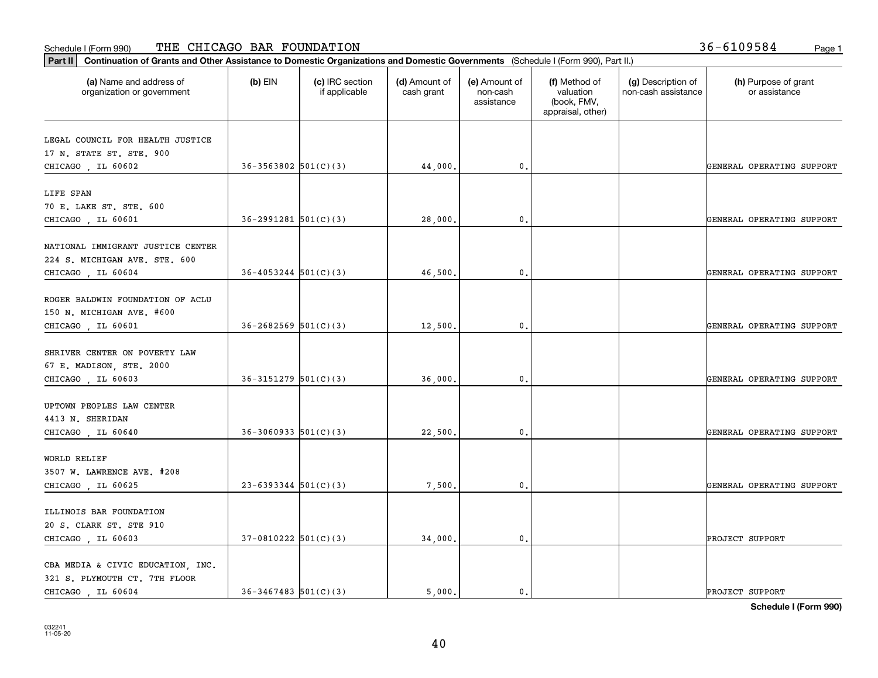Schedule I (Form 990) THE CHICAGO BAR FOUNDATION 36-6109584

**Part II** **Continuation of Grants and Other Assistance to Domestic Organizations and Domestic Governments** (Schedule I (Form 990), Part II.)

| (a) Name and address of organization or government | (b) EIN | (c) IRC section if applicable | (d) Amount of cash grant | (e) Amount of non-cash assistance | (f) Method of valuation (book, FMV, appraisal, other) | (g) Description of non-cash assistance | (h) Purpose of grant or assistance |
|---|---|---|---|---|---|---|---|
| LEGAL COUNCIL FOR HEALTH JUSTICE 17 N. STATE ST. STE. 900 CHICAGO , IL 60602 | 36-3563802 | 501(C)(3) | 44,000. | 0. | | | GENERAL OPERATING SUPPORT |
| LIFE SPAN 70 E. LAKE ST. STE. 600 CHICAGO , IL 60601 | 36-2991281 | 501(C)(3) | 28,000. | 0. | | | GENERAL OPERATING SUPPORT |
| NATIONAL IMMIGRANT JUSTICE CENTER 224 S. MICHIGAN AVE. STE. 600 CHICAGO , IL 60604 | 36-4053244 | 501(C)(3) | 46,500. | 0. | | | GENERAL OPERATING SUPPORT |
| ROGER BALDWIN FOUNDATION OF ACLU 150 N. MICHIGAN AVE. #600 CHICAGO , IL 60601 | 36-2682569 | 501(C)(3) | 12,500. | 0. | | | GENERAL OPERATING SUPPORT |
| SHRIVER CENTER ON POVERTY LAW 67 E. MADISON, STE. 2000 CHICAGO , IL 60603 | 36-3151279 | 501(C)(3) | 36,000. | 0. | | | GENERAL OPERATING SUPPORT |
| UPTOWN PEOPLES LAW CENTER 4413 N. SHERIDAN CHICAGO , IL 60640 | 36-3060933 | 501(C)(3) | 22,500. | 0. | | | GENERAL OPERATING SUPPORT |
| WORLD RELIEF 3507 W. LAWRENCE AVE. #208 CHICAGO , IL 60625 | 23-6393344 | 501(C)(3) | 7,500. | 0. | | | GENERAL OPERATING SUPPORT |
| ILLINOIS BAR FOUNDATION 20 S. CLARK ST. STE 910 CHICAGO , IL 60603 | 37-0810222 | 501(C)(3) | 34,000. | 0. | | | PROJECT SUPPORT |
| CBA MEDIA & CIVIC EDUCATION, INC. 321 S. PLYMOUTH CT. 7TH FLOOR CHICAGO , IL 60604 | 36-3467483 | 501(C)(3) | 5,000. | 0. | | | PROJECT SUPPORT |

**Schedule I (Form 990)**

032241
11-05-20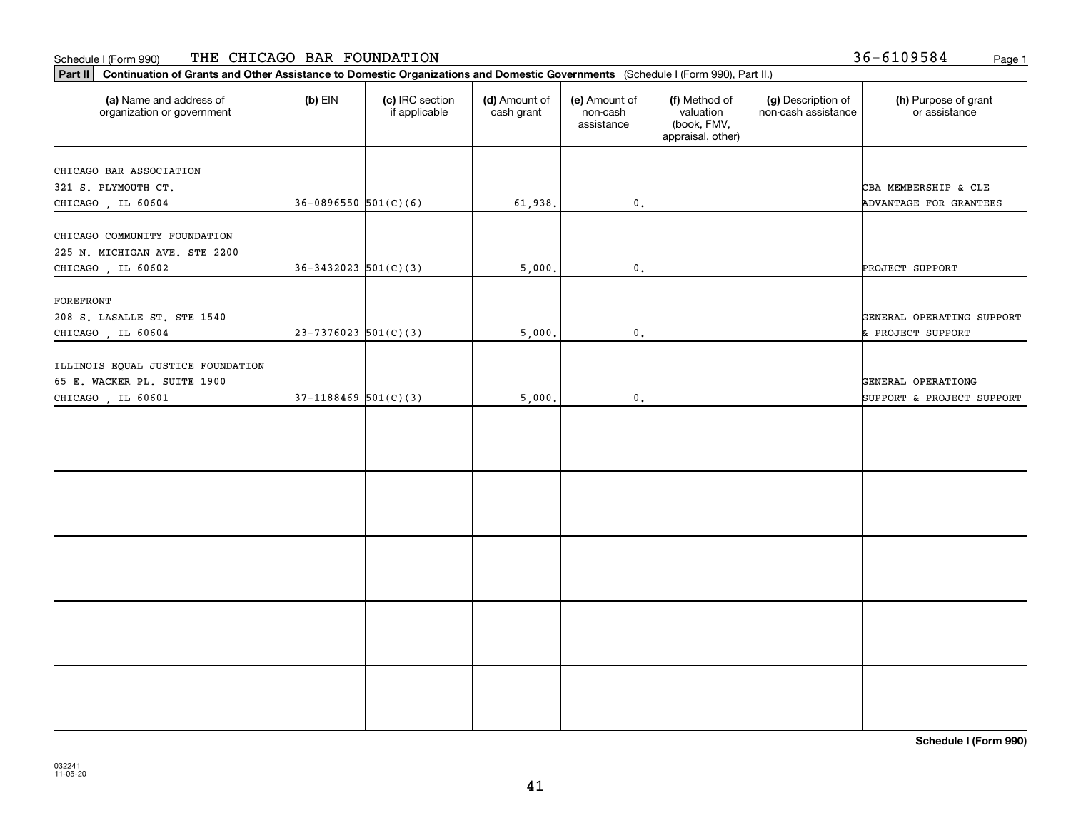Schedule I (Form 990) THE CHICAGO BAR FOUNDATION 36-6109584

**Part II** **Continuation of Grants and Other Assistance to Domestic Organizations and Domestic Governments** (Schedule I (Form 990), Part II.)

| (a) Name and address of organization or government | (b) EIN | (c) IRC section if applicable | (d) Amount of cash grant | (e) Amount of non-cash assistance | (f) Method of valuation (book, FMV, appraisal, other) | (g) Description of non-cash assistance | (h) Purpose of grant or assistance |
|---|---|---|---|---|---|---|---|
| CHICAGO BAR ASSOCIATION 321 S. PLYMOUTH CT. CHICAGO , IL 60604 | 36-0896550 | 501(C)(6) | 61,938. | 0. | | | CBA MEMBERSHIP & CLE ADVANTAGE FOR GRANTEES |
| CHICAGO COMMUNITY FOUNDATION 225 N. MICHIGAN AVE. STE 2200 CHICAGO , IL 60602 | 36-3432023 | 501(C)(3) | 5,000. | 0. | | | PROJECT SUPPORT |
| FOREFRONT 208 S. LASALLE ST. STE 1540 CHICAGO , IL 60604 | 23-7376023 | 501(C)(3) | 5,000. | 0. | | | GENERAL OPERATING SUPPORT & PROJECT SUPPORT |
| ILLINOIS EQUAL JUSTICE FOUNDATION 65 E. WACKER PL. SUITE 1900 CHICAGO , IL 60601 | 37-1188469 | 501(C)(3) | 5,000. | 0. | | | GENERAL OPERATIONG SUPPORT & PROJECT SUPPORT |
| | | | | | | | |
| | | | | | | | |
| | | | | | | | |
| | | | | | | | |
| | | | | | | | |

**Schedule I (Form 990)**

032241
11-05-20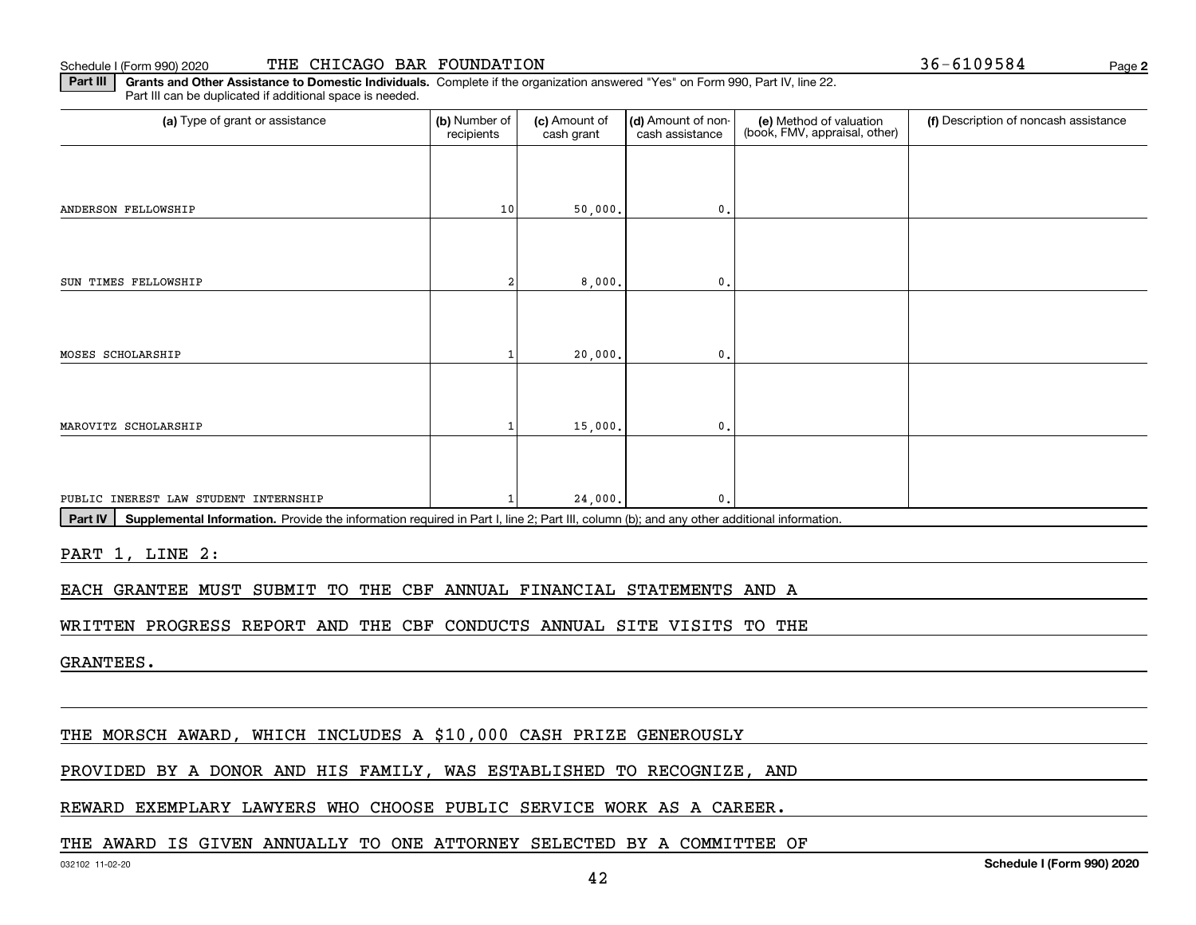Schedule I (Form 990) 2020 THE CHICAGO BAR FOUNDATION 36-6109584

**Part III** **Grants and Other Assistance to Domestic Individuals.** Complete if the organization answered "Yes" on Form 990, Part IV, line 22. Part III can be duplicated if additional space is needed.

| (a) Type of grant or assistance | (b) Number of recipients | (c) Amount of cash grant | (d) Amount of non-cash assistance | (e) Method of valuation (book, FMV, appraisal, other) | (f) Description of noncash assistance |
|---|---|---|---|---|---|
| ANDERSON FELLOWSHIP | 10 | 50,000. | 0. | | |
| SUN TIMES FELLOWSHIP | 2 | 8,000. | 0. | | |
| MOSES SCHOLARSHIP | 1 | 20,000. | 0. | | |
| MAROVITZ SCHOLARSHIP | 1 | 15,000. | 0. | | |
| PUBLIC INEREST LAW STUDENT INTERNSHIP | 1 | 24,000. | 0. | | |

**Part IV** **Supplemental Information.** Provide the information required in Part I, line 2; Part III, column (b); and any other additional information.

PART 1, LINE 2:

EACH GRANTEE MUST SUBMIT TO THE CBF ANNUAL FINANCIAL STATEMENTS AND A WRITTEN PROGRESS REPORT AND THE CBF CONDUCTS ANNUAL SITE VISITS TO THE GRANTEES.

THE MORSCH AWARD, WHICH INCLUDES A $10,000 CASH PRIZE GENEROUSLY PROVIDED BY A DONOR AND HIS FAMILY, WAS ESTABLISHED TO RECOGNIZE, AND REWARD EXEMPLARY LAWYERS WHO CHOOSE PUBLIC SERVICE WORK AS A CAREER. THE AWARD IS GIVEN ANNUALLY TO ONE ATTORNEY SELECTED BY A COMMITTEE OF

032102 11-02-20 **Schedule I (Form 990) 2020**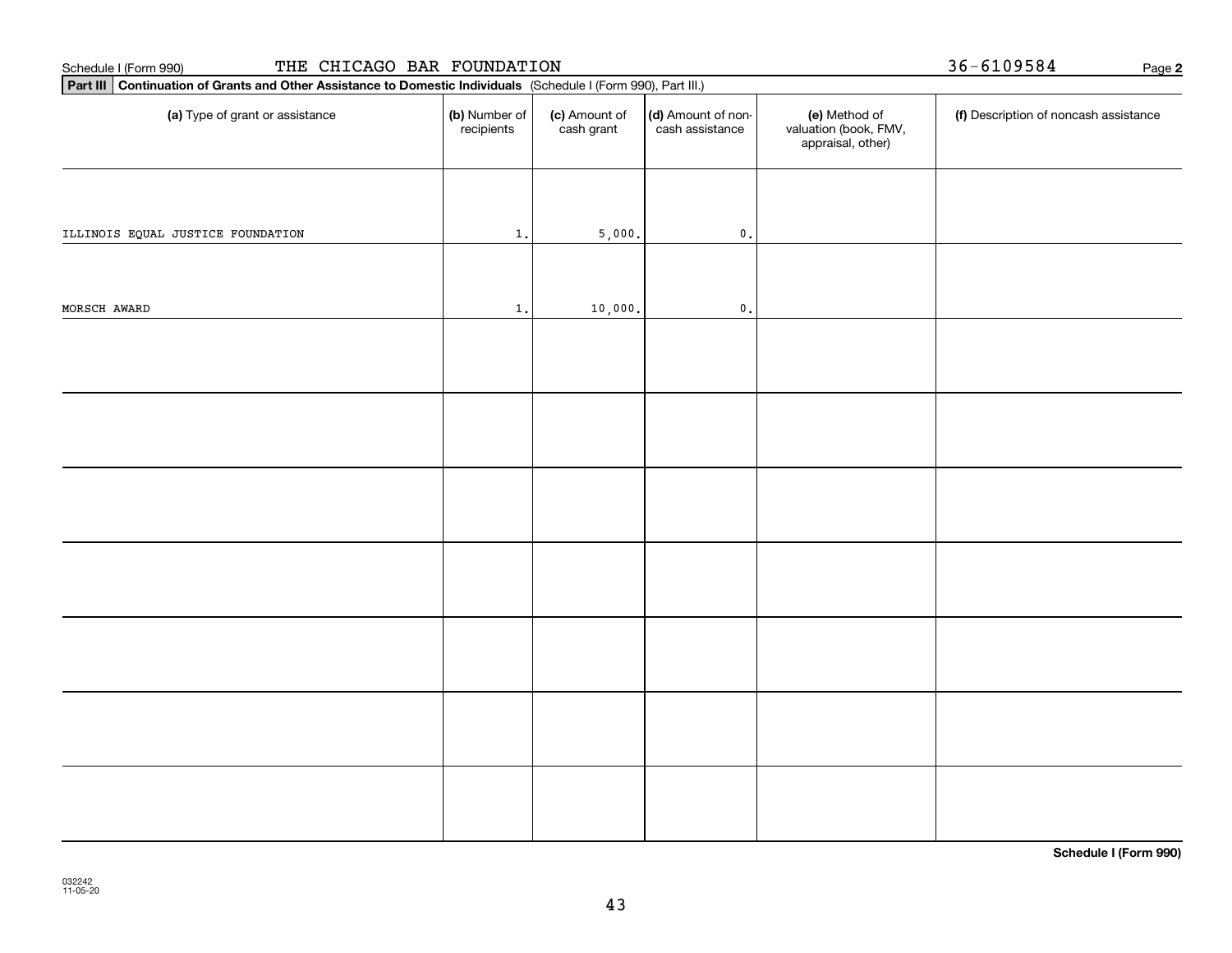Schedule I (Form 990) THE CHICAGO BAR FOUNDATION 36-6109584 Page 2

**Part III** **Continuation of Grants and Other Assistance to Domestic Individuals** (Schedule I (Form 990), Part III.)

| (a) Type of grant or assistance | (b) Number of recipients | (c) Amount of cash grant | (d) Amount of non-cash assistance | (e) Method of valuation (book, FMV, appraisal, other) | (f) Description of noncash assistance |
|---|---|---|---|---|---|
| ILLINOIS EQUAL JUSTICE FOUNDATION | 1. | 5,000. | 0. | | |
| MORSCH AWARD | 1. | 10,000. | 0. | | |
| | | | | | |
| | | | | | |
| | | | | | |
| | | | | | |
| | | | | | |
| | | | | | |
| | | | | | |

**Schedule I (Form 990)**

032242
11-05-20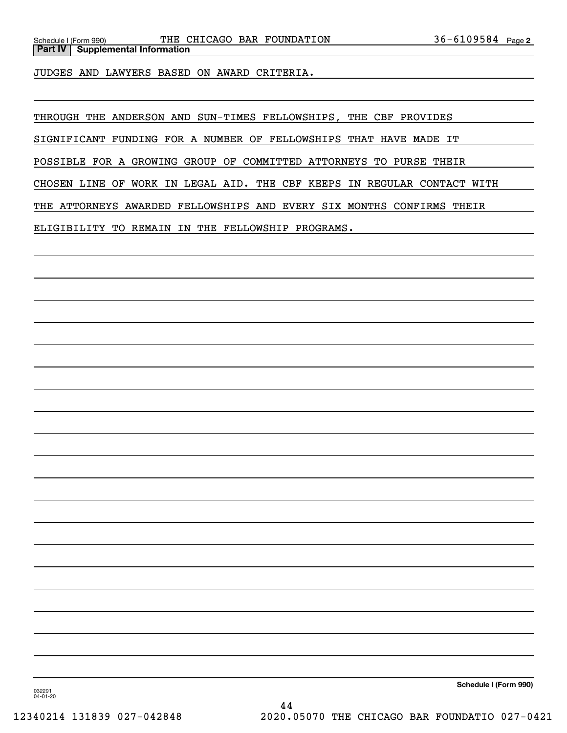## Part IV Supplemental Information

JUDGES AND LAWYERS BASED ON AWARD CRITERIA.

THROUGH THE ANDERSON AND SUN-TIMES FELLOWSHIPS, THE CBF PROVIDES SIGNIFICANT FUNDING FOR A NUMBER OF FELLOWSHIPS THAT HAVE MADE IT POSSIBLE FOR A GROWING GROUP OF COMMITTED ATTORNEYS TO PURSE THEIR CHOSEN LINE OF WORK IN LEGAL AID. THE CBF KEEPS IN REGULAR CONTACT WITH THE ATTORNEYS AWARDED FELLOWSHIPS AND EVERY SIX MONTHS CONFIRMS THEIR ELIGIBILITY TO REMAIN IN THE FELLOWSHIP PROGRAMS.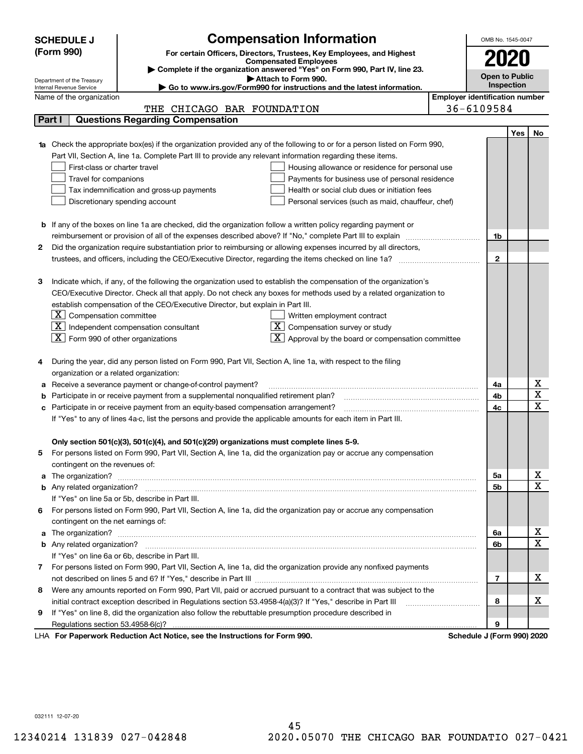**SCHEDULE J (Form 990)**

Department of the Treasury
Internal Revenue Service

# Compensation Information

**For certain Officers, Directors, Trustees, Key Employees, and Highest Compensated Employees**

▶ Complete if the organization answered "Yes" on Form 990, Part IV, line 23.
▶ Attach to Form 990.
▶ Go to www.irs.gov/Form990 for instructions and the latest information.

OMB No. 1545-0047

**2020**

**Open to Public Inspection**

Name of the organization: THE CHICAGO BAR FOUNDATION

Employer identification number: 36-6109584

## Part I — Questions Regarding Compensation

| | | | Yes | No |
|---|---|---|---|---|
| **1a** | Check the appropriate box(es) if the organization provided any of the following to or for a person listed on Form 990, Part VII, Section A, line 1a. Complete Part III to provide any relevant information regarding these items.<br>☐ First-class or charter travel<br>☐ Travel for companions<br>☐ Tax indemnification and gross-up payments<br>☐ Discretionary spending account<br>☐ Housing allowance or residence for personal use<br>☐ Payments for business use of personal residence<br>☐ Health or social club dues or initiation fees<br>☐ Personal services (such as maid, chauffeur, chef) | | | |
| **b** | If any of the boxes on line 1a are checked, did the organization follow a written policy regarding payment or reimbursement or provision of all of the expenses described above? If "No," complete Part III to explain | 1b | | |
| **2** | Did the organization require substantiation prior to reimbursing or allowing expenses incurred by all directors, trustees, and officers, including the CEO/Executive Director, regarding the items checked on line 1a? | 2 | | |
| **3** | Indicate which, if any, of the following the organization used to establish the compensation of the organization's CEO/Executive Director. Check all that apply. Do not check any boxes for methods used by a related organization to establish compensation of the CEO/Executive Director, but explain in Part III.<br>☒ Compensation committee<br>☒ Independent compensation consultant<br>☒ Form 990 of other organizations<br>☐ Written employment contract<br>☒ Compensation survey or study<br>☒ Approval by the board or compensation committee | | | |
| **4** | During the year, did any person listed on Form 990, Part VII, Section A, line 1a, with respect to the filing organization or a related organization: | | | |
| **a** | Receive a severance payment or change-of-control payment? | 4a | | X |
| **b** | Participate in or receive payment from a supplemental nonqualified retirement plan? | 4b | | X |
| **c** | Participate in or receive payment from an equity-based compensation arrangement? | 4c | | X |
| | If "Yes" to any of lines 4a-c, list the persons and provide the applicable amounts for each item in Part III. | | | |
| | **Only section 501(c)(3), 501(c)(4), and 501(c)(29) organizations must complete lines 5-9.** | | | |
| **5** | For persons listed on Form 990, Part VII, Section A, line 1a, did the organization pay or accrue any compensation contingent on the revenues of: | | | |
| **a** | The organization? | 5a | | X |
| **b** | Any related organization? | 5b | | X |
| | If "Yes" on line 5a or 5b, describe in Part III. | | | |
| **6** | For persons listed on Form 990, Part VII, Section A, line 1a, did the organization pay or accrue any compensation contingent on the net earnings of: | | | |
| **a** | The organization? | 6a | | X |
| **b** | Any related organization? | 6b | | X |
| | If "Yes" on line 6a or 6b, describe in Part III. | | | |
| **7** | For persons listed on Form 990, Part VII, Section A, line 1a, did the organization provide any nonfixed payments not described on lines 5 and 6? If "Yes," describe in Part III | 7 | | X |
| **8** | Were any amounts reported on Form 990, Part VII, paid or accrued pursuant to a contract that was subject to the initial contract exception described in Regulations section 53.4958-4(a)(3)? If "Yes," describe in Part III | 8 | | X |
| **9** | If "Yes" on line 8, did the organization also follow the rebuttable presumption procedure described in Regulations section 53.4958-6(c)? | 9 | | |

LHA **For Paperwork Reduction Act Notice, see the Instructions for Form 990.** **Schedule J (Form 990) 2020**

032111 12-07-20

12340214 131839 027-042848 2020.05070 THE CHICAGO BAR FOUNDATIO 027-0421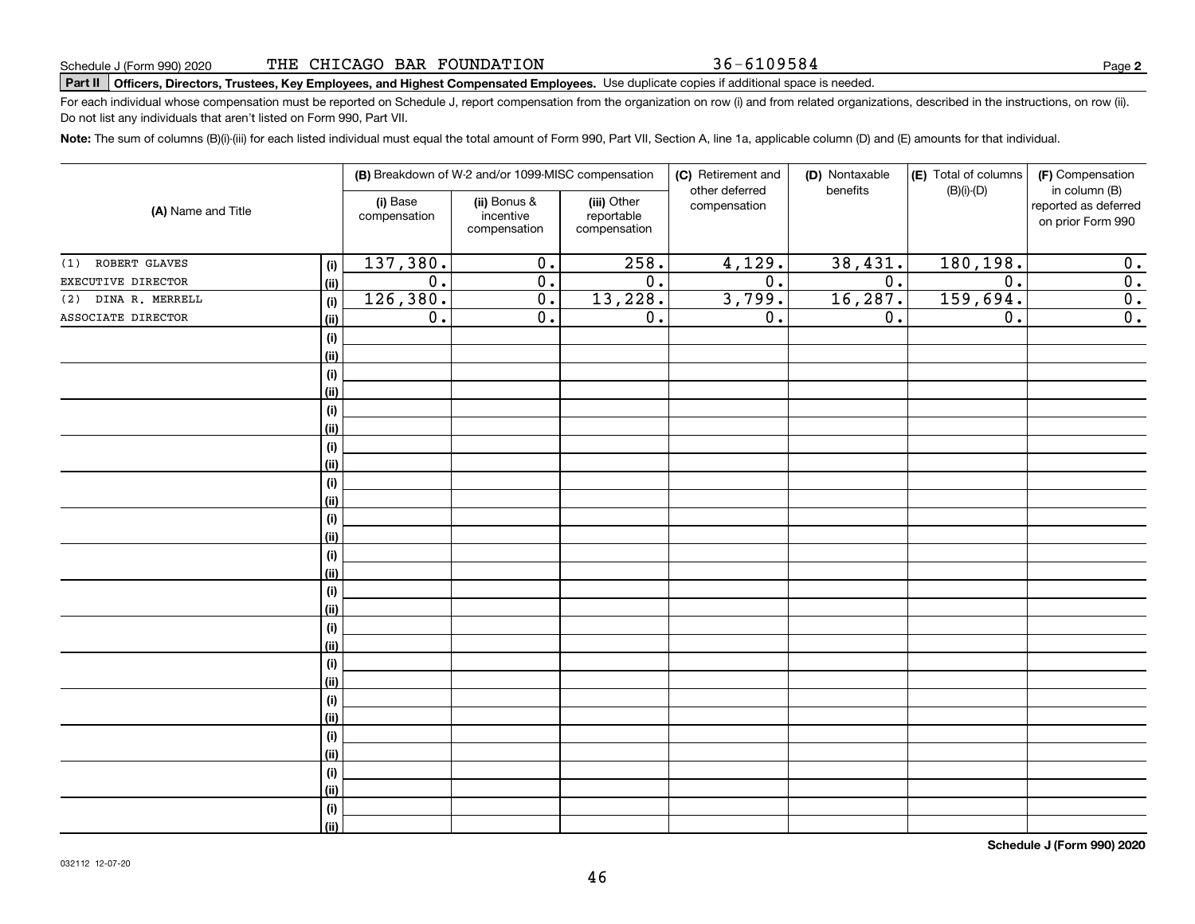Schedule J (Form 990) 2020 THE CHICAGO BAR FOUNDATION 36-6109584 Page **2**

**Part II** **Officers, Directors, Trustees, Key Employees, and Highest Compensated Employees.** Use duplicate copies if additional space is needed.

For each individual whose compensation must be reported on Schedule J, report compensation from the organization on row (i) and from related organizations, described in the instructions, on row (ii). Do not list any individuals that aren't listed on Form 990, Part VII.

**Note:** The sum of columns (B)(i)-(iii) for each listed individual must equal the total amount of Form 990, Part VII, Section A, line 1a, applicable column (D) and (E) amounts for that individual.

| (A) Name and Title | | (B) Breakdown of W-2 and/or 1099-MISC compensation | | | (C) Retirement and other deferred compensation | (D) Nontaxable benefits | (E) Total of columns (B)(i)-(D) | (F) Compensation in column (B) reported as deferred on prior Form 990 |
|---|---|---|---|---|---|---|---|---|
| | | (i) Base compensation | (ii) Bonus & incentive compensation | (iii) Other reportable compensation | | | | |
| (1) ROBERT GLAVES | (i) | 137,380. | 0. | 258. | 4,129. | 38,431. | 180,198. | 0. |
| EXECUTIVE DIRECTOR | (ii) | 0. | 0. | 0. | 0. | 0. | 0. | 0. |
| (2) DINA R. MERRELL | (i) | 126,380. | 0. | 13,228. | 3,799. | 16,287. | 159,694. | 0. |
| ASSOCIATE DIRECTOR | (ii) | 0. | 0. | 0. | 0. | 0. | 0. | 0. |

**Schedule J (Form 990) 2020**

032112 12-07-20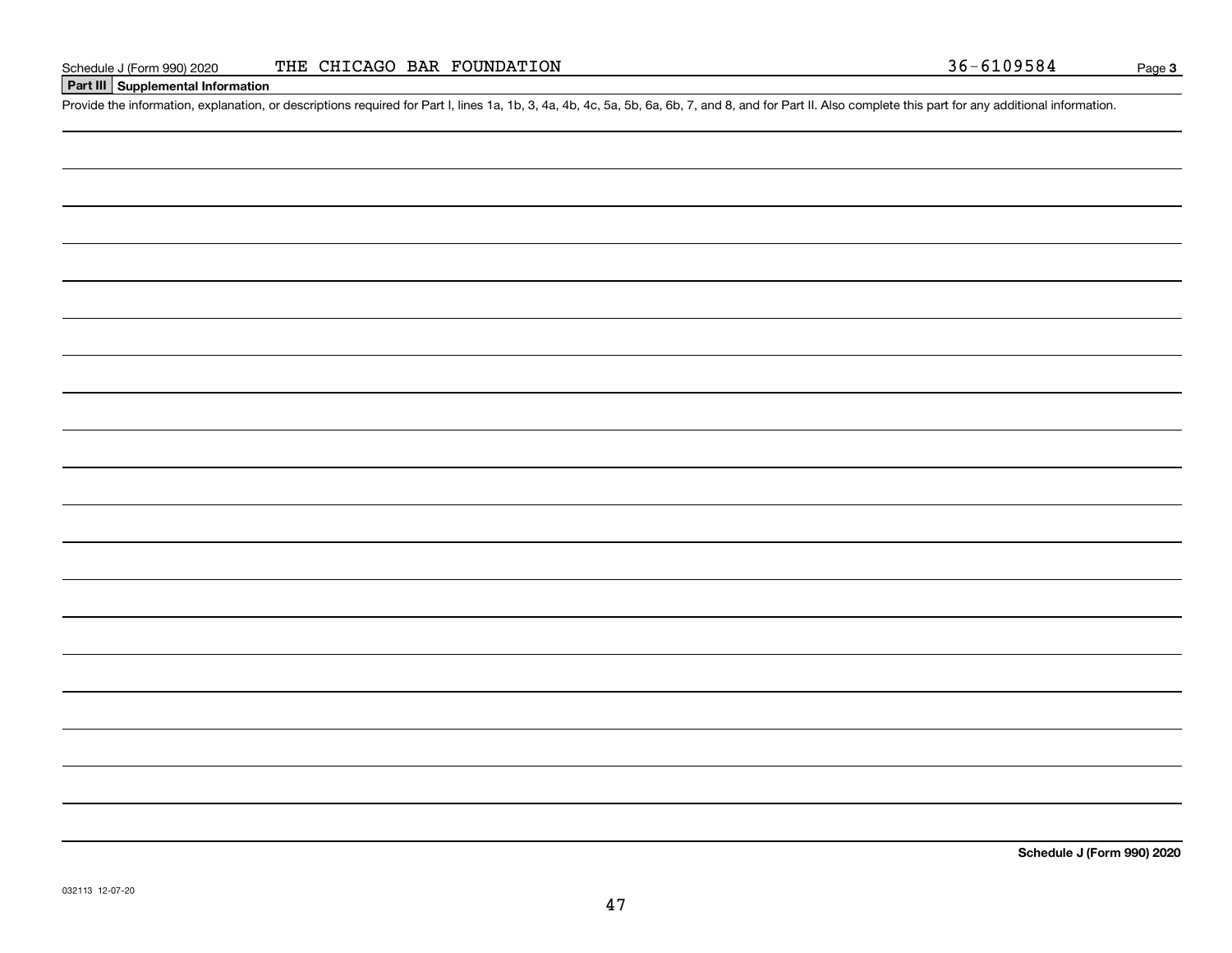Schedule J (Form 990) 2020 THE CHICAGO BAR FOUNDATION 36-6109584 Page **3**

## Part III Supplemental Information

Provide the information, explanation, or descriptions required for Part I, lines 1a, 1b, 3, 4a, 4b, 4c, 5a, 5b, 6a, 6b, 7, and 8, and for Part II. Also complete this part for any additional information.

**Schedule J (Form 990) 2020**

032113 12-07-20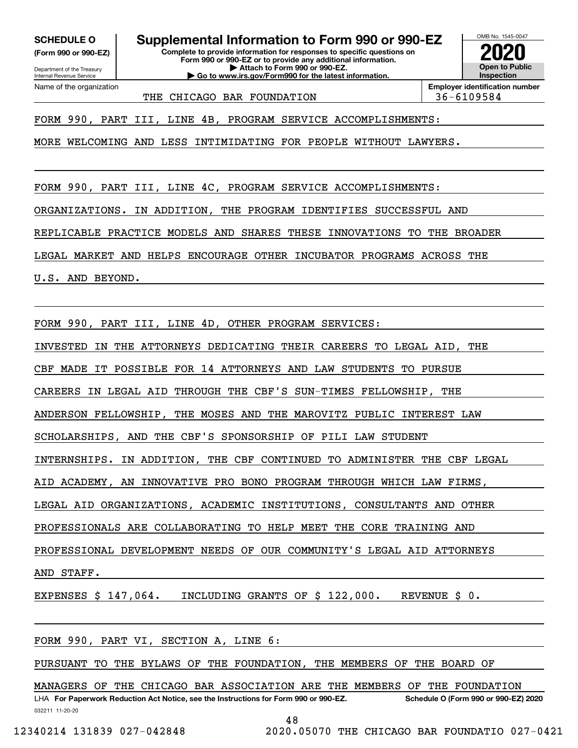**SCHEDULE O**
**(Form 990 or 990-EZ)**

Department of the Treasury
Internal Revenue Service

# Supplemental Information to Form 990 or 990-EZ

**Complete to provide information for responses to specific questions on Form 990 or 990-EZ or to provide any additional information.**
**▶ Attach to Form 990 or 990-EZ.**
**▶ Go to www.irs.gov/Form990 for the latest information.**

OMB No. 1545-0047

**2020**

**Open to Public Inspection**

Name of the organization: THE CHICAGO BAR FOUNDATION

**Employer identification number:** 36-6109584

FORM 990, PART III, LINE 4B, PROGRAM SERVICE ACCOMPLISHMENTS:

MORE WELCOMING AND LESS INTIMIDATING FOR PEOPLE WITHOUT LAWYERS.

FORM 990, PART III, LINE 4C, PROGRAM SERVICE ACCOMPLISHMENTS:

ORGANIZATIONS. IN ADDITION, THE PROGRAM IDENTIFIES SUCCESSFUL AND REPLICABLE PRACTICE MODELS AND SHARES THESE INNOVATIONS TO THE BROADER LEGAL MARKET AND HELPS ENCOURAGE OTHER INCUBATOR PROGRAMS ACROSS THE U.S. AND BEYOND.

FORM 990, PART III, LINE 4D, OTHER PROGRAM SERVICES:

INVESTED IN THE ATTORNEYS DEDICATING THEIR CAREERS TO LEGAL AID, THE CBF MADE IT POSSIBLE FOR 14 ATTORNEYS AND LAW STUDENTS TO PURSUE CAREERS IN LEGAL AID THROUGH THE CBF'S SUN-TIMES FELLOWSHIP, THE ANDERSON FELLOWSHIP, THE MOSES AND THE MAROVITZ PUBLIC INTEREST LAW SCHOLARSHIPS, AND THE CBF'S SPONSORSHIP OF PILI LAW STUDENT INTERNSHIPS. IN ADDITION, THE CBF CONTINUED TO ADMINISTER THE CBF LEGAL AID ACADEMY, AN INNOVATIVE PRO BONO PROGRAM THROUGH WHICH LAW FIRMS, LEGAL AID ORGANIZATIONS, ACADEMIC INSTITUTIONS, CONSULTANTS AND OTHER PROFESSIONALS ARE COLLABORATING TO HELP MEET THE CORE TRAINING AND PROFESSIONAL DEVELOPMENT NEEDS OF OUR COMMUNITY'S LEGAL AID ATTORNEYS AND STAFF.

EXPENSES $ 147,064. INCLUDING GRANTS OF $ 122,000. REVENUE $ 0.

FORM 990, PART VI, SECTION A, LINE 6:

PURSUANT TO THE BYLAWS OF THE FOUNDATION, THE MEMBERS OF THE BOARD OF MANAGERS OF THE CHICAGO BAR ASSOCIATION ARE THE MEMBERS OF THE FOUNDATION

LHA **For Paperwork Reduction Act Notice, see the Instructions for Form 990 or 990-EZ.** **Schedule O (Form 990 or 990-EZ) 2020**

032211 11-20-20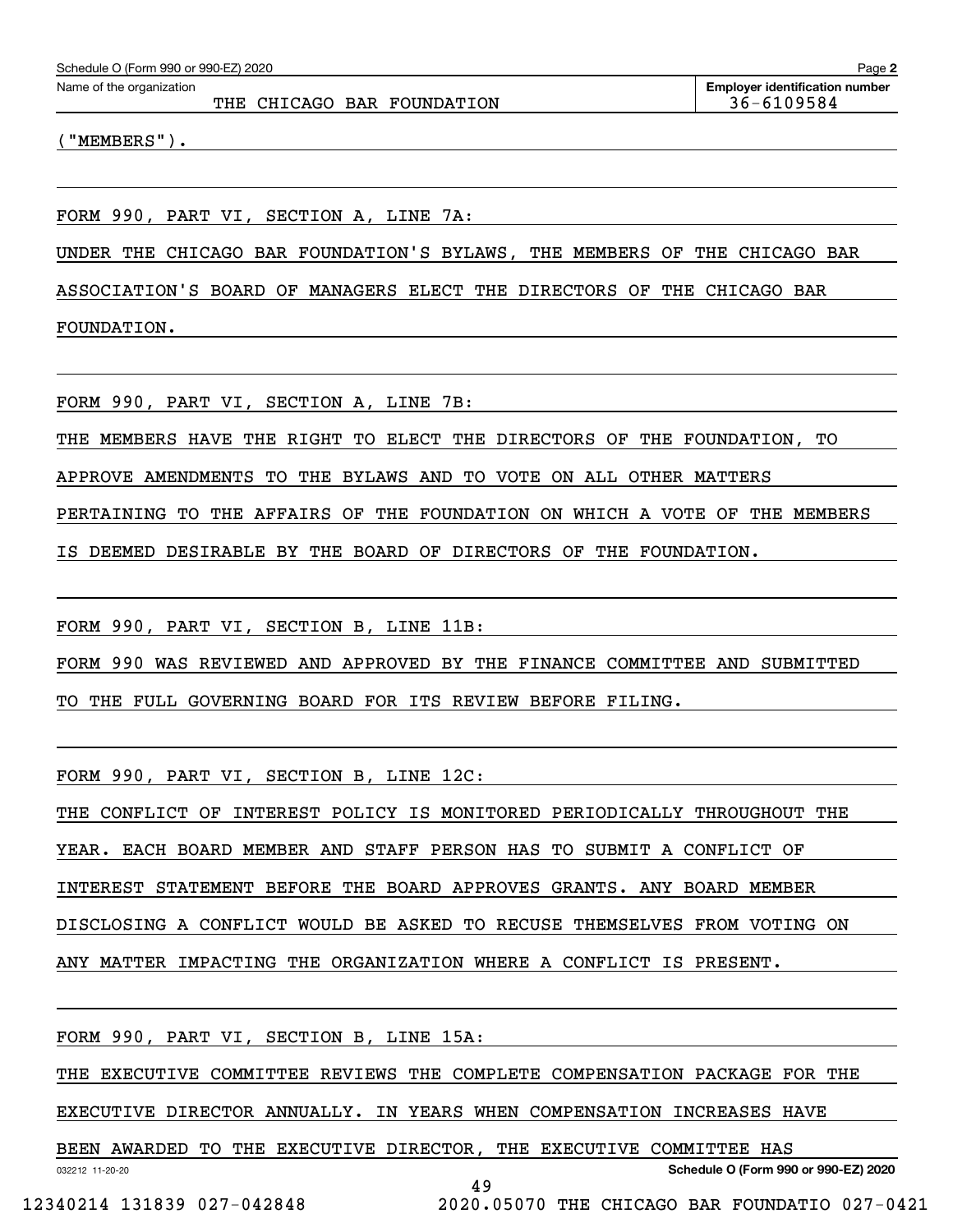Schedule O (Form 990 or 990-EZ) 2020

Name of the organization: THE CHICAGO BAR FOUNDATION

Employer identification number: 36-6109584

("MEMBERS").

FORM 990, PART VI, SECTION A, LINE 7A:

UNDER THE CHICAGO BAR FOUNDATION'S BYLAWS, THE MEMBERS OF THE CHICAGO BAR ASSOCIATION'S BOARD OF MANAGERS ELECT THE DIRECTORS OF THE CHICAGO BAR FOUNDATION.

FORM 990, PART VI, SECTION A, LINE 7B:

THE MEMBERS HAVE THE RIGHT TO ELECT THE DIRECTORS OF THE FOUNDATION, TO APPROVE AMENDMENTS TO THE BYLAWS AND TO VOTE ON ALL OTHER MATTERS PERTAINING TO THE AFFAIRS OF THE FOUNDATION ON WHICH A VOTE OF THE MEMBERS IS DEEMED DESIRABLE BY THE BOARD OF DIRECTORS OF THE FOUNDATION.

FORM 990, PART VI, SECTION B, LINE 11B:

FORM 990 WAS REVIEWED AND APPROVED BY THE FINANCE COMMITTEE AND SUBMITTED TO THE FULL GOVERNING BOARD FOR ITS REVIEW BEFORE FILING.

FORM 990, PART VI, SECTION B, LINE 12C:

THE CONFLICT OF INTEREST POLICY IS MONITORED PERIODICALLY THROUGHOUT THE YEAR. EACH BOARD MEMBER AND STAFF PERSON HAS TO SUBMIT A CONFLICT OF INTEREST STATEMENT BEFORE THE BOARD APPROVES GRANTS. ANY BOARD MEMBER DISCLOSING A CONFLICT WOULD BE ASKED TO RECUSE THEMSELVES FROM VOTING ON ANY MATTER IMPACTING THE ORGANIZATION WHERE A CONFLICT IS PRESENT.

FORM 990, PART VI, SECTION B, LINE 15A:

THE EXECUTIVE COMMITTEE REVIEWS THE COMPLETE COMPENSATION PACKAGE FOR THE EXECUTIVE DIRECTOR ANNUALLY. IN YEARS WHEN COMPENSATION INCREASES HAVE BEEN AWARDED TO THE EXECUTIVE DIRECTOR, THE EXECUTIVE COMMITTEE HAS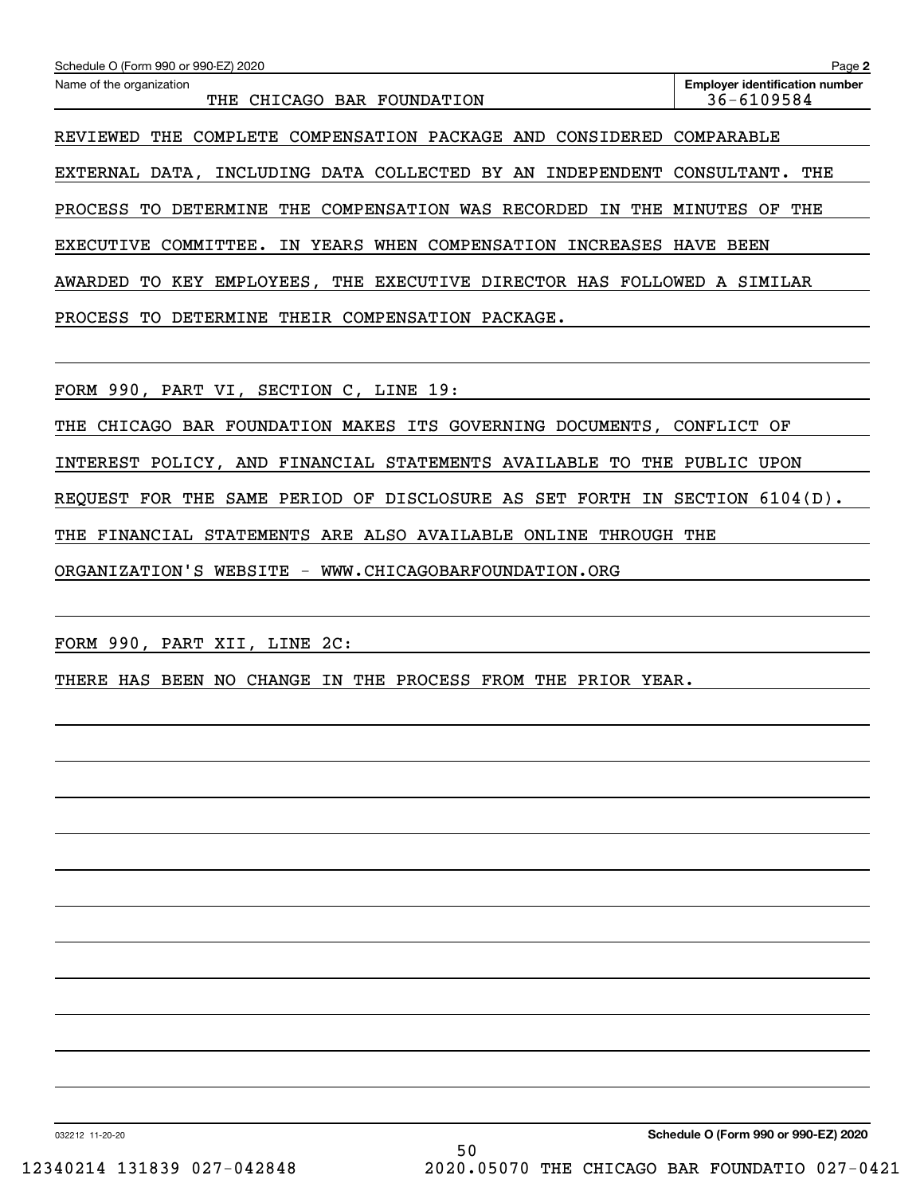Schedule O (Form 990 or 990-EZ) 2020

Name of the organization: THE CHICAGO BAR FOUNDATION

Employer identification number: 36-6109584

REVIEWED THE COMPLETE COMPENSATION PACKAGE AND CONSIDERED COMPARABLE EXTERNAL DATA, INCLUDING DATA COLLECTED BY AN INDEPENDENT CONSULTANT. THE PROCESS TO DETERMINE THE COMPENSATION WAS RECORDED IN THE MINUTES OF THE EXECUTIVE COMMITTEE. IN YEARS WHEN COMPENSATION INCREASES HAVE BEEN AWARDED TO KEY EMPLOYEES, THE EXECUTIVE DIRECTOR HAS FOLLOWED A SIMILAR PROCESS TO DETERMINE THEIR COMPENSATION PACKAGE.

FORM 990, PART VI, SECTION C, LINE 19:

THE CHICAGO BAR FOUNDATION MAKES ITS GOVERNING DOCUMENTS, CONFLICT OF INTEREST POLICY, AND FINANCIAL STATEMENTS AVAILABLE TO THE PUBLIC UPON REQUEST FOR THE SAME PERIOD OF DISCLOSURE AS SET FORTH IN SECTION 6104(D). THE FINANCIAL STATEMENTS ARE ALSO AVAILABLE ONLINE THROUGH THE ORGANIZATION'S WEBSITE - WWW.CHICAGOBARFOUNDATION.ORG

FORM 990, PART XII, LINE 2C:

THERE HAS BEEN NO CHANGE IN THE PROCESS FROM THE PRIOR YEAR.

Schedule O (Form 990 or 990-EZ) 2020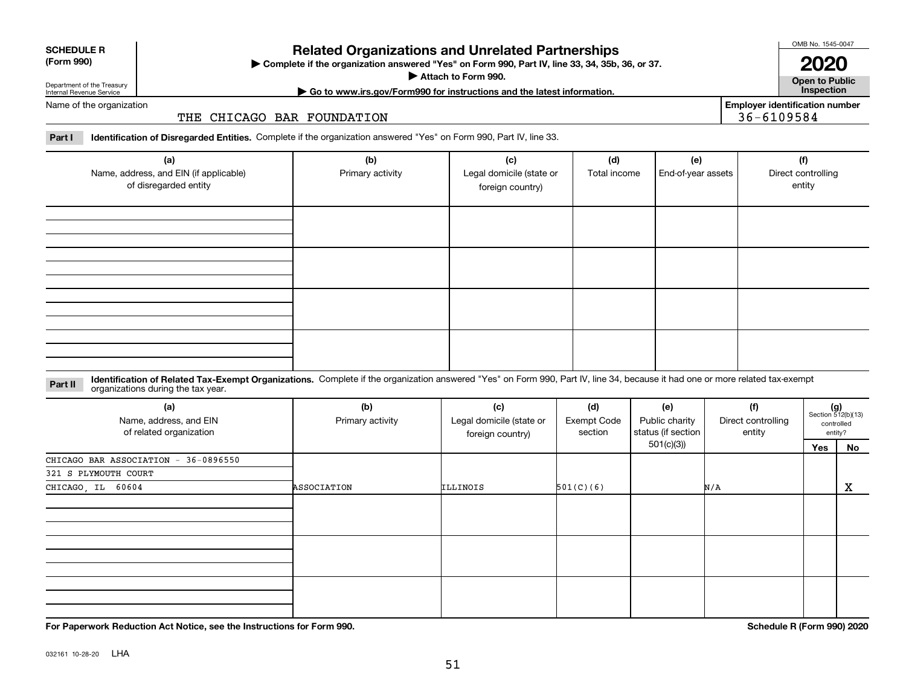**SCHEDULE R (Form 990)**

Department of the Treasury
Internal Revenue Service

# Related Organizations and Unrelated Partnerships

▶ Complete if the organization answered "Yes" on Form 990, Part IV, line 33, 34, 35b, 36, or 37.
▶ Attach to Form 990.
▶ Go to www.irs.gov/Form990 for instructions and the latest information.

OMB No. 1545-0047

**2020**

**Open to Public Inspection**

Name of the organization: THE CHICAGO BAR FOUNDATION

Employer identification number: 36-6109584

**Part I** **Identification of Disregarded Entities.** Complete if the organization answered "Yes" on Form 990, Part IV, line 33.

| (a) Name, address, and EIN (if applicable) of disregarded entity | (b) Primary activity | (c) Legal domicile (state or foreign country) | (d) Total income | (e) End-of-year assets | (f) Direct controlling entity |
|---|---|---|---|---|---|
| | | | | | |
| | | | | | |
| | | | | | |
| | | | | | |

**Part II** **Identification of Related Tax-Exempt Organizations.** Complete if the organization answered "Yes" on Form 990, Part IV, line 34, because it had one or more related tax-exempt organizations during the tax year.

| (a) Name, address, and EIN of related organization | (b) Primary activity | (c) Legal domicile (state or foreign country) | (d) Exempt Code section | (e) Public charity status (if section 501(c)(3)) | (f) Direct controlling entity | (g) Section 512(b)(13) controlled entity? Yes | No |
|---|---|---|---|---|---|---|---|
| CHICAGO BAR ASSOCIATION - 36-0896550<br>321 S PLYMOUTH COURT<br>CHICAGO, IL 60604 | ASSOCIATION | ILLINOIS | 501(C)(6) | | N/A | | X |
| | | | | | | | |
| | | | | | | | |
| | | | | | | | |

**For Paperwork Reduction Act Notice, see the Instructions for Form 990.**

**Schedule R (Form 990) 2020**

032161 10-28-20 LHA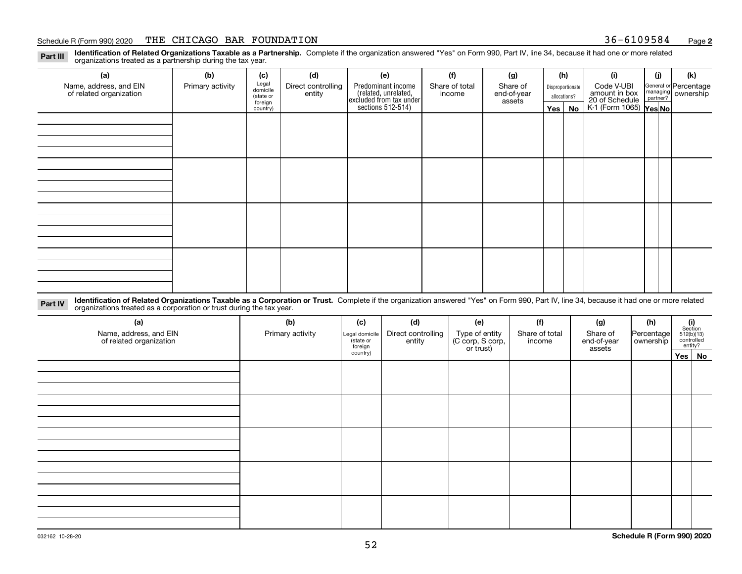Schedule R (Form 990) 2020 THE CHICAGO BAR FOUNDATION 36-6109584

**Part III** **Identification of Related Organizations Taxable as a Partnership.** Complete if the organization answered "Yes" on Form 990, Part IV, line 34, because it had one or more related organizations treated as a partnership during the tax year.

| (a) Name, address, and EIN of related organization | (b) Primary activity | (c) Legal domicile (state or foreign country) | (d) Direct controlling entity | (e) Predominant income (related, unrelated, excluded from tax under sections 512-514) | (f) Share of total income | (g) Share of end-of-year assets | (h) Disproportionate allocations? Yes | No | (i) Code V-UBI amount in box 20 of Schedule K-1 (Form 1065) | (j) General or managing partner? Yes | No | (k) Percentage ownership |
|---|---|---|---|---|---|---|---|---|---|---|---|---|
| | | | | | | | | | | | | |
| | | | | | | | | | | | | |
| | | | | | | | | | | | | |
| | | | | | | | | | | | | |

**Part IV** **Identification of Related Organizations Taxable as a Corporation or Trust.** Complete if the organization answered "Yes" on Form 990, Part IV, line 34, because it had one or more related organizations treated as a corporation or trust during the tax year.

| (a) Name, address, and EIN of related organization | (b) Primary activity | (c) Legal domicile (state or foreign country) | (d) Direct controlling entity | (e) Type of entity (C corp, S corp, or trust) | (f) Share of total income | (g) Share of end-of-year assets | (h) Percentage ownership | (i) Section 512(b)(13) controlled entity? Yes | No |
|---|---|---|---|---|---|---|---|---|---|
| | | | | | | | | | |
| | | | | | | | | | |
| | | | | | | | | | |
| | | | | | | | | | |
| | | | | | | | | | |

032162 10-28-20

**Schedule R (Form 990) 2020**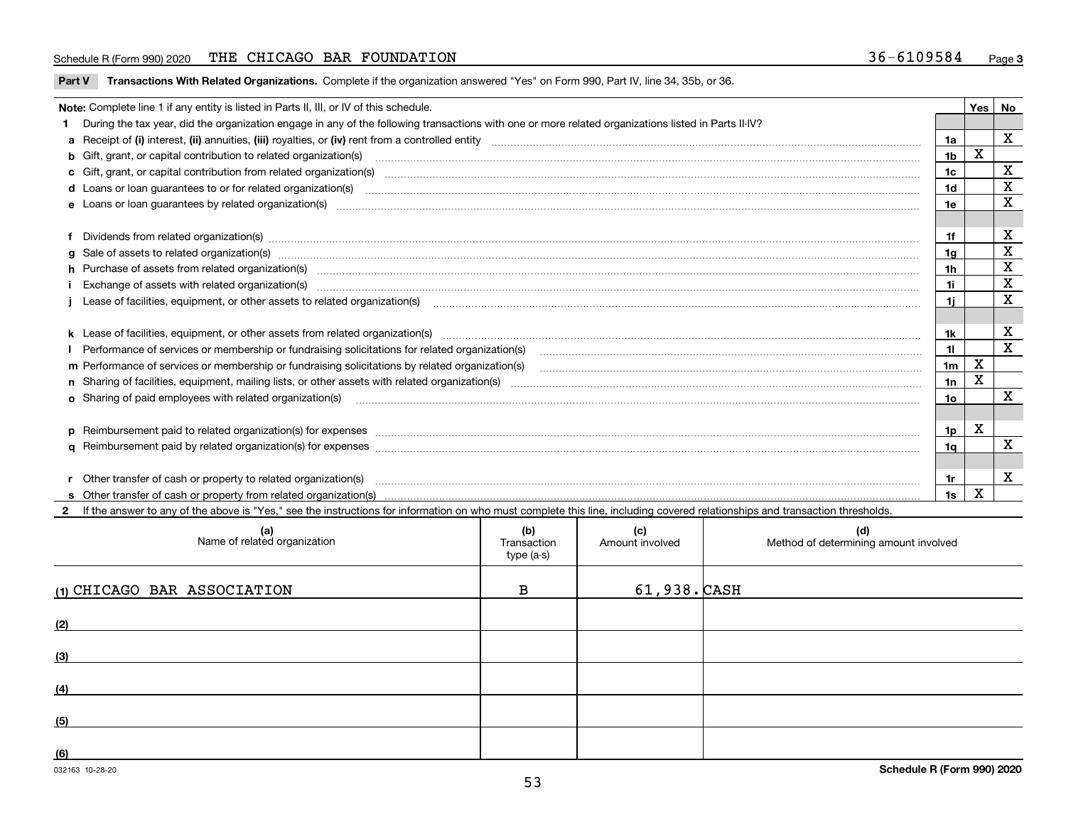Schedule R (Form 990) 2020 THE CHICAGO BAR FOUNDATION 36-6109584 Page 3

**Part V Transactions With Related Organizations.** Complete if the organization answered "Yes" on Form 990, Part IV, line 34, 35b, or 36.

| Note: Complete line 1 if any entity is listed in Parts II, III, or IV of this schedule. | | Yes | No |
|---|---|---|---|
| **1** During the tax year, did the organization engage in any of the following transactions with one or more related organizations listed in Parts II-IV? | | | |
| **a** Receipt of **(i)** interest, **(ii)** annuities, **(iii)** royalties, or **(iv)** rent from a controlled entity | 1a | | X |
| **b** Gift, grant, or capital contribution to related organization(s) | 1b | X | |
| **c** Gift, grant, or capital contribution from related organization(s) | 1c | | X |
| **d** Loans or loan guarantees to or for related organization(s) | 1d | | X |
| **e** Loans or loan guarantees by related organization(s) | 1e | | X |
| **f** Dividends from related organization(s) | 1f | | X |
| **g** Sale of assets to related organization(s) | 1g | | X |
| **h** Purchase of assets from related organization(s) | 1h | | X |
| **i** Exchange of assets with related organization(s) | 1i | | X |
| **j** Lease of facilities, equipment, or other assets to related organization(s) | 1j | | X |
| **k** Lease of facilities, equipment, or other assets from related organization(s) | 1k | | X |
| **l** Performance of services or membership or fundraising solicitations for related organization(s) | 1l | | X |
| **m** Performance of services or membership or fundraising solicitations by related organization(s) | 1m | X | |
| **n** Sharing of facilities, equipment, mailing lists, or other assets with related organization(s) | 1n | X | |
| **o** Sharing of paid employees with related organization(s) | 1o | | X |
| **p** Reimbursement paid to related organization(s) for expenses | 1p | X | |
| **q** Reimbursement paid by related organization(s) for expenses | 1q | | X |
| **r** Other transfer of cash or property to related organization(s) | 1r | | X |
| **s** Other transfer of cash or property from related organization(s) | 1s | X | |

**2** If the answer to any of the above is "Yes," see the instructions for information on who must complete this line, including covered relationships and transaction thresholds.

| (a) Name of related organization | (b) Transaction type (a-s) | (c) Amount involved | (d) Method of determining amount involved |
|---|---|---|---|
| (1) CHICAGO BAR ASSOCIATION | B | 61,938. | CASH |
| (2) | | | |
| (3) | | | |
| (4) | | | |
| (5) | | | |
| (6) | | | |

032163 10-28-20 **Schedule R (Form 990) 2020**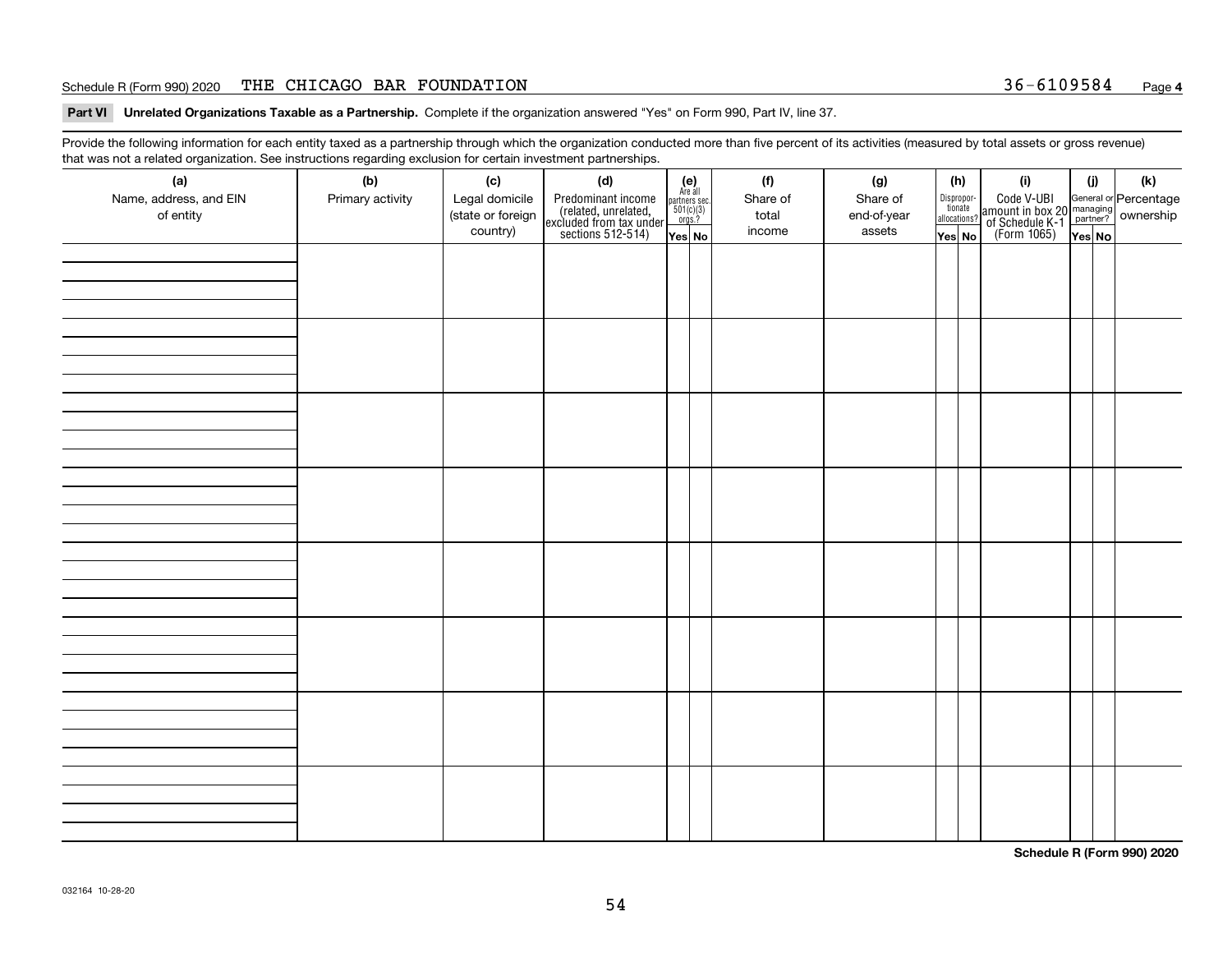Schedule R (Form 990) 2020 THE CHICAGO BAR FOUNDATION 36-6109584 Page 4

**Part VI Unrelated Organizations Taxable as a Partnership.** Complete if the organization answered "Yes" on Form 990, Part IV, line 37.

Provide the following information for each entity taxed as a partnership through which the organization conducted more than five percent of its activities (measured by total assets or gross revenue) that was not a related organization. See instructions regarding exclusion for certain investment partnerships.

| (a) Name, address, and EIN of entity | (b) Primary activity | (c) Legal domicile (state or foreign country) | (d) Predominant income (related, unrelated, excluded from tax under sections 512-514) | (e) Are all partners sec. 501(c)(3) orgs.? Yes | (e) No | (f) Share of total income | (g) Share of end-of-year assets | (h) Disproportionate allocations? Yes | (h) No | (i) Code V-UBI amount in box 20 of Schedule K-1 (Form 1065) | (j) General or managing partner? Yes | (j) No | (k) Percentage ownership |
|---|---|---|---|---|---|---|---|---|---|---|---|---|---|
| | | | | | | | | | | | | | |
| | | | | | | | | | | | | | |
| | | | | | | | | | | | | | |
| | | | | | | | | | | | | | |
| | | | | | | | | | | | | | |
| | | | | | | | | | | | | | |
| | | | | | | | | | | | | | |
| | | | | | | | | | | | | | |

**Schedule R (Form 990) 2020**

032164 10-28-20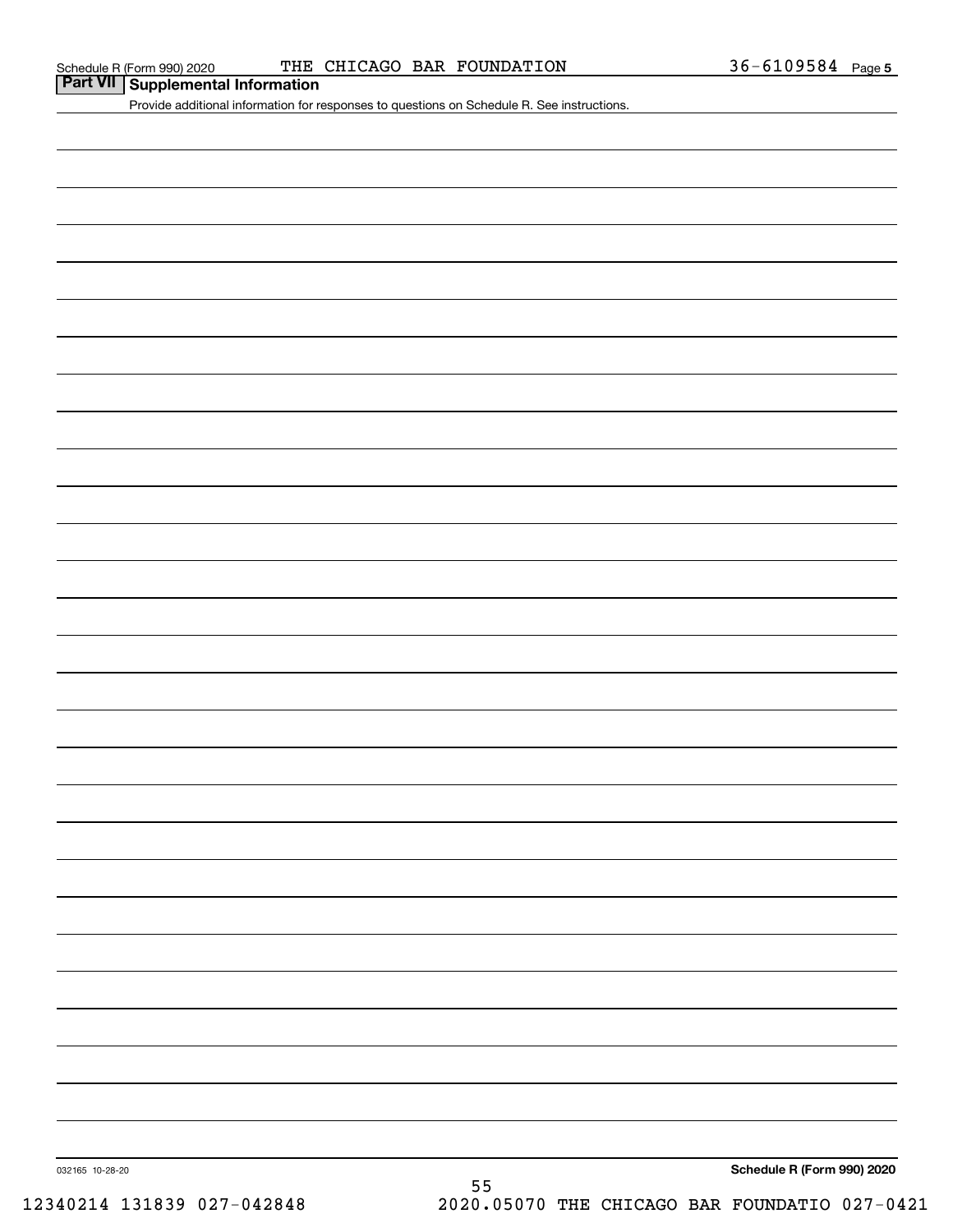## Part VII Supplemental Information

Provide additional information for responses to questions on Schedule R. See instructions.